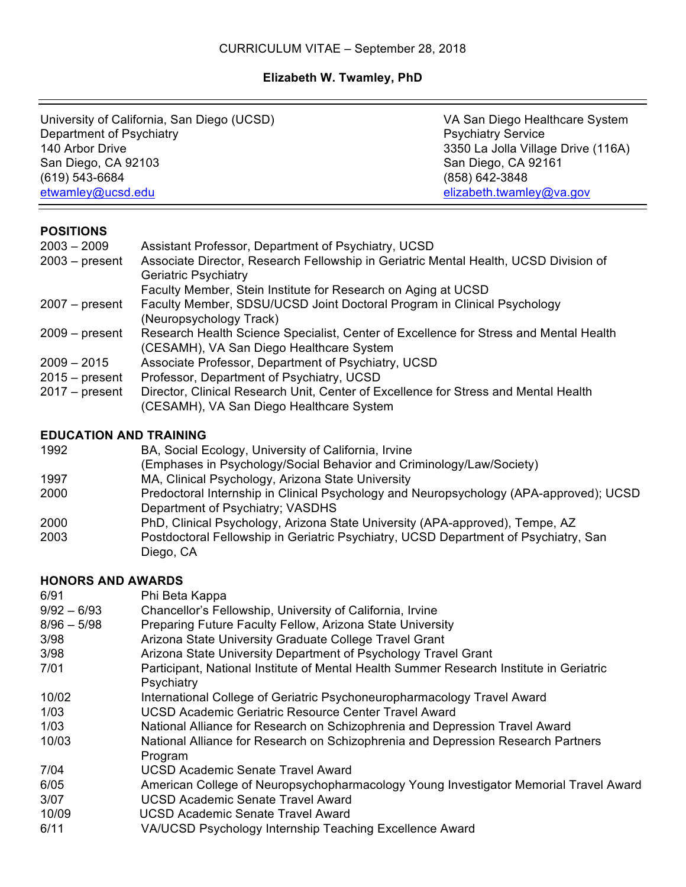CURRICULUM VITAE – September 28, 2018

**Elizabeth W. Twamley, PhD**

| University of California, San Diego (UCSD) | VA San Diego Healthcare System |
| --- | --- |
| Department of Psychiatry | Psychiatry Service |
| 140 Arbor Drive | 3350 La Jolla Village Drive (116A) |
| San Diego, CA 92103 | San Diego, CA 92161 |
| (619) 543-6684 | (858) 642-3848 |
| etwamley@ucsd.edu | elizabeth.twamley@va.gov |

## POSITIONS

| | |
| --- | --- |
| 2003 – 2009 | Assistant Professor, Department of Psychiatry, UCSD |
| 2003 – present | Associate Director, Research Fellowship in Geriatric Mental Health, UCSD Division of Geriatric Psychiatry |
| | Faculty Member, Stein Institute for Research on Aging at UCSD |
| 2007 – present | Faculty Member, SDSU/UCSD Joint Doctoral Program in Clinical Psychology (Neuropsychology Track) |
| 2009 – present | Research Health Science Specialist, Center of Excellence for Stress and Mental Health (CESAMH), VA San Diego Healthcare System |
| 2009 – 2015 | Associate Professor, Department of Psychiatry, UCSD |
| 2015 – present | Professor, Department of Psychiatry, UCSD |
| 2017 – present | Director, Clinical Research Unit, Center of Excellence for Stress and Mental Health (CESAMH), VA San Diego Healthcare System |

## EDUCATION AND TRAINING

| | |
| --- | --- |
| 1992 | BA, Social Ecology, University of California, Irvine (Emphases in Psychology/Social Behavior and Criminology/Law/Society) |
| 1997 | MA, Clinical Psychology, Arizona State University |
| 2000 | Predoctoral Internship in Clinical Psychology and Neuropsychology (APA-approved); UCSD Department of Psychiatry; VASDHS |
| 2000 | PhD, Clinical Psychology, Arizona State University (APA-approved), Tempe, AZ |
| 2003 | Postdoctoral Fellowship in Geriatric Psychiatry, UCSD Department of Psychiatry, San Diego, CA |

## HONORS AND AWARDS

| | |
| --- | --- |
| 6/91 | Phi Beta Kappa |
| 9/92 – 6/93 | Chancellor's Fellowship, University of California, Irvine |
| 8/96 – 5/98 | Preparing Future Faculty Fellow, Arizona State University |
| 3/98 | Arizona State University Graduate College Travel Grant |
| 3/98 | Arizona State University Department of Psychology Travel Grant |
| 7/01 | Participant, National Institute of Mental Health Summer Research Institute in Geriatric Psychiatry |
| 10/02 | International College of Geriatric Psychoneuropharmacology Travel Award |
| 1/03 | UCSD Academic Geriatric Resource Center Travel Award |
| 1/03 | National Alliance for Research on Schizophrenia and Depression Travel Award |
| 10/03 | National Alliance for Research on Schizophrenia and Depression Research Partners Program |
| 7/04 | UCSD Academic Senate Travel Award |
| 6/05 | American College of Neuropsychopharmacology Young Investigator Memorial Travel Award |
| 3/07 | UCSD Academic Senate Travel Award |
| 10/09 | UCSD Academic Senate Travel Award |
| 6/11 | VA/UCSD Psychology Internship Teaching Excellence Award |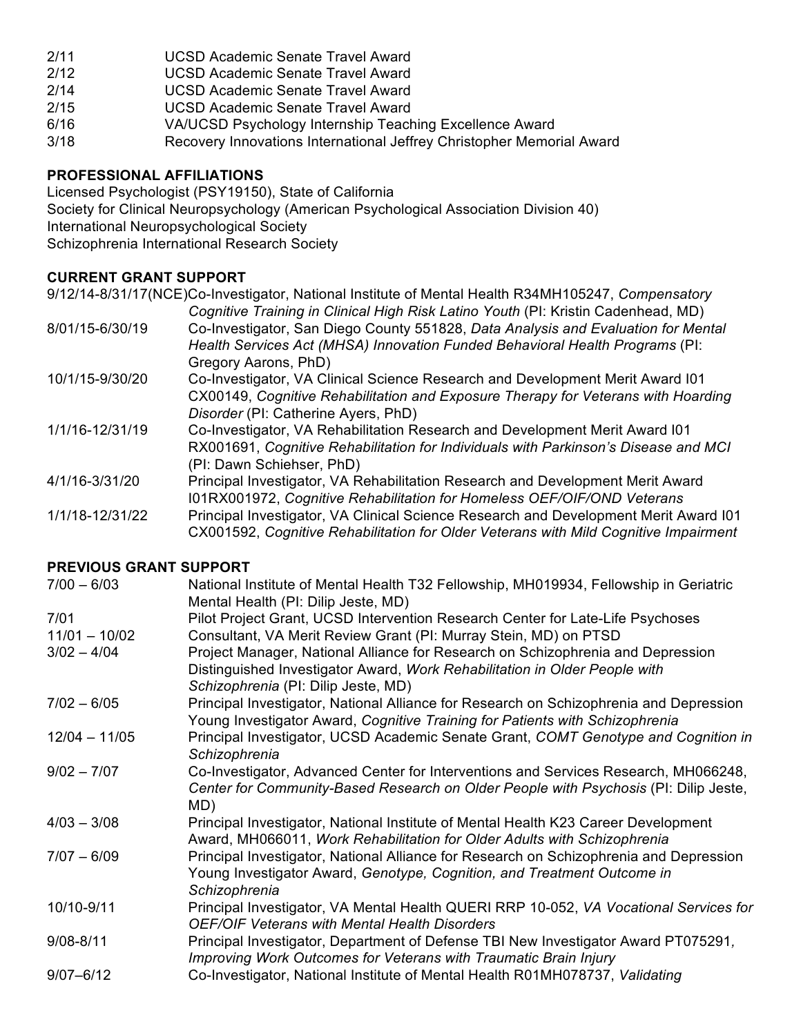| | |
|---|---|
| 2/11 | UCSD Academic Senate Travel Award |
| 2/12 | UCSD Academic Senate Travel Award |
| 2/14 | UCSD Academic Senate Travel Award |
| 2/15 | UCSD Academic Senate Travel Award |
| 6/16 | VA/UCSD Psychology Internship Teaching Excellence Award |
| 3/18 | Recovery Innovations International Jeffrey Christopher Memorial Award |

**PROFESSIONAL AFFILIATIONS**

Licensed Psychologist (PSY19150), State of California
Society for Clinical Neuropsychology (American Psychological Association Division 40)
International Neuropsychological Society
Schizophrenia International Research Society

**CURRENT GRANT SUPPORT**

| | |
|---|---|
| 9/12/14-8/31/17(NCE) | Co-Investigator, National Institute of Mental Health R34MH105247, *Compensatory Cognitive Training in Clinical High Risk Latino Youth* (PI: Kristin Cadenhead, MD) |
| 8/01/15-6/30/19 | Co-Investigator, San Diego County 551828, *Data Analysis and Evaluation for Mental Health Services Act (MHSA) Innovation Funded Behavioral Health Programs* (PI: Gregory Aarons, PhD) |
| 10/1/15-9/30/20 | Co-Investigator, VA Clinical Science Research and Development Merit Award I01 CX00149, *Cognitive Rehabilitation and Exposure Therapy for Veterans with Hoarding Disorder* (PI: Catherine Ayers, PhD) |
| 1/1/16-12/31/19 | Co-Investigator, VA Rehabilitation Research and Development Merit Award I01 RX001691, *Cognitive Rehabilitation for Individuals with Parkinson's Disease and MCI* (PI: Dawn Schiehser, PhD) |
| 4/1/16-3/31/20 | Principal Investigator, VA Rehabilitation Research and Development Merit Award I01RX001972, *Cognitive Rehabilitation for Homeless OEF/OIF/OND Veterans* |
| 1/1/18-12/31/22 | Principal Investigator, VA Clinical Science Research and Development Merit Award I01 CX001592, *Cognitive Rehabilitation for Older Veterans with Mild Cognitive Impairment* |

**PREVIOUS GRANT SUPPORT**

| | |
|---|---|
| 7/00 – 6/03 | National Institute of Mental Health T32 Fellowship, MH019934, Fellowship in Geriatric Mental Health (PI: Dilip Jeste, MD) |
| 7/01 | Pilot Project Grant, UCSD Intervention Research Center for Late-Life Psychoses |
| 11/01 – 10/02 | Consultant, VA Merit Review Grant (PI: Murray Stein, MD) on PTSD |
| 3/02 – 4/04 | Project Manager, National Alliance for Research on Schizophrenia and Depression Distinguished Investigator Award, *Work Rehabilitation in Older People with Schizophrenia* (PI: Dilip Jeste, MD) |
| 7/02 – 6/05 | Principal Investigator, National Alliance for Research on Schizophrenia and Depression Young Investigator Award, *Cognitive Training for Patients with Schizophrenia* |
| 12/04 – 11/05 | Principal Investigator, UCSD Academic Senate Grant, *COMT Genotype and Cognition in Schizophrenia* |
| 9/02 – 7/07 | Co-Investigator, Advanced Center for Interventions and Services Research, MH066248, *Center for Community-Based Research on Older People with Psychosis* (PI: Dilip Jeste, MD) |
| 4/03 – 3/08 | Principal Investigator, National Institute of Mental Health K23 Career Development Award, MH066011, *Work Rehabilitation for Older Adults with Schizophrenia* |
| 7/07 – 6/09 | Principal Investigator, National Alliance for Research on Schizophrenia and Depression Young Investigator Award, *Genotype, Cognition, and Treatment Outcome in Schizophrenia* |
| 10/10-9/11 | Principal Investigator, VA Mental Health QUERI RRP 10-052, *VA Vocational Services for OEF/OIF Veterans with Mental Health Disorders* |
| 9/08-8/11 | Principal Investigator, Department of Defense TBI New Investigator Award PT075291, *Improving Work Outcomes for Veterans with Traumatic Brain Injury* |
| 9/07–6/12 | Co-Investigator, National Institute of Mental Health R01MH078737, *Validating* |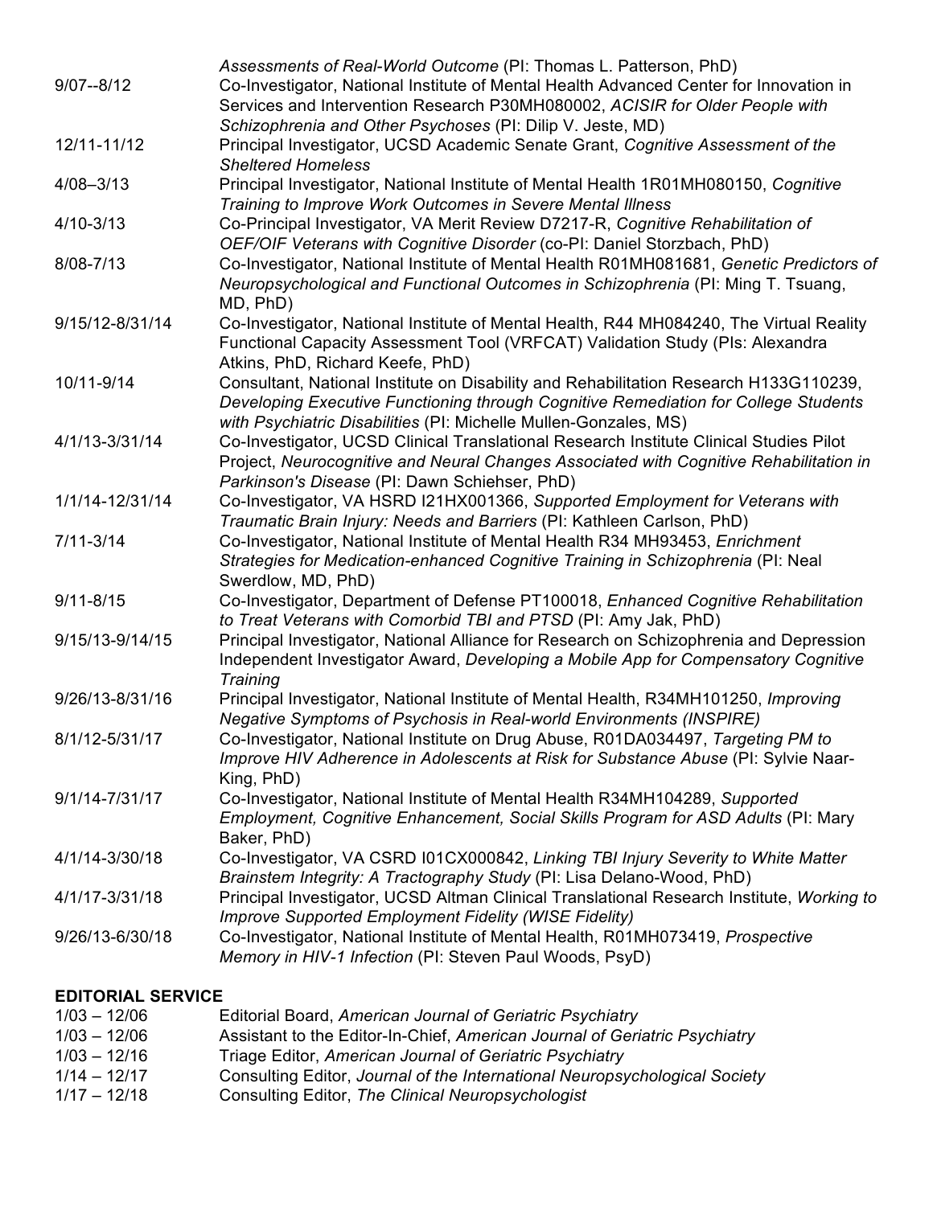*Assessments of Real-World Outcome* (PI: Thomas L. Patterson, PhD)

9/07--8/12 Co-Investigator, National Institute of Mental Health Advanced Center for Innovation in Services and Intervention Research P30MH080002, *ACISIR for Older People with Schizophrenia and Other Psychoses* (PI: Dilip V. Jeste, MD)

12/11-11/12 Principal Investigator, UCSD Academic Senate Grant, *Cognitive Assessment of the Sheltered Homeless*

4/08–3/13 Principal Investigator, National Institute of Mental Health 1R01MH080150, *Cognitive Training to Improve Work Outcomes in Severe Mental Illness*

4/10-3/13 Co-Principal Investigator, VA Merit Review D7217-R, *Cognitive Rehabilitation of OEF/OIF Veterans with Cognitive Disorder* (co-PI: Daniel Storzbach, PhD)

8/08-7/13 Co-Investigator, National Institute of Mental Health R01MH081681, *Genetic Predictors of Neuropsychological and Functional Outcomes in Schizophrenia* (PI: Ming T. Tsuang, MD, PhD)

9/15/12-8/31/14 Co-Investigator, National Institute of Mental Health, R44 MH084240, The Virtual Reality Functional Capacity Assessment Tool (VRFCAT) Validation Study (PIs: Alexandra Atkins, PhD, Richard Keefe, PhD)

10/11-9/14 Consultant, National Institute on Disability and Rehabilitation Research H133G110239, *Developing Executive Functioning through Cognitive Remediation for College Students with Psychiatric Disabilities* (PI: Michelle Mullen-Gonzales, MS)

4/1/13-3/31/14 Co-Investigator, UCSD Clinical Translational Research Institute Clinical Studies Pilot Project, *Neurocognitive and Neural Changes Associated with Cognitive Rehabilitation in Parkinson's Disease* (PI: Dawn Schiehser, PhD)

1/1/14-12/31/14 Co-Investigator, VA HSRD I21HX001366, *Supported Employment for Veterans with Traumatic Brain Injury: Needs and Barriers* (PI: Kathleen Carlson, PhD)

7/11-3/14 Co-Investigator, National Institute of Mental Health R34 MH93453, *Enrichment Strategies for Medication-enhanced Cognitive Training in Schizophrenia* (PI: Neal Swerdlow, MD, PhD)

9/11-8/15 Co-Investigator, Department of Defense PT100018, *Enhanced Cognitive Rehabilitation to Treat Veterans with Comorbid TBI and PTSD* (PI: Amy Jak, PhD)

9/15/13-9/14/15 Principal Investigator, National Alliance for Research on Schizophrenia and Depression Independent Investigator Award, *Developing a Mobile App for Compensatory Cognitive Training*

9/26/13-8/31/16 Principal Investigator, National Institute of Mental Health, R34MH101250, *Improving Negative Symptoms of Psychosis in Real-world Environments (INSPIRE)*

8/1/12-5/31/17 Co-Investigator, National Institute on Drug Abuse, R01DA034497, *Targeting PM to Improve HIV Adherence in Adolescents at Risk for Substance Abuse* (PI: Sylvie Naar-King, PhD)

9/1/14-7/31/17 Co-Investigator, National Institute of Mental Health R34MH104289, *Supported Employment, Cognitive Enhancement, Social Skills Program for ASD Adults* (PI: Mary Baker, PhD)

4/1/14-3/30/18 Co-Investigator, VA CSRD I01CX000842, *Linking TBI Injury Severity to White Matter Brainstem Integrity: A Tractography Study* (PI: Lisa Delano-Wood, PhD)

4/1/17-3/31/18 Principal Investigator, UCSD Altman Clinical Translational Research Institute, *Working to Improve Supported Employment Fidelity (WISE Fidelity)*

9/26/13-6/30/18 Co-Investigator, National Institute of Mental Health, R01MH073419, *Prospective Memory in HIV-1 Infection* (PI: Steven Paul Woods, PsyD)

## EDITORIAL SERVICE

1/03 – 12/06 Editorial Board, *American Journal of Geriatric Psychiatry*

1/03 – 12/06 Assistant to the Editor-In-Chief, *American Journal of Geriatric Psychiatry*

1/03 – 12/16 Triage Editor, *American Journal of Geriatric Psychiatry*

1/14 – 12/17 Consulting Editor, *Journal of the International Neuropsychological Society*

1/17 – 12/18 Consulting Editor, *The Clinical Neuropsychologist*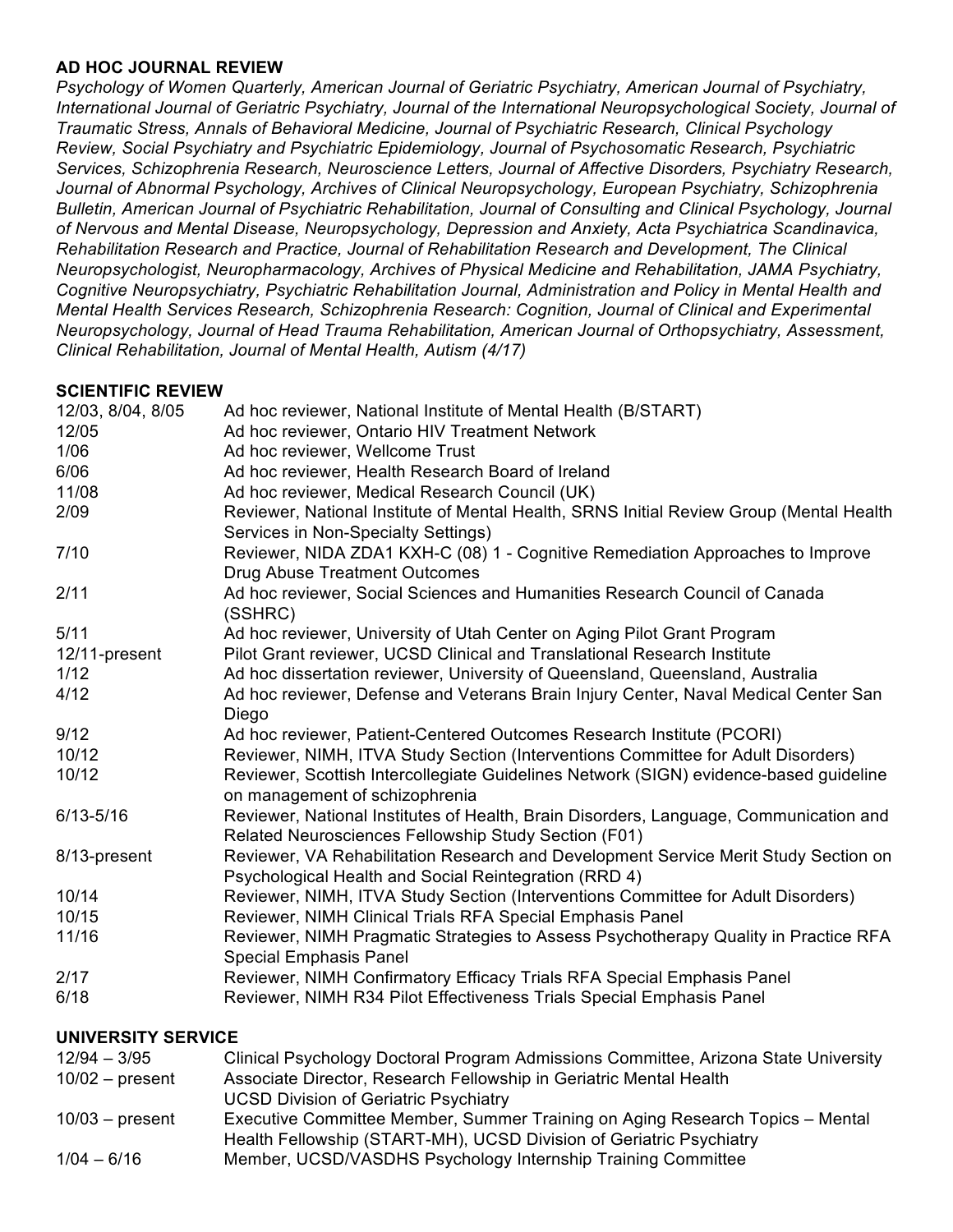## AD HOC JOURNAL REVIEW

*Psychology of Women Quarterly, American Journal of Geriatric Psychiatry, American Journal of Psychiatry, International Journal of Geriatric Psychiatry, Journal of the International Neuropsychological Society, Journal of Traumatic Stress, Annals of Behavioral Medicine, Journal of Psychiatric Research, Clinical Psychology Review, Social Psychiatry and Psychiatric Epidemiology, Journal of Psychosomatic Research, Psychiatric Services, Schizophrenia Research, Neuroscience Letters, Journal of Affective Disorders, Psychiatry Research, Journal of Abnormal Psychology, Archives of Clinical Neuropsychology, European Psychiatry, Schizophrenia Bulletin, American Journal of Psychiatric Rehabilitation, Journal of Consulting and Clinical Psychology, Journal of Nervous and Mental Disease, Neuropsychology, Depression and Anxiety, Acta Psychiatrica Scandinavica, Rehabilitation Research and Practice, Journal of Rehabilitation Research and Development, The Clinical Neuropsychologist, Neuropharmacology, Archives of Physical Medicine and Rehabilitation, JAMA Psychiatry, Cognitive Neuropsychiatry, Psychiatric Rehabilitation Journal, Administration and Policy in Mental Health and Mental Health Services Research, Schizophrenia Research: Cognition, Journal of Clinical and Experimental Neuropsychology, Journal of Head Trauma Rehabilitation, American Journal of Orthopsychiatry, Assessment, Clinical Rehabilitation, Journal of Mental Health, Autism (4/17)*

## SCIENTIFIC REVIEW

| | |
|---|---|
| 12/03, 8/04, 8/05 | Ad hoc reviewer, National Institute of Mental Health (B/START) |
| 12/05 | Ad hoc reviewer, Ontario HIV Treatment Network |
| 1/06 | Ad hoc reviewer, Wellcome Trust |
| 6/06 | Ad hoc reviewer, Health Research Board of Ireland |
| 11/08 | Ad hoc reviewer, Medical Research Council (UK) |
| 2/09 | Reviewer, National Institute of Mental Health, SRNS Initial Review Group (Mental Health Services in Non-Specialty Settings) |
| 7/10 | Reviewer, NIDA ZDA1 KXH-C (08) 1 - Cognitive Remediation Approaches to Improve Drug Abuse Treatment Outcomes |
| 2/11 | Ad hoc reviewer, Social Sciences and Humanities Research Council of Canada (SSHRC) |
| 5/11 | Ad hoc reviewer, University of Utah Center on Aging Pilot Grant Program |
| 12/11-present | Pilot Grant reviewer, UCSD Clinical and Translational Research Institute |
| 1/12 | Ad hoc dissertation reviewer, University of Queensland, Queensland, Australia |
| 4/12 | Ad hoc reviewer, Defense and Veterans Brain Injury Center, Naval Medical Center San Diego |
| 9/12 | Ad hoc reviewer, Patient-Centered Outcomes Research Institute (PCORI) |
| 10/12 | Reviewer, NIMH, ITVA Study Section (Interventions Committee for Adult Disorders) |
| 10/12 | Reviewer, Scottish Intercollegiate Guidelines Network (SIGN) evidence-based guideline on management of schizophrenia |
| 6/13-5/16 | Reviewer, National Institutes of Health, Brain Disorders, Language, Communication and Related Neurosciences Fellowship Study Section (F01) |
| 8/13-present | Reviewer, VA Rehabilitation Research and Development Service Merit Study Section on Psychological Health and Social Reintegration (RRD 4) |
| 10/14 | Reviewer, NIMH, ITVA Study Section (Interventions Committee for Adult Disorders) |
| 10/15 | Reviewer, NIMH Clinical Trials RFA Special Emphasis Panel |
| 11/16 | Reviewer, NIMH Pragmatic Strategies to Assess Psychotherapy Quality in Practice RFA Special Emphasis Panel |
| 2/17 | Reviewer, NIMH Confirmatory Efficacy Trials RFA Special Emphasis Panel |
| 6/18 | Reviewer, NIMH R34 Pilot Effectiveness Trials Special Emphasis Panel |

## UNIVERSITY SERVICE

| | |
|---|---|
| 12/94 – 3/95 | Clinical Psychology Doctoral Program Admissions Committee, Arizona State University |
| 10/02 – present | Associate Director, Research Fellowship in Geriatric Mental Health UCSD Division of Geriatric Psychiatry |
| 10/03 – present | Executive Committee Member, Summer Training on Aging Research Topics – Mental Health Fellowship (START-MH), UCSD Division of Geriatric Psychiatry |
| 1/04 – 6/16 | Member, UCSD/VASDHS Psychology Internship Training Committee |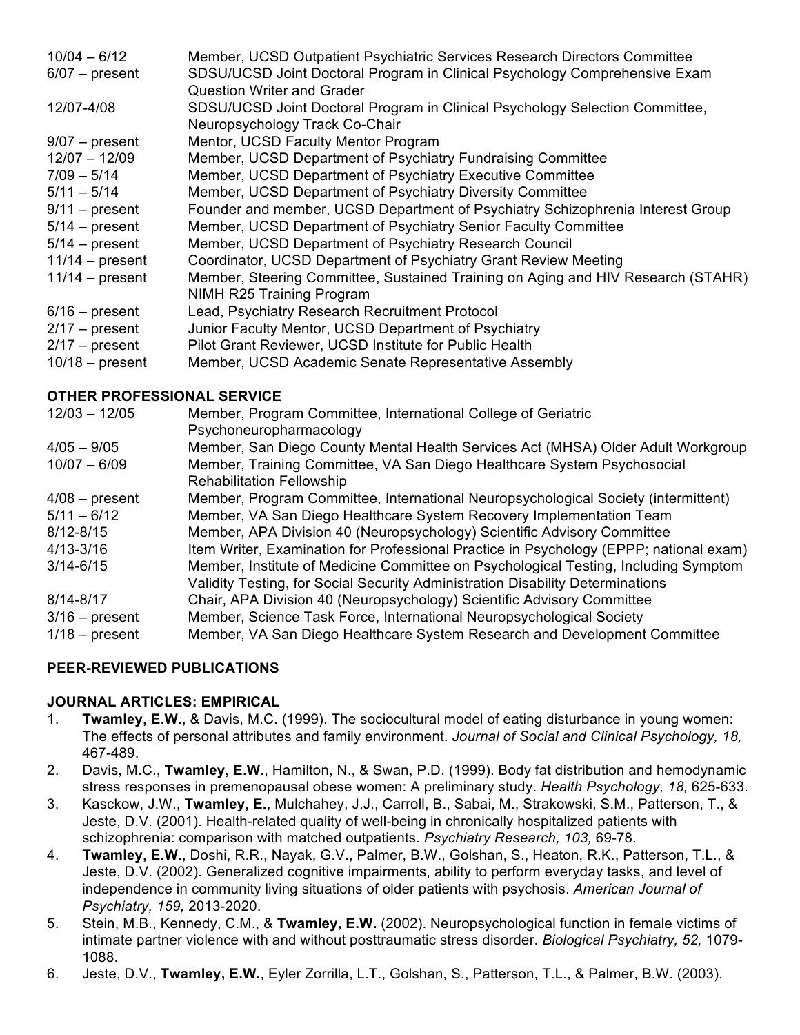| | |
|---|---|
| 10/04 – 6/12 | Member, UCSD Outpatient Psychiatric Services Research Directors Committee |
| 6/07 – present | SDSU/UCSD Joint Doctoral Program in Clinical Psychology Comprehensive Exam Question Writer and Grader |
| 12/07-4/08 | SDSU/UCSD Joint Doctoral Program in Clinical Psychology Selection Committee, Neuropsychology Track Co-Chair |
| 9/07 – present | Mentor, UCSD Faculty Mentor Program |
| 12/07 – 12/09 | Member, UCSD Department of Psychiatry Fundraising Committee |
| 7/09 – 5/14 | Member, UCSD Department of Psychiatry Executive Committee |
| 5/11 – 5/14 | Member, UCSD Department of Psychiatry Diversity Committee |
| 9/11 – present | Founder and member, UCSD Department of Psychiatry Schizophrenia Interest Group |
| 5/14 – present | Member, UCSD Department of Psychiatry Senior Faculty Committee |
| 5/14 – present | Member, UCSD Department of Psychiatry Research Council |
| 11/14 – present | Coordinator, UCSD Department of Psychiatry Grant Review Meeting |
| 11/14 – present | Member, Steering Committee, Sustained Training on Aging and HIV Research (STAHR) NIMH R25 Training Program |
| 6/16 – present | Lead, Psychiatry Research Recruitment Protocol |
| 2/17 – present | Junior Faculty Mentor, UCSD Department of Psychiatry |
| 2/17 – present | Pilot Grant Reviewer, UCSD Institute for Public Health |
| 10/18 – present | Member, UCSD Academic Senate Representative Assembly |

## OTHER PROFESSIONAL SERVICE

| | |
|---|---|
| 12/03 – 12/05 | Member, Program Committee, International College of Geriatric Psychoneuropharmacology |
| 4/05 – 9/05 | Member, San Diego County Mental Health Services Act (MHSA) Older Adult Workgroup |
| 10/07 – 6/09 | Member, Training Committee, VA San Diego Healthcare System Psychosocial Rehabilitation Fellowship |
| 4/08 – present | Member, Program Committee, International Neuropsychological Society (intermittent) |
| 5/11 – 6/12 | Member, VA San Diego Healthcare System Recovery Implementation Team |
| 8/12-8/15 | Member, APA Division 40 (Neuropsychology) Scientific Advisory Committee |
| 4/13-3/16 | Item Writer, Examination for Professional Practice in Psychology (EPPP; national exam) |
| 3/14-6/15 | Member, Institute of Medicine Committee on Psychological Testing, Including Symptom Validity Testing, for Social Security Administration Disability Determinations |
| 8/14-8/17 | Chair, APA Division 40 (Neuropsychology) Scientific Advisory Committee |
| 3/16 – present | Member, Science Task Force, International Neuropsychological Society |
| 1/18 – present | Member, VA San Diego Healthcare System Research and Development Committee |

## PEER-REVIEWED PUBLICATIONS

### JOURNAL ARTICLES: EMPIRICAL

1. **Twamley, E.W.**, & Davis, M.C. (1999). The sociocultural model of eating disturbance in young women: The effects of personal attributes and family environment. *Journal of Social and Clinical Psychology, 18,* 467-489.
2. Davis, M.C., **Twamley, E.W.**, Hamilton, N., & Swan, P.D. (1999). Body fat distribution and hemodynamic stress responses in premenopausal obese women: A preliminary study. *Health Psychology, 18,* 625-633.
3. Kasckow, J.W., **Twamley, E.**, Mulchahey, J.J., Carroll, B., Sabai, M., Strakowski, S.M., Patterson, T., & Jeste, D.V. (2001). Health-related quality of well-being in chronically hospitalized patients with schizophrenia: comparison with matched outpatients. *Psychiatry Research, 103,* 69-78.
4. **Twamley, E.W.**, Doshi, R.R., Nayak, G.V., Palmer, B.W., Golshan, S., Heaton, R.K., Patterson, T.L., & Jeste, D.V. (2002). Generalized cognitive impairments, ability to perform everyday tasks, and level of independence in community living situations of older patients with psychosis. *American Journal of Psychiatry, 159,* 2013-2020.
5. Stein, M.B., Kennedy, C.M., & **Twamley, E.W.** (2002). Neuropsychological function in female victims of intimate partner violence with and without posttraumatic stress disorder. *Biological Psychiatry, 52,* 1079-1088.
6. Jeste, D.V., **Twamley, E.W.**, Eyler Zorrilla, L.T., Golshan, S., Patterson, T.L., & Palmer, B.W. (2003).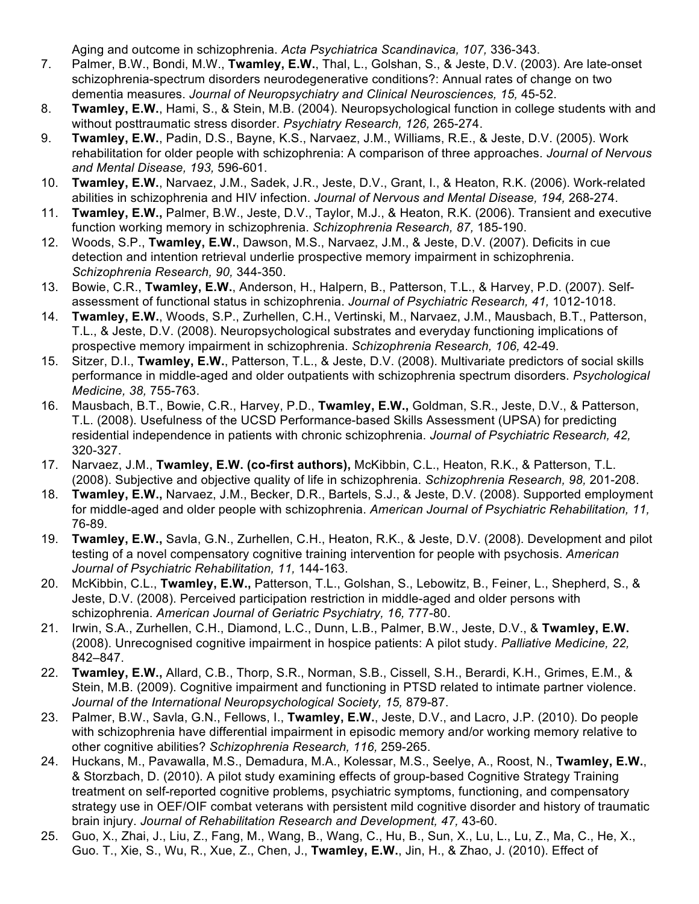Aging and outcome in schizophrenia. *Acta Psychiatrica Scandinavica, 107,* 336-343.

7. Palmer, B.W., Bondi, M.W., **Twamley, E.W.**, Thal, L., Golshan, S., & Jeste, D.V. (2003). Are late-onset schizophrenia-spectrum disorders neurodegenerative conditions?: Annual rates of change on two dementia measures. *Journal of Neuropsychiatry and Clinical Neurosciences, 15,* 45-52.
8. **Twamley, E.W.**, Hami, S., & Stein, M.B. (2004). Neuropsychological function in college students with and without posttraumatic stress disorder. *Psychiatry Research, 126,* 265-274.
9. **Twamley, E.W.**, Padin, D.S., Bayne, K.S., Narvaez, J.M., Williams, R.E., & Jeste, D.V. (2005). Work rehabilitation for older people with schizophrenia: A comparison of three approaches. *Journal of Nervous and Mental Disease, 193,* 596-601.
10. **Twamley, E.W.**, Narvaez, J.M., Sadek, J.R., Jeste, D.V., Grant, I., & Heaton, R.K. (2006). Work-related abilities in schizophrenia and HIV infection. *Journal of Nervous and Mental Disease, 194,* 268-274.
11. **Twamley, E.W.,** Palmer, B.W., Jeste, D.V., Taylor, M.J., & Heaton, R.K. (2006). Transient and executive function working memory in schizophrenia. *Schizophrenia Research, 87,* 185-190.
12. Woods, S.P., **Twamley, E.W.**, Dawson, M.S., Narvaez, J.M., & Jeste, D.V. (2007). Deficits in cue detection and intention retrieval underlie prospective memory impairment in schizophrenia. *Schizophrenia Research, 90,* 344-350.
13. Bowie, C.R., **Twamley, E.W.**, Anderson, H., Halpern, B., Patterson, T.L., & Harvey, P.D. (2007). Self-assessment of functional status in schizophrenia. *Journal of Psychiatric Research, 41,* 1012-1018.
14. **Twamley, E.W.**, Woods, S.P., Zurhellen, C.H., Vertinski, M., Narvaez, J.M., Mausbach, B.T., Patterson, T.L., & Jeste, D.V. (2008). Neuropsychological substrates and everyday functioning implications of prospective memory impairment in schizophrenia. *Schizophrenia Research, 106,* 42-49.
15. Sitzer, D.I., **Twamley, E.W.**, Patterson, T.L., & Jeste, D.V. (2008). Multivariate predictors of social skills performance in middle-aged and older outpatients with schizophrenia spectrum disorders. *Psychological Medicine, 38,* 755-763.
16. Mausbach, B.T., Bowie, C.R., Harvey, P.D., **Twamley, E.W.,** Goldman, S.R., Jeste, D.V., & Patterson, T.L. (2008). Usefulness of the UCSD Performance-based Skills Assessment (UPSA) for predicting residential independence in patients with chronic schizophrenia. *Journal of Psychiatric Research, 42,* 320-327.
17. Narvaez, J.M., **Twamley, E.W. (co-first authors),** McKibbin, C.L., Heaton, R.K., & Patterson, T.L. (2008). Subjective and objective quality of life in schizophrenia. *Schizophrenia Research, 98,* 201-208.
18. **Twamley, E.W.,** Narvaez, J.M., Becker, D.R., Bartels, S.J., & Jeste, D.V. (2008). Supported employment for middle-aged and older people with schizophrenia. *American Journal of Psychiatric Rehabilitation, 11,* 76-89.
19. **Twamley, E.W.,** Savla, G.N., Zurhellen, C.H., Heaton, R.K., & Jeste, D.V. (2008). Development and pilot testing of a novel compensatory cognitive training intervention for people with psychosis. *American Journal of Psychiatric Rehabilitation, 11,* 144-163.
20. McKibbin, C.L., **Twamley, E.W.,** Patterson, T.L., Golshan, S., Lebowitz, B., Feiner, L., Shepherd, S., & Jeste, D.V. (2008). Perceived participation restriction in middle-aged and older persons with schizophrenia. *American Journal of Geriatric Psychiatry, 16,* 777-80.
21. Irwin, S.A., Zurhellen, C.H., Diamond, L.C., Dunn, L.B., Palmer, B.W., Jeste, D.V., & **Twamley, E.W.** (2008). Unrecognised cognitive impairment in hospice patients: A pilot study. *Palliative Medicine, 22,* 842–847.
22. **Twamley, E.W.,** Allard, C.B., Thorp, S.R., Norman, S.B., Cissell, S.H., Berardi, K.H., Grimes, E.M., & Stein, M.B. (2009). Cognitive impairment and functioning in PTSD related to intimate partner violence. *Journal of the International Neuropsychological Society, 15,* 879-87.
23. Palmer, B.W., Savla, G.N., Fellows, I., **Twamley, E.W.**, Jeste, D.V., and Lacro, J.P. (2010). Do people with schizophrenia have differential impairment in episodic memory and/or working memory relative to other cognitive abilities? *Schizophrenia Research, 116,* 259-265.
24. Huckans, M., Pavawalla, M.S., Demadura, M.A., Kolessar, M.S., Seelye, A., Roost, N., **Twamley, E.W.**, & Storzbach, D. (2010). A pilot study examining effects of group-based Cognitive Strategy Training treatment on self-reported cognitive problems, psychiatric symptoms, functioning, and compensatory strategy use in OEF/OIF combat veterans with persistent mild cognitive disorder and history of traumatic brain injury. *Journal of Rehabilitation Research and Development, 47,* 43-60.
25. Guo, X., Zhai, J., Liu, Z., Fang, M., Wang, B., Wang, C., Hu, B., Sun, X., Lu, L., Lu, Z., Ma, C., He, X., Guo. T., Xie, S., Wu, R., Xue, Z., Chen, J., **Twamley, E.W.**, Jin, H., & Zhao, J. (2010). Effect of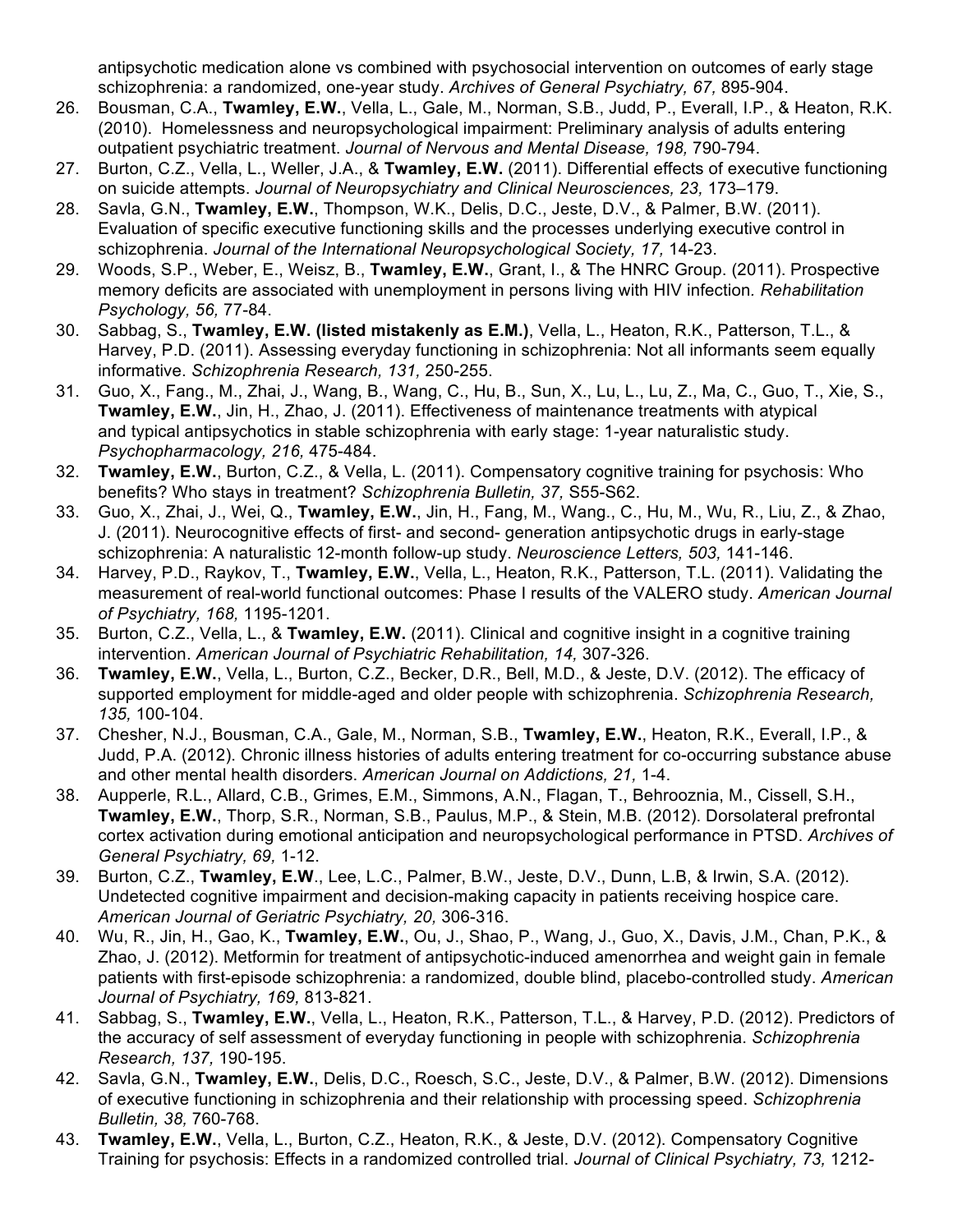antipsychotic medication alone vs combined with psychosocial intervention on outcomes of early stage schizophrenia: a randomized, one-year study. *Archives of General Psychiatry, 67,* 895-904.

26. Bousman, C.A., **Twamley, E.W.**, Vella, L., Gale, M., Norman, S.B., Judd, P., Everall, I.P., & Heaton, R.K. (2010). Homelessness and neuropsychological impairment: Preliminary analysis of adults entering outpatient psychiatric treatment. *Journal of Nervous and Mental Disease, 198,* 790-794.
27. Burton, C.Z., Vella, L., Weller, J.A., & **Twamley, E.W.** (2011). Differential effects of executive functioning on suicide attempts. *Journal of Neuropsychiatry and Clinical Neurosciences, 23,* 173–179.
28. Savla, G.N., **Twamley, E.W.**, Thompson, W.K., Delis, D.C., Jeste, D.V., & Palmer, B.W. (2011). Evaluation of specific executive functioning skills and the processes underlying executive control in schizophrenia. *Journal of the International Neuropsychological Society, 17,* 14-23.
29. Woods, S.P., Weber, E., Weisz, B., **Twamley, E.W.**, Grant, I., & The HNRC Group. (2011). Prospective memory deficits are associated with unemployment in persons living with HIV infection. *Rehabilitation Psychology, 56,* 77-84.
30. Sabbag, S., **Twamley, E.W. (listed mistakenly as E.M.)**, Vella, L., Heaton, R.K., Patterson, T.L., & Harvey, P.D. (2011). Assessing everyday functioning in schizophrenia: Not all informants seem equally informative. *Schizophrenia Research, 131,* 250-255.
31. Guo, X., Fang., M., Zhai, J., Wang, B., Wang, C., Hu, B., Sun, X., Lu, L., Lu, Z., Ma, C., Guo, T., Xie, S., **Twamley, E.W.**, Jin, H., Zhao, J. (2011). Effectiveness of maintenance treatments with atypical and typical antipsychotics in stable schizophrenia with early stage: 1-year naturalistic study. *Psychopharmacology, 216,* 475-484.
32. **Twamley, E.W.**, Burton, C.Z., & Vella, L. (2011). Compensatory cognitive training for psychosis: Who benefits? Who stays in treatment? *Schizophrenia Bulletin, 37,* S55-S62.
33. Guo, X., Zhai, J., Wei, Q., **Twamley, E.W.**, Jin, H., Fang, M., Wang., C., Hu, M., Wu, R., Liu, Z., & Zhao, J. (2011). Neurocognitive effects of first- and second- generation antipsychotic drugs in early-stage schizophrenia: A naturalistic 12-month follow-up study. *Neuroscience Letters, 503,* 141-146.
34. Harvey, P.D., Raykov, T., **Twamley, E.W.**, Vella, L., Heaton, R.K., Patterson, T.L. (2011). Validating the measurement of real-world functional outcomes: Phase I results of the VALERO study. *American Journal of Psychiatry, 168,* 1195-1201.
35. Burton, C.Z., Vella, L., & **Twamley, E.W.** (2011). Clinical and cognitive insight in a cognitive training intervention. *American Journal of Psychiatric Rehabilitation, 14,* 307-326.
36. **Twamley, E.W.**, Vella, L., Burton, C.Z., Becker, D.R., Bell, M.D., & Jeste, D.V. (2012). The efficacy of supported employment for middle-aged and older people with schizophrenia. *Schizophrenia Research, 135,* 100-104.
37. Chesher, N.J., Bousman, C.A., Gale, M., Norman, S.B., **Twamley, E.W.**, Heaton, R.K., Everall, I.P., & Judd, P.A. (2012). Chronic illness histories of adults entering treatment for co-occurring substance abuse and other mental health disorders. *American Journal on Addictions, 21,* 1-4.
38. Aupperle, R.L., Allard, C.B., Grimes, E.M., Simmons, A.N., Flagan, T., Behrooznia, M., Cissell, S.H., **Twamley, E.W.**, Thorp, S.R., Norman, S.B., Paulus, M.P., & Stein, M.B. (2012). Dorsolateral prefrontal cortex activation during emotional anticipation and neuropsychological performance in PTSD. *Archives of General Psychiatry, 69,* 1-12.
39. Burton, C.Z., **Twamley, E.W**., Lee, L.C., Palmer, B.W., Jeste, D.V., Dunn, L.B, & Irwin, S.A. (2012). Undetected cognitive impairment and decision-making capacity in patients receiving hospice care. *American Journal of Geriatric Psychiatry, 20,* 306-316.
40. Wu, R., Jin, H., Gao, K., **Twamley, E.W.**, Ou, J., Shao, P., Wang, J., Guo, X., Davis, J.M., Chan, P.K., & Zhao, J. (2012). Metformin for treatment of antipsychotic-induced amenorrhea and weight gain in female patients with first-episode schizophrenia: a randomized, double blind, placebo-controlled study. *American Journal of Psychiatry, 169,* 813-821.
41. Sabbag, S., **Twamley, E.W.**, Vella, L., Heaton, R.K., Patterson, T.L., & Harvey, P.D. (2012). Predictors of the accuracy of self assessment of everyday functioning in people with schizophrenia. *Schizophrenia Research, 137,* 190-195.
42. Savla, G.N., **Twamley, E.W.**, Delis, D.C., Roesch, S.C., Jeste, D.V., & Palmer, B.W. (2012). Dimensions of executive functioning in schizophrenia and their relationship with processing speed. *Schizophrenia Bulletin, 38,* 760-768.
43. **Twamley, E.W.**, Vella, L., Burton, C.Z., Heaton, R.K., & Jeste, D.V. (2012). Compensatory Cognitive Training for psychosis: Effects in a randomized controlled trial. *Journal of Clinical Psychiatry, 73,* 1212-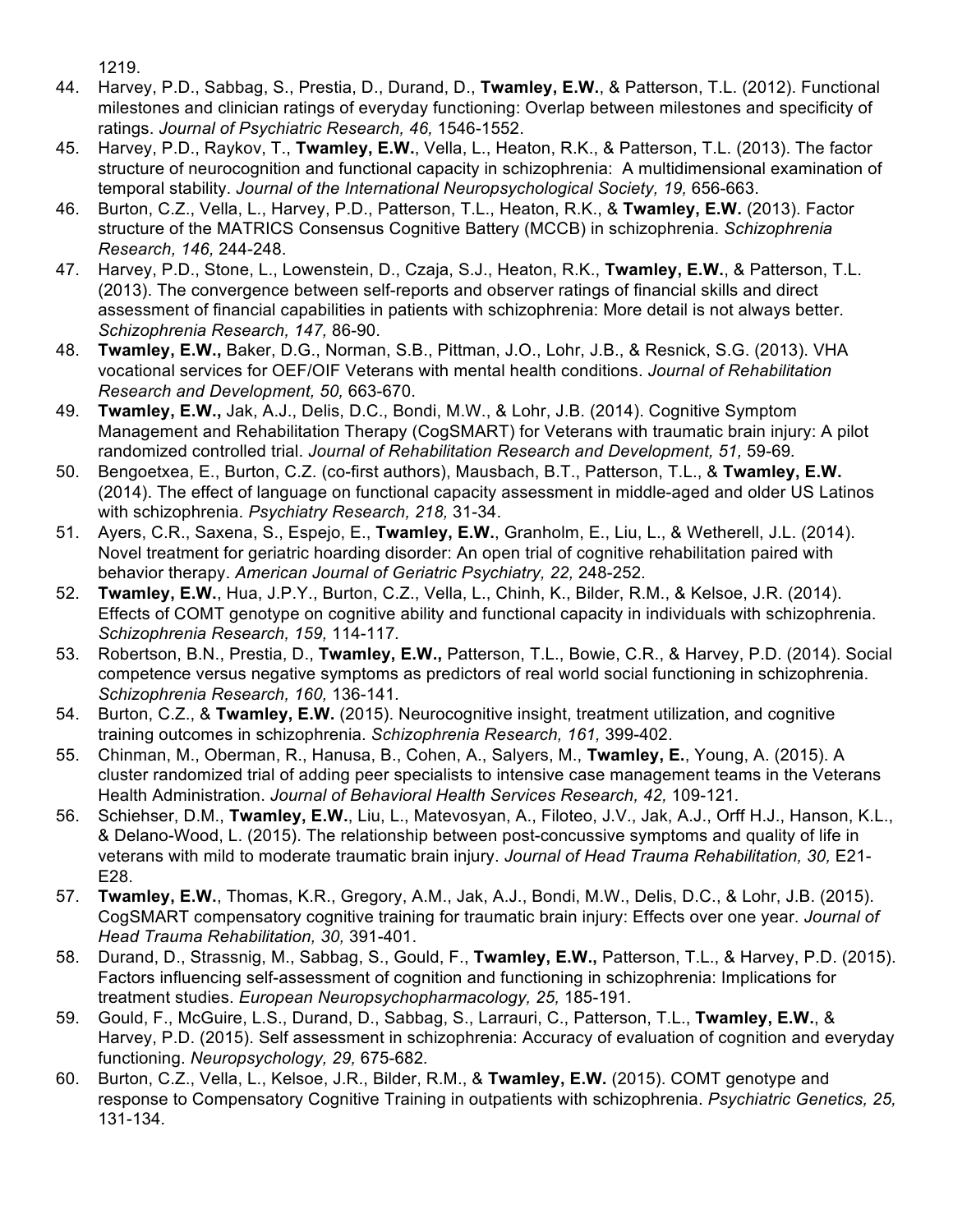1219.

44. Harvey, P.D., Sabbag, S., Prestia, D., Durand, D., **Twamley, E.W.**, & Patterson, T.L. (2012). Functional milestones and clinician ratings of everyday functioning: Overlap between milestones and specificity of ratings. *Journal of Psychiatric Research, 46,* 1546-1552.
45. Harvey, P.D., Raykov, T., **Twamley, E.W.**, Vella, L., Heaton, R.K., & Patterson, T.L. (2013). The factor structure of neurocognition and functional capacity in schizophrenia: A multidimensional examination of temporal stability. *Journal of the International Neuropsychological Society, 19,* 656-663.
46. Burton, C.Z., Vella, L., Harvey, P.D., Patterson, T.L., Heaton, R.K., & **Twamley, E.W.** (2013). Factor structure of the MATRICS Consensus Cognitive Battery (MCCB) in schizophrenia. *Schizophrenia Research, 146,* 244-248.
47. Harvey, P.D., Stone, L., Lowenstein, D., Czaja, S.J., Heaton, R.K., **Twamley, E.W.**, & Patterson, T.L. (2013). The convergence between self-reports and observer ratings of financial skills and direct assessment of financial capabilities in patients with schizophrenia: More detail is not always better. *Schizophrenia Research, 147,* 86-90.
48. **Twamley, E.W.,** Baker, D.G., Norman, S.B., Pittman, J.O., Lohr, J.B., & Resnick, S.G. (2013). VHA vocational services for OEF/OIF Veterans with mental health conditions. *Journal of Rehabilitation Research and Development, 50,* 663-670.
49. **Twamley, E.W.,** Jak, A.J., Delis, D.C., Bondi, M.W., & Lohr, J.B. (2014). Cognitive Symptom Management and Rehabilitation Therapy (CogSMART) for Veterans with traumatic brain injury: A pilot randomized controlled trial. *Journal of Rehabilitation Research and Development, 51,* 59-69.
50. Bengoetxea, E., Burton, C.Z. (co-first authors), Mausbach, B.T., Patterson, T.L., & **Twamley, E.W.** (2014). The effect of language on functional capacity assessment in middle-aged and older US Latinos with schizophrenia. *Psychiatry Research, 218,* 31-34.
51. Ayers, C.R., Saxena, S., Espejo, E., **Twamley, E.W.**, Granholm, E., Liu, L., & Wetherell, J.L. (2014). Novel treatment for geriatric hoarding disorder: An open trial of cognitive rehabilitation paired with behavior therapy. *American Journal of Geriatric Psychiatry, 22,* 248-252.
52. **Twamley, E.W.**, Hua, J.P.Y., Burton, C.Z., Vella, L., Chinh, K., Bilder, R.M., & Kelsoe, J.R. (2014). Effects of COMT genotype on cognitive ability and functional capacity in individuals with schizophrenia. *Schizophrenia Research, 159,* 114-117.
53. Robertson, B.N., Prestia, D., **Twamley, E.W.,** Patterson, T.L., Bowie, C.R., & Harvey, P.D. (2014). Social competence versus negative symptoms as predictors of real world social functioning in schizophrenia. *Schizophrenia Research, 160,* 136-141.
54. Burton, C.Z., & **Twamley, E.W.** (2015). Neurocognitive insight, treatment utilization, and cognitive training outcomes in schizophrenia. *Schizophrenia Research, 161,* 399-402.
55. Chinman, M., Oberman, R., Hanusa, B., Cohen, A., Salyers, M., **Twamley, E.**, Young, A. (2015). A cluster randomized trial of adding peer specialists to intensive case management teams in the Veterans Health Administration. *Journal of Behavioral Health Services Research, 42,* 109-121.
56. Schiehser, D.M., **Twamley, E.W.**, Liu, L., Matevosyan, A., Filoteo, J.V., Jak, A.J., Orff H.J., Hanson, K.L., & Delano-Wood, L. (2015). The relationship between post-concussive symptoms and quality of life in veterans with mild to moderate traumatic brain injury. *Journal of Head Trauma Rehabilitation, 30,* E21-E28.
57. **Twamley, E.W.**, Thomas, K.R., Gregory, A.M., Jak, A.J., Bondi, M.W., Delis, D.C., & Lohr, J.B. (2015). CogSMART compensatory cognitive training for traumatic brain injury: Effects over one year. *Journal of Head Trauma Rehabilitation, 30,* 391-401.
58. Durand, D., Strassnig, M., Sabbag, S., Gould, F., **Twamley, E.W.,** Patterson, T.L., & Harvey, P.D. (2015). Factors influencing self-assessment of cognition and functioning in schizophrenia: Implications for treatment studies. *European Neuropsychopharmacology, 25,* 185-191.
59. Gould, F., McGuire, L.S., Durand, D., Sabbag, S., Larrauri, C., Patterson, T.L., **Twamley, E.W.**, & Harvey, P.D. (2015). Self assessment in schizophrenia: Accuracy of evaluation of cognition and everyday functioning. *Neuropsychology, 29,* 675-682.
60. Burton, C.Z., Vella, L., Kelsoe, J.R., Bilder, R.M., & **Twamley, E.W.** (2015). COMT genotype and response to Compensatory Cognitive Training in outpatients with schizophrenia. *Psychiatric Genetics, 25,* 131-134.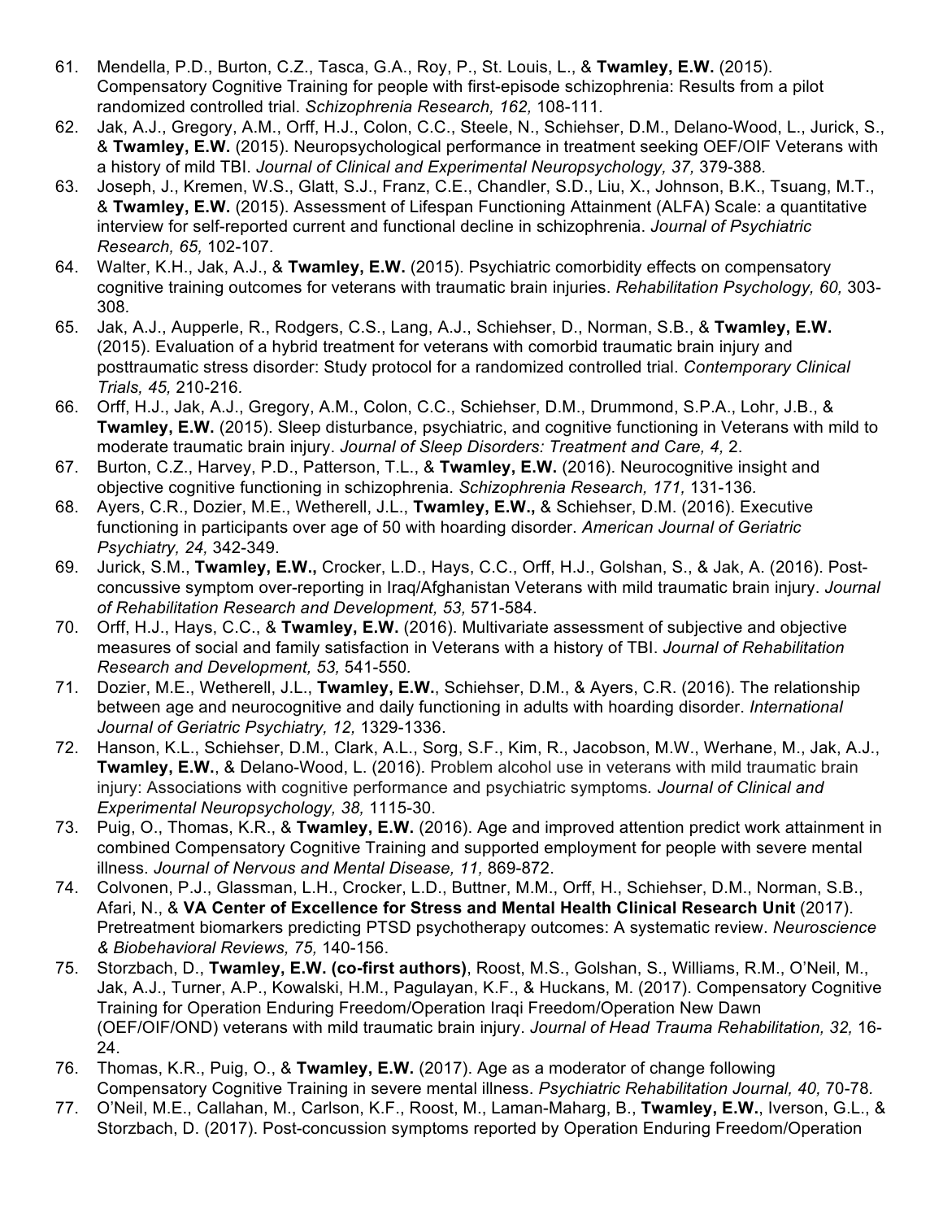61. Mendella, P.D., Burton, C.Z., Tasca, G.A., Roy, P., St. Louis, L., & **Twamley, E.W.** (2015). Compensatory Cognitive Training for people with first-episode schizophrenia: Results from a pilot randomized controlled trial. *Schizophrenia Research, 162,* 108-111.
62. Jak, A.J., Gregory, A.M., Orff, H.J., Colon, C.C., Steele, N., Schiehser, D.M., Delano-Wood, L., Jurick, S., & **Twamley, E.W.** (2015). Neuropsychological performance in treatment seeking OEF/OIF Veterans with a history of mild TBI. *Journal of Clinical and Experimental Neuropsychology, 37,* 379-388.
63. Joseph, J., Kremen, W.S., Glatt, S.J., Franz, C.E., Chandler, S.D., Liu, X., Johnson, B.K., Tsuang, M.T., & **Twamley, E.W.** (2015). Assessment of Lifespan Functioning Attainment (ALFA) Scale: a quantitative interview for self-reported current and functional decline in schizophrenia. *Journal of Psychiatric Research, 65,* 102-107.
64. Walter, K.H., Jak, A.J., & **Twamley, E.W.** (2015). Psychiatric comorbidity effects on compensatory cognitive training outcomes for veterans with traumatic brain injuries. *Rehabilitation Psychology, 60,* 303-308.
65. Jak, A.J., Aupperle, R., Rodgers, C.S., Lang, A.J., Schiehser, D., Norman, S.B., & **Twamley, E.W.** (2015). Evaluation of a hybrid treatment for veterans with comorbid traumatic brain injury and posttraumatic stress disorder: Study protocol for a randomized controlled trial. *Contemporary Clinical Trials, 45,* 210-216.
66. Orff, H.J., Jak, A.J., Gregory, A.M., Colon, C.C., Schiehser, D.M., Drummond, S.P.A., Lohr, J.B., & **Twamley, E.W.** (2015). Sleep disturbance, psychiatric, and cognitive functioning in Veterans with mild to moderate traumatic brain injury. *Journal of Sleep Disorders: Treatment and Care, 4,* 2.
67. Burton, C.Z., Harvey, P.D., Patterson, T.L., & **Twamley, E.W.** (2016). Neurocognitive insight and objective cognitive functioning in schizophrenia. *Schizophrenia Research, 171,* 131-136.
68. Ayers, C.R., Dozier, M.E., Wetherell, J.L., **Twamley, E.W.,** & Schiehser, D.M. (2016). Executive functioning in participants over age of 50 with hoarding disorder. *American Journal of Geriatric Psychiatry, 24,* 342-349.
69. Jurick, S.M., **Twamley, E.W.,** Crocker, L.D., Hays, C.C., Orff, H.J., Golshan, S., & Jak, A. (2016). Post-concussive symptom over-reporting in Iraq/Afghanistan Veterans with mild traumatic brain injury. *Journal of Rehabilitation Research and Development, 53,* 571-584.
70. Orff, H.J., Hays, C.C., & **Twamley, E.W.** (2016). Multivariate assessment of subjective and objective measures of social and family satisfaction in Veterans with a history of TBI. *Journal of Rehabilitation Research and Development, 53,* 541-550.
71. Dozier, M.E., Wetherell, J.L., **Twamley, E.W.**, Schiehser, D.M., & Ayers, C.R. (2016). The relationship between age and neurocognitive and daily functioning in adults with hoarding disorder. *International Journal of Geriatric Psychiatry, 12,* 1329-1336.
72. Hanson, K.L., Schiehser, D.M., Clark, A.L., Sorg, S.F., Kim, R., Jacobson, M.W., Werhane, M., Jak, A.J., **Twamley, E.W.**, & Delano-Wood, L. (2016). Problem alcohol use in veterans with mild traumatic brain injury: Associations with cognitive performance and psychiatric symptoms. *Journal of Clinical and Experimental Neuropsychology, 38,* 1115-30.
73. Puig, O., Thomas, K.R., & **Twamley, E.W.** (2016). Age and improved attention predict work attainment in combined Compensatory Cognitive Training and supported employment for people with severe mental illness. *Journal of Nervous and Mental Disease, 11,* 869-872.
74. Colvonen, P.J., Glassman, L.H., Crocker, L.D., Buttner, M.M., Orff, H., Schiehser, D.M., Norman, S.B., Afari, N., & **VA Center of Excellence for Stress and Mental Health Clinical Research Unit** (2017). Pretreatment biomarkers predicting PTSD psychotherapy outcomes: A systematic review. *Neuroscience & Biobehavioral Reviews, 75,* 140-156.
75. Storzbach, D., **Twamley, E.W. (co-first authors)**, Roost, M.S., Golshan, S., Williams, R.M., O'Neil, M., Jak, A.J., Turner, A.P., Kowalski, H.M., Pagulayan, K.F., & Huckans, M. (2017). Compensatory Cognitive Training for Operation Enduring Freedom/Operation Iraqi Freedom/Operation New Dawn (OEF/OIF/OND) veterans with mild traumatic brain injury. *Journal of Head Trauma Rehabilitation, 32,* 16-24.
76. Thomas, K.R., Puig, O., & **Twamley, E.W.** (2017). Age as a moderator of change following Compensatory Cognitive Training in severe mental illness. *Psychiatric Rehabilitation Journal, 40,* 70-78.
77. O'Neil, M.E., Callahan, M., Carlson, K.F., Roost, M., Laman-Maharg, B., **Twamley, E.W.**, Iverson, G.L., & Storzbach, D. (2017). Post-concussion symptoms reported by Operation Enduring Freedom/Operation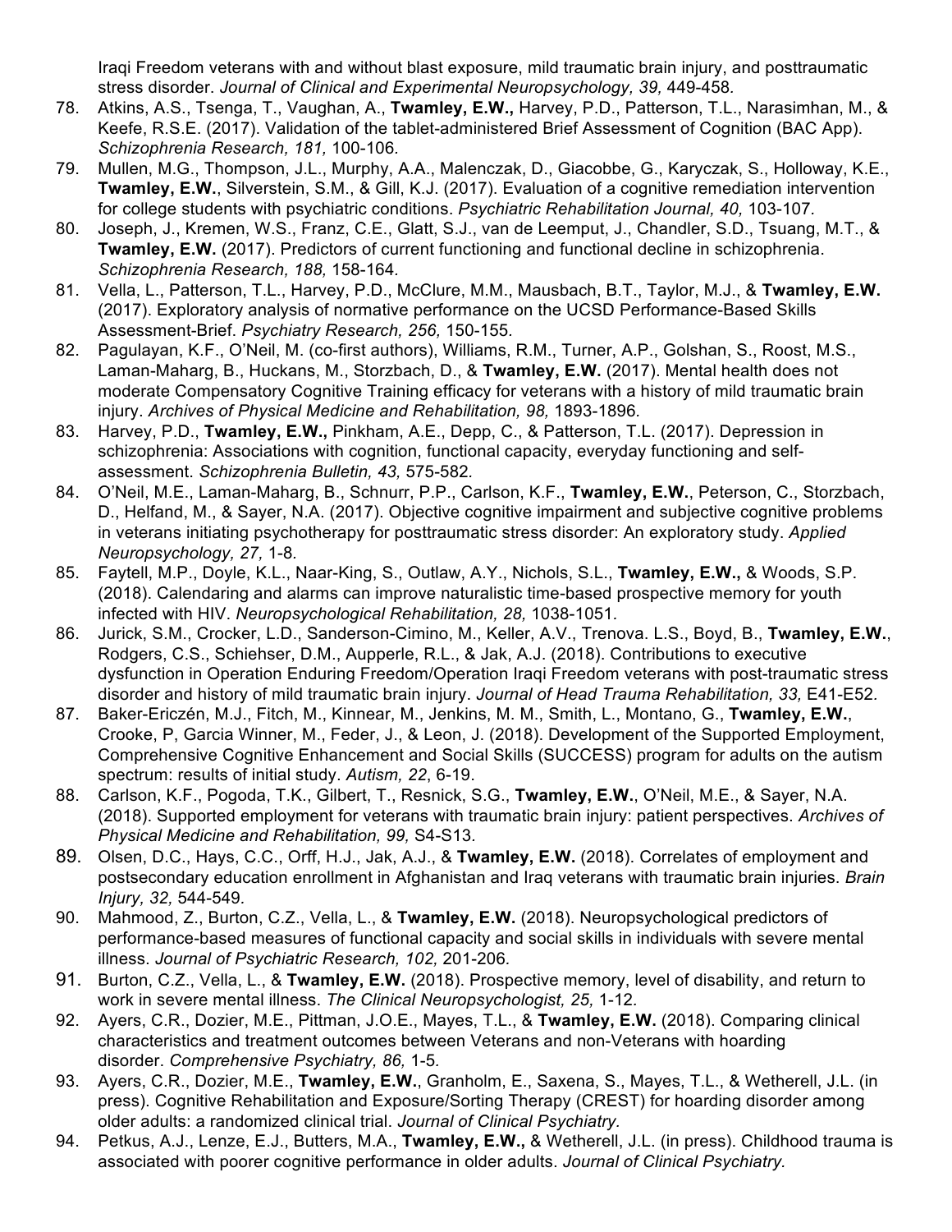Iraqi Freedom veterans with and without blast exposure, mild traumatic brain injury, and posttraumatic stress disorder. *Journal of Clinical and Experimental Neuropsychology, 39,* 449-458.

78. Atkins, A.S., Tsenga, T., Vaughan, A., **Twamley, E.W.,** Harvey, P.D., Patterson, T.L., Narasimhan, M., & Keefe, R.S.E. (2017). Validation of the tablet-administered Brief Assessment of Cognition (BAC App). *Schizophrenia Research, 181,* 100-106.
79. Mullen, M.G., Thompson, J.L., Murphy, A.A., Malenczak, D., Giacobbe, G., Karyczak, S., Holloway, K.E., **Twamley, E.W.**, Silverstein, S.M., & Gill, K.J. (2017). Evaluation of a cognitive remediation intervention for college students with psychiatric conditions. *Psychiatric Rehabilitation Journal, 40,* 103-107.
80. Joseph, J., Kremen, W.S., Franz, C.E., Glatt, S.J., van de Leemput, J., Chandler, S.D., Tsuang, M.T., & **Twamley, E.W.** (2017). Predictors of current functioning and functional decline in schizophrenia. *Schizophrenia Research, 188,* 158-164.
81. Vella, L., Patterson, T.L., Harvey, P.D., McClure, M.M., Mausbach, B.T., Taylor, M.J., & **Twamley, E.W.** (2017). Exploratory analysis of normative performance on the UCSD Performance-Based Skills Assessment-Brief. *Psychiatry Research, 256,* 150-155.
82. Pagulayan, K.F., O'Neil, M. (co-first authors), Williams, R.M., Turner, A.P., Golshan, S., Roost, M.S., Laman-Maharg, B., Huckans, M., Storzbach, D., & **Twamley, E.W.** (2017). Mental health does not moderate Compensatory Cognitive Training efficacy for veterans with a history of mild traumatic brain injury. *Archives of Physical Medicine and Rehabilitation, 98,* 1893-1896.
83. Harvey, P.D., **Twamley, E.W.,** Pinkham, A.E., Depp, C., & Patterson, T.L. (2017). Depression in schizophrenia: Associations with cognition, functional capacity, everyday functioning and self-assessment. *Schizophrenia Bulletin, 43,* 575-582.
84. O'Neil, M.E., Laman-Maharg, B., Schnurr, P.P., Carlson, K.F., **Twamley, E.W.**, Peterson, C., Storzbach, D., Helfand, M., & Sayer, N.A. (2017). Objective cognitive impairment and subjective cognitive problems in veterans initiating psychotherapy for posttraumatic stress disorder: An exploratory study. *Applied Neuropsychology, 27,* 1-8.
85. Faytell, M.P., Doyle, K.L., Naar-King, S., Outlaw, A.Y., Nichols, S.L., **Twamley, E.W.,** & Woods, S.P. (2018). Calendaring and alarms can improve naturalistic time-based prospective memory for youth infected with HIV. *Neuropsychological Rehabilitation, 28,* 1038-1051.
86. Jurick, S.M., Crocker, L.D., Sanderson-Cimino, M., Keller, A.V., Trenova. L.S., Boyd, B., **Twamley, E.W.**, Rodgers, C.S., Schiehser, D.M., Aupperle, R.L., & Jak, A.J. (2018). Contributions to executive dysfunction in Operation Enduring Freedom/Operation Iraqi Freedom veterans with post-traumatic stress disorder and history of mild traumatic brain injury. *Journal of Head Trauma Rehabilitation, 33,* E41-E52.
87. Baker-Ericzén, M.J., Fitch, M., Kinnear, M., Jenkins, M. M., Smith, L., Montano, G., **Twamley, E.W.**, Crooke, P, Garcia Winner, M., Feder, J., & Leon, J. (2018). Development of the Supported Employment, Comprehensive Cognitive Enhancement and Social Skills (SUCCESS) program for adults on the autism spectrum: results of initial study. *Autism, 22*, 6-19.
88. Carlson, K.F., Pogoda, T.K., Gilbert, T., Resnick, S.G., **Twamley, E.W.**, O'Neil, M.E., & Sayer, N.A. (2018). Supported employment for veterans with traumatic brain injury: patient perspectives. *Archives of Physical Medicine and Rehabilitation, 99,* S4-S13.
89. Olsen, D.C., Hays, C.C., Orff, H.J., Jak, A.J., & **Twamley, E.W.** (2018). Correlates of employment and postsecondary education enrollment in Afghanistan and Iraq veterans with traumatic brain injuries. *Brain Injury, 32,* 544-549.
90. Mahmood, Z., Burton, C.Z., Vella, L., & **Twamley, E.W.** (2018). Neuropsychological predictors of performance-based measures of functional capacity and social skills in individuals with severe mental illness. *Journal of Psychiatric Research, 102,* 201-206.
91. Burton, C.Z., Vella, L., & **Twamley, E.W.** (2018). Prospective memory, level of disability, and return to work in severe mental illness. *The Clinical Neuropsychologist, 25,* 1-12.
92. Ayers, C.R., Dozier, M.E., Pittman, J.O.E., Mayes, T.L., & **Twamley, E.W.** (2018). Comparing clinical characteristics and treatment outcomes between Veterans and non-Veterans with hoarding disorder. *Comprehensive Psychiatry, 86,* 1-5.
93. Ayers, C.R., Dozier, M.E., **Twamley, E.W.**, Granholm, E., Saxena, S., Mayes, T.L., & Wetherell, J.L. (in press). Cognitive Rehabilitation and Exposure/Sorting Therapy (CREST) for hoarding disorder among older adults: a randomized clinical trial. *Journal of Clinical Psychiatry.*
94. Petkus, A.J., Lenze, E.J., Butters, M.A., **Twamley, E.W.,** & Wetherell, J.L. (in press). Childhood trauma is associated with poorer cognitive performance in older adults. *Journal of Clinical Psychiatry.*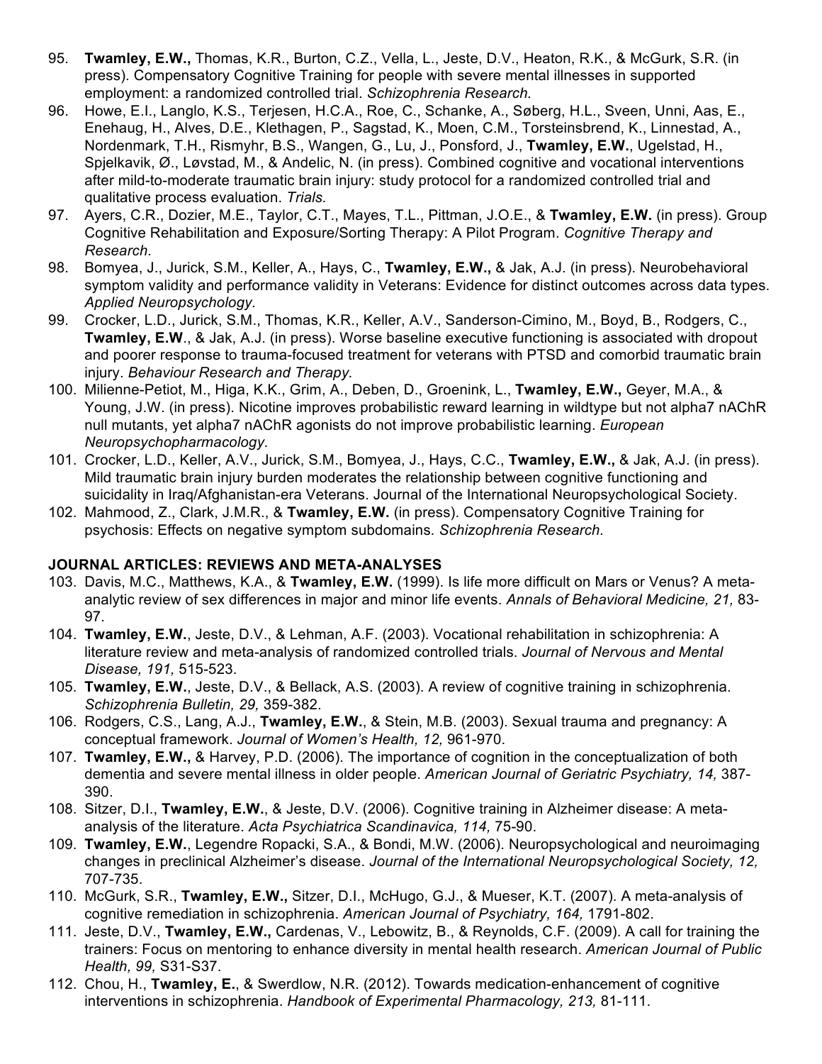95. **Twamley, E.W.,** Thomas, K.R., Burton, C.Z., Vella, L., Jeste, D.V., Heaton, R.K., & McGurk, S.R. (in press). Compensatory Cognitive Training for people with severe mental illnesses in supported employment: a randomized controlled trial. *Schizophrenia Research.*
96. Howe, E.I., Langlo, K.S., Terjesen, H.C.A., Roe, C., Schanke, A., Søberg, H.L., Sveen, Unni, Aas, E., Enehaug, H., Alves, D.E., Klethagen, P., Sagstad, K., Moen, C.M., Torsteinsbrend, K., Linnestad, A., Nordenmark, T.H., Rismyhr, B.S., Wangen, G., Lu, J., Ponsford, J., **Twamley, E.W.**, Ugelstad, H., Spjelkavik, Ø., Løvstad, M., & Andelic, N. (in press). Combined cognitive and vocational interventions after mild-to-moderate traumatic brain injury: study protocol for a randomized controlled trial and qualitative process evaluation. *Trials.*
97. Ayers, C.R., Dozier, M.E., Taylor, C.T., Mayes, T.L., Pittman, J.O.E., & **Twamley, E.W.** (in press). Group Cognitive Rehabilitation and Exposure/Sorting Therapy: A Pilot Program. *Cognitive Therapy and Research.*
98. Bomyea, J., Jurick, S.M., Keller, A., Hays, C., **Twamley, E.W.,** & Jak, A.J. (in press). Neurobehavioral symptom validity and performance validity in Veterans: Evidence for distinct outcomes across data types. *Applied Neuropsychology.*
99. Crocker, L.D., Jurick, S.M., Thomas, K.R., Keller, A.V., Sanderson-Cimino, M., Boyd, B., Rodgers, C., **Twamley, E.W**., & Jak, A.J. (in press). Worse baseline executive functioning is associated with dropout and poorer response to trauma-focused treatment for veterans with PTSD and comorbid traumatic brain injury. *Behaviour Research and Therapy.*
100. Milienne-Petiot, M., Higa, K.K., Grim, A., Deben, D., Groenink, L., **Twamley, E.W.,** Geyer, M.A., & Young, J.W. (in press). Nicotine improves probabilistic reward learning in wildtype but not alpha7 nAChR null mutants, yet alpha7 nAChR agonists do not improve probabilistic learning. *European Neuropsychopharmacology.*
101. Crocker, L.D., Keller, A.V., Jurick, S.M., Bomyea, J., Hays, C.C., **Twamley, E.W.,** & Jak, A.J. (in press). Mild traumatic brain injury burden moderates the relationship between cognitive functioning and suicidality in Iraq/Afghanistan-era Veterans. Journal of the International Neuropsychological Society.
102. Mahmood, Z., Clark, J.M.R., & **Twamley, E.W.** (in press). Compensatory Cognitive Training for psychosis: Effects on negative symptom subdomains. *Schizophrenia Research.*

**JOURNAL ARTICLES: REVIEWS AND META-ANALYSES**

103. Davis, M.C., Matthews, K.A., & **Twamley, E.W.** (1999). Is life more difficult on Mars or Venus? A meta-analytic review of sex differences in major and minor life events. *Annals of Behavioral Medicine, 21,* 83-97.
104. **Twamley, E.W.**, Jeste, D.V., & Lehman, A.F. (2003). Vocational rehabilitation in schizophrenia: A literature review and meta-analysis of randomized controlled trials. *Journal of Nervous and Mental Disease, 191,* 515-523.
105. **Twamley, E.W.**, Jeste, D.V., & Bellack, A.S. (2003). A review of cognitive training in schizophrenia. *Schizophrenia Bulletin, 29,* 359-382.
106. Rodgers, C.S., Lang, A.J., **Twamley, E.W.**, & Stein, M.B. (2003). Sexual trauma and pregnancy: A conceptual framework. *Journal of Women's Health, 12,* 961-970.
107. **Twamley, E.W.,** & Harvey, P.D. (2006). The importance of cognition in the conceptualization of both dementia and severe mental illness in older people. *American Journal of Geriatric Psychiatry, 14,* 387-390.
108. Sitzer, D.I., **Twamley, E.W.**, & Jeste, D.V. (2006). Cognitive training in Alzheimer disease: A meta-analysis of the literature. *Acta Psychiatrica Scandinavica, 114,* 75-90.
109. **Twamley, E.W.**, Legendre Ropacki, S.A., & Bondi, M.W. (2006). Neuropsychological and neuroimaging changes in preclinical Alzheimer's disease. *Journal of the International Neuropsychological Society, 12,* 707-735.
110. McGurk, S.R., **Twamley, E.W.,** Sitzer, D.I., McHugo, G.J., & Mueser, K.T. (2007). A meta-analysis of cognitive remediation in schizophrenia. *American Journal of Psychiatry, 164,* 1791-802.
111. Jeste, D.V., **Twamley, E.W.,** Cardenas, V., Lebowitz, B., & Reynolds, C.F. (2009). A call for training the trainers: Focus on mentoring to enhance diversity in mental health research. *American Journal of Public Health, 99,* S31-S37.
112. Chou, H., **Twamley, E.**, & Swerdlow, N.R. (2012). Towards medication-enhancement of cognitive interventions in schizophrenia. *Handbook of Experimental Pharmacology, 213,* 81-111.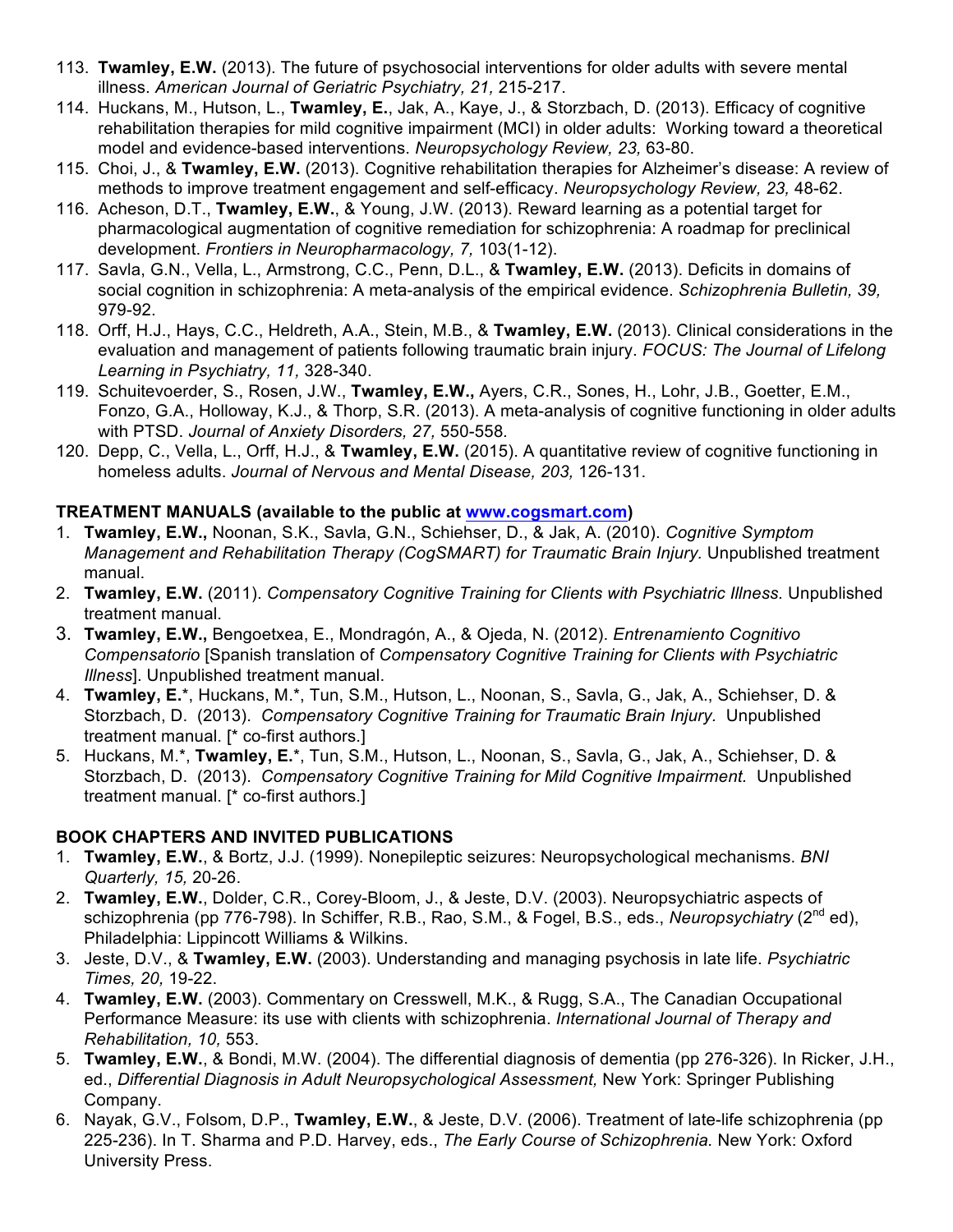113. **Twamley, E.W.** (2013). The future of psychosocial interventions for older adults with severe mental illness. *American Journal of Geriatric Psychiatry, 21,* 215-217.
114. Huckans, M., Hutson, L., **Twamley, E.**, Jak, A., Kaye, J., & Storzbach, D. (2013). Efficacy of cognitive rehabilitation therapies for mild cognitive impairment (MCI) in older adults: Working toward a theoretical model and evidence-based interventions. *Neuropsychology Review, 23,* 63-80.
115. Choi, J., & **Twamley, E.W.** (2013). Cognitive rehabilitation therapies for Alzheimer's disease: A review of methods to improve treatment engagement and self-efficacy. *Neuropsychology Review, 23,* 48-62.
116. Acheson, D.T., **Twamley, E.W.**, & Young, J.W. (2013). Reward learning as a potential target for pharmacological augmentation of cognitive remediation for schizophrenia: A roadmap for preclinical development. *Frontiers in Neuropharmacology, 7,* 103(1-12).
117. Savla, G.N., Vella, L., Armstrong, C.C., Penn, D.L., & **Twamley, E.W.** (2013). Deficits in domains of social cognition in schizophrenia: A meta-analysis of the empirical evidence. *Schizophrenia Bulletin, 39,* 979-92.
118. Orff, H.J., Hays, C.C., Heldreth, A.A., Stein, M.B., & **Twamley, E.W.** (2013). Clinical considerations in the evaluation and management of patients following traumatic brain injury. *FOCUS: The Journal of Lifelong Learning in Psychiatry, 11,* 328-340.
119. Schuitevoerder, S., Rosen, J.W., **Twamley, E.W.,** Ayers, C.R., Sones, H., Lohr, J.B., Goetter, E.M., Fonzo, G.A., Holloway, K.J., & Thorp, S.R. (2013). A meta-analysis of cognitive functioning in older adults with PTSD. *Journal of Anxiety Disorders, 27,* 550-558.
120. Depp, C., Vella, L., Orff, H.J., & **Twamley, E.W.** (2015). A quantitative review of cognitive functioning in homeless adults. *Journal of Nervous and Mental Disease, 203,* 126-131.

**TREATMENT MANUALS (available to the public at www.cogsmart.com)**

1. **Twamley, E.W.,** Noonan, S.K., Savla, G.N., Schiehser, D., & Jak, A. (2010). *Cognitive Symptom Management and Rehabilitation Therapy (CogSMART) for Traumatic Brain Injury.* Unpublished treatment manual.
2. **Twamley, E.W.** (2011). *Compensatory Cognitive Training for Clients with Psychiatric Illness.* Unpublished treatment manual.
3. **Twamley, E.W.,** Bengoetxea, E., Mondragón, A., & Ojeda, N. (2012). *Entrenamiento Cognitivo Compensatorio* [Spanish translation of *Compensatory Cognitive Training for Clients with Psychiatric Illness*]. Unpublished treatment manual.
4. **Twamley, E.**\*, Huckans, M.\*, Tun, S.M., Hutson, L., Noonan, S., Savla, G., Jak, A., Schiehser, D. & Storzbach, D. (2013). *Compensatory Cognitive Training for Traumatic Brain Injury.* Unpublished treatment manual. [* co-first authors.]
5. Huckans, M.\*, **Twamley, E.**\*, Tun, S.M., Hutson, L., Noonan, S., Savla, G., Jak, A., Schiehser, D. & Storzbach, D. (2013). *Compensatory Cognitive Training for Mild Cognitive Impairment.* Unpublished treatment manual. [* co-first authors.]

**BOOK CHAPTERS AND INVITED PUBLICATIONS**

1. **Twamley, E.W.**, & Bortz, J.J. (1999). Nonepileptic seizures: Neuropsychological mechanisms. *BNI Quarterly, 15,* 20-26.
2. **Twamley, E.W.**, Dolder, C.R., Corey-Bloom, J., & Jeste, D.V. (2003). Neuropsychiatric aspects of schizophrenia (pp 776-798). In Schiffer, R.B., Rao, S.M., & Fogel, B.S., eds., *Neuropsychiatry* (2nd ed), Philadelphia: Lippincott Williams & Wilkins.
3. Jeste, D.V., & **Twamley, E.W.** (2003). Understanding and managing psychosis in late life. *Psychiatric Times, 20,* 19-22.
4. **Twamley, E.W.** (2003). Commentary on Cresswell, M.K., & Rugg, S.A., The Canadian Occupational Performance Measure: its use with clients with schizophrenia. *International Journal of Therapy and Rehabilitation, 10,* 553.
5. **Twamley, E.W.**, & Bondi, M.W. (2004). The differential diagnosis of dementia (pp 276-326). In Ricker, J.H., ed., *Differential Diagnosis in Adult Neuropsychological Assessment,* New York: Springer Publishing Company.
6. Nayak, G.V., Folsom, D.P., **Twamley, E.W.**, & Jeste, D.V. (2006). Treatment of late-life schizophrenia (pp 225-236). In T. Sharma and P.D. Harvey, eds., *The Early Course of Schizophrenia.* New York: Oxford University Press.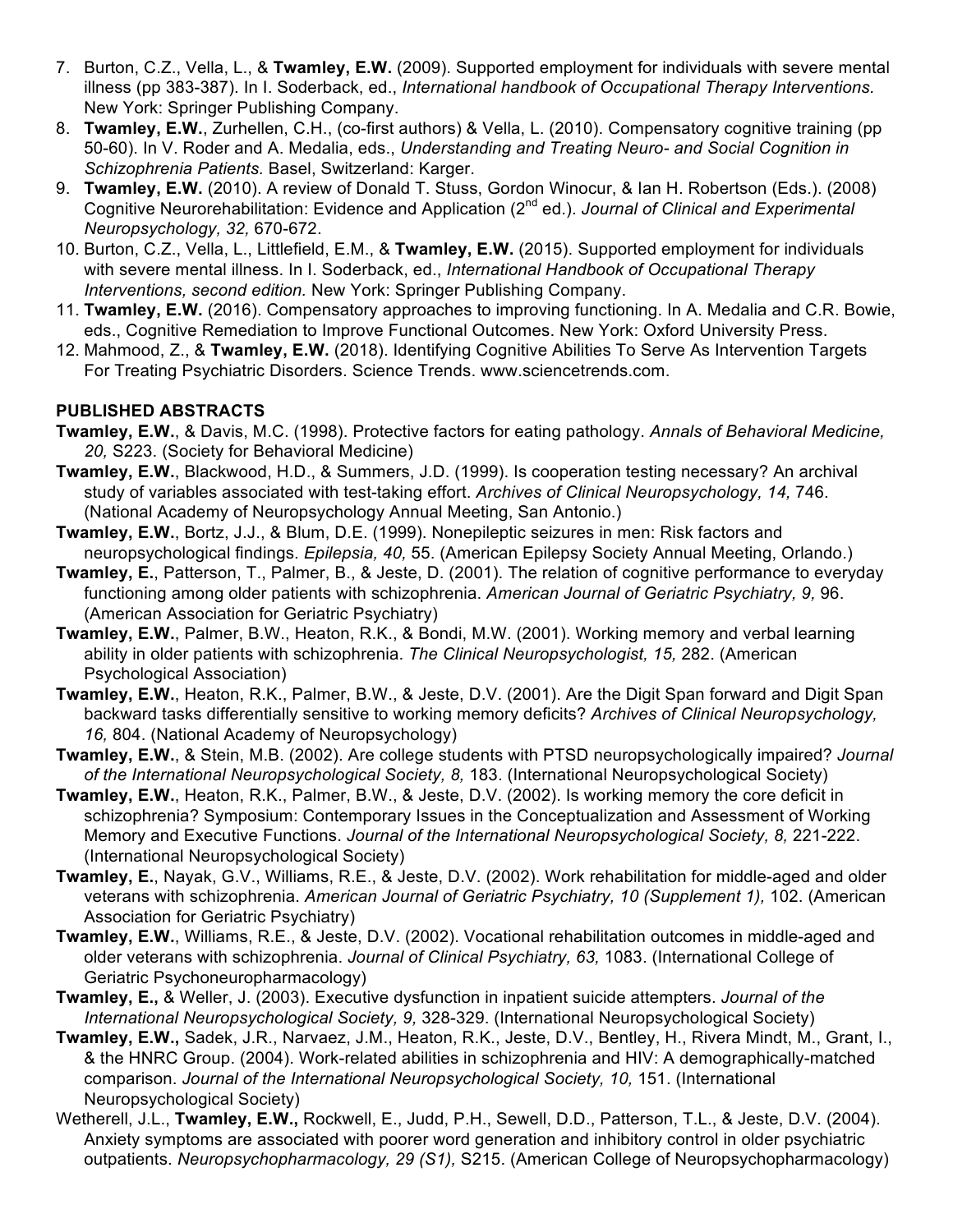7. Burton, C.Z., Vella, L., & **Twamley, E.W.** (2009). Supported employment for individuals with severe mental illness (pp 383-387). In I. Soderback, ed., *International handbook of Occupational Therapy Interventions.* New York: Springer Publishing Company.
8. **Twamley, E.W.**, Zurhellen, C.H., (co-first authors) & Vella, L. (2010). Compensatory cognitive training (pp 50-60). In V. Roder and A. Medalia, eds., *Understanding and Treating Neuro- and Social Cognition in Schizophrenia Patients.* Basel, Switzerland: Karger.
9. **Twamley, E.W.** (2010). A review of Donald T. Stuss, Gordon Winocur, & Ian H. Robertson (Eds.). (2008) Cognitive Neurorehabilitation: Evidence and Application (2nd ed.). *Journal of Clinical and Experimental Neuropsychology, 32,* 670-672.
10. Burton, C.Z., Vella, L., Littlefield, E.M., & **Twamley, E.W.** (2015). Supported employment for individuals with severe mental illness. In I. Soderback, ed., *International Handbook of Occupational Therapy Interventions, second edition.* New York: Springer Publishing Company.
11. **Twamley, E.W.** (2016). Compensatory approaches to improving functioning. In A. Medalia and C.R. Bowie, eds., Cognitive Remediation to Improve Functional Outcomes. New York: Oxford University Press.
12. Mahmood, Z., & **Twamley, E.W.** (2018). Identifying Cognitive Abilities To Serve As Intervention Targets For Treating Psychiatric Disorders. Science Trends. www.sciencetrends.com.

**PUBLISHED ABSTRACTS**

**Twamley, E.W.**, & Davis, M.C. (1998). Protective factors for eating pathology. *Annals of Behavioral Medicine, 20,* S223. (Society for Behavioral Medicine)

**Twamley, E.W.**, Blackwood, H.D., & Summers, J.D. (1999). Is cooperation testing necessary? An archival study of variables associated with test-taking effort. *Archives of Clinical Neuropsychology, 14,* 746. (National Academy of Neuropsychology Annual Meeting, San Antonio.)

**Twamley, E.W.**, Bortz, J.J., & Blum, D.E. (1999). Nonepileptic seizures in men: Risk factors and neuropsychological findings. *Epilepsia, 40,* 55. (American Epilepsy Society Annual Meeting, Orlando.)

**Twamley, E.**, Patterson, T., Palmer, B., & Jeste, D. (2001). The relation of cognitive performance to everyday functioning among older patients with schizophrenia. *American Journal of Geriatric Psychiatry, 9,* 96. (American Association for Geriatric Psychiatry)

**Twamley, E.W.**, Palmer, B.W., Heaton, R.K., & Bondi, M.W. (2001). Working memory and verbal learning ability in older patients with schizophrenia. *The Clinical Neuropsychologist, 15,* 282. (American Psychological Association)

**Twamley, E.W.**, Heaton, R.K., Palmer, B.W., & Jeste, D.V. (2001). Are the Digit Span forward and Digit Span backward tasks differentially sensitive to working memory deficits? *Archives of Clinical Neuropsychology, 16,* 804. (National Academy of Neuropsychology)

**Twamley, E.W.**, & Stein, M.B. (2002). Are college students with PTSD neuropsychologically impaired? *Journal of the International Neuropsychological Society, 8,* 183. (International Neuropsychological Society)

**Twamley, E.W.**, Heaton, R.K., Palmer, B.W., & Jeste, D.V. (2002). Is working memory the core deficit in schizophrenia? Symposium: Contemporary Issues in the Conceptualization and Assessment of Working Memory and Executive Functions. *Journal of the International Neuropsychological Society, 8,* 221-222. (International Neuropsychological Society)

**Twamley, E.**, Nayak, G.V., Williams, R.E., & Jeste, D.V. (2002). Work rehabilitation for middle-aged and older veterans with schizophrenia. *American Journal of Geriatric Psychiatry, 10 (Supplement 1),* 102. (American Association for Geriatric Psychiatry)

**Twamley, E.W.**, Williams, R.E., & Jeste, D.V. (2002). Vocational rehabilitation outcomes in middle-aged and older veterans with schizophrenia. *Journal of Clinical Psychiatry, 63,* 1083. (International College of Geriatric Psychoneuropharmacology)

**Twamley, E.,** & Weller, J. (2003). Executive dysfunction in inpatient suicide attempters. *Journal of the International Neuropsychological Society, 9,* 328-329. (International Neuropsychological Society)

**Twamley, E.W.,** Sadek, J.R., Narvaez, J.M., Heaton, R.K., Jeste, D.V., Bentley, H., Rivera Mindt, M., Grant, I., & the HNRC Group. (2004). Work-related abilities in schizophrenia and HIV: A demographically-matched comparison. *Journal of the International Neuropsychological Society, 10,* 151. (International Neuropsychological Society)

Wetherell, J.L., **Twamley, E.W.,** Rockwell, E., Judd, P.H., Sewell, D.D., Patterson, T.L., & Jeste, D.V. (2004). Anxiety symptoms are associated with poorer word generation and inhibitory control in older psychiatric outpatients. *Neuropsychopharmacology, 29 (S1),* S215. (American College of Neuropsychopharmacology)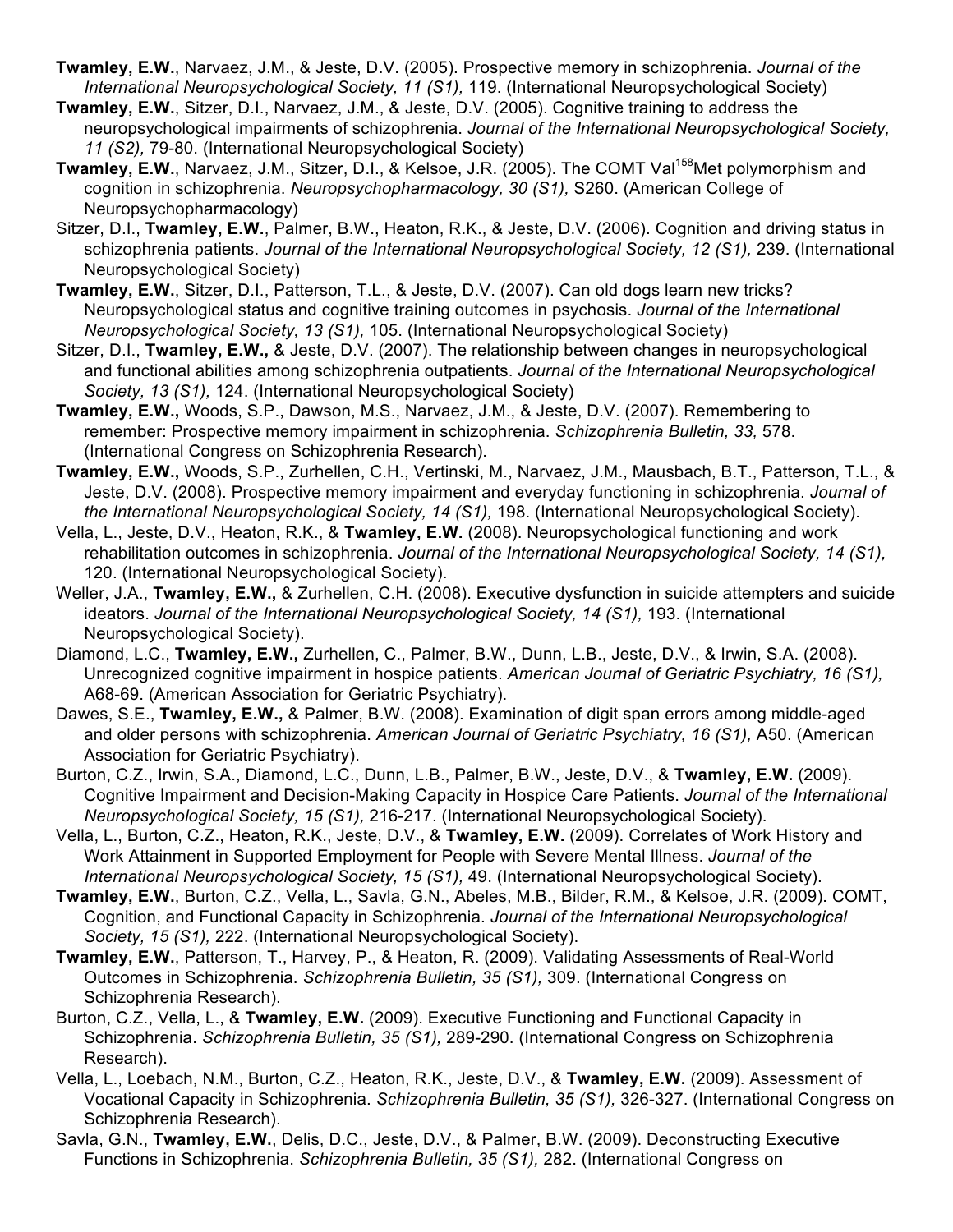**Twamley, E.W.**, Narvaez, J.M., & Jeste, D.V. (2005). Prospective memory in schizophrenia. *Journal of the International Neuropsychological Society, 11 (S1),* 119. (International Neuropsychological Society)

**Twamley, E.W.**, Sitzer, D.I., Narvaez, J.M., & Jeste, D.V. (2005). Cognitive training to address the neuropsychological impairments of schizophrenia. *Journal of the International Neuropsychological Society, 11 (S2),* 79-80. (International Neuropsychological Society)

**Twamley, E.W.**, Narvaez, J.M., Sitzer, D.I., & Kelsoe, J.R. (2005). The COMT Val$^{158}$Met polymorphism and cognition in schizophrenia. *Neuropsychopharmacology, 30 (S1),* S260. (American College of Neuropsychopharmacology)

Sitzer, D.I., **Twamley, E.W.**, Palmer, B.W., Heaton, R.K., & Jeste, D.V. (2006). Cognition and driving status in schizophrenia patients. *Journal of the International Neuropsychological Society, 12 (S1),* 239. (International Neuropsychological Society)

**Twamley, E.W.**, Sitzer, D.I., Patterson, T.L., & Jeste, D.V. (2007). Can old dogs learn new tricks? Neuropsychological status and cognitive training outcomes in psychosis. *Journal of the International Neuropsychological Society, 13 (S1),* 105. (International Neuropsychological Society)

Sitzer, D.I., **Twamley, E.W.,** & Jeste, D.V. (2007). The relationship between changes in neuropsychological and functional abilities among schizophrenia outpatients. *Journal of the International Neuropsychological Society, 13 (S1),* 124. (International Neuropsychological Society)

**Twamley, E.W.,** Woods, S.P., Dawson, M.S., Narvaez, J.M., & Jeste, D.V. (2007). Remembering to remember: Prospective memory impairment in schizophrenia. *Schizophrenia Bulletin, 33,* 578. (International Congress on Schizophrenia Research).

**Twamley, E.W.,** Woods, S.P., Zurhellen, C.H., Vertinski, M., Narvaez, J.M., Mausbach, B.T., Patterson, T.L., & Jeste, D.V. (2008). Prospective memory impairment and everyday functioning in schizophrenia. *Journal of the International Neuropsychological Society, 14 (S1),* 198. (International Neuropsychological Society).

Vella, L., Jeste, D.V., Heaton, R.K., & **Twamley, E.W.** (2008). Neuropsychological functioning and work rehabilitation outcomes in schizophrenia. *Journal of the International Neuropsychological Society, 14 (S1),* 120. (International Neuropsychological Society).

Weller, J.A., **Twamley, E.W.,** & Zurhellen, C.H. (2008). Executive dysfunction in suicide attempters and suicide ideators. *Journal of the International Neuropsychological Society, 14 (S1),* 193. (International Neuropsychological Society).

Diamond, L.C., **Twamley, E.W.,** Zurhellen, C., Palmer, B.W., Dunn, L.B., Jeste, D.V., & Irwin, S.A. (2008). Unrecognized cognitive impairment in hospice patients. *American Journal of Geriatric Psychiatry, 16 (S1),* A68-69. (American Association for Geriatric Psychiatry).

Dawes, S.E., **Twamley, E.W.,** & Palmer, B.W. (2008). Examination of digit span errors among middle-aged and older persons with schizophrenia. *American Journal of Geriatric Psychiatry, 16 (S1),* A50. (American Association for Geriatric Psychiatry).

Burton, C.Z., Irwin, S.A., Diamond, L.C., Dunn, L.B., Palmer, B.W., Jeste, D.V., & **Twamley, E.W.** (2009). Cognitive Impairment and Decision-Making Capacity in Hospice Care Patients. *Journal of the International Neuropsychological Society, 15 (S1),* 216-217. (International Neuropsychological Society).

Vella, L., Burton, C.Z., Heaton, R.K., Jeste, D.V., & **Twamley, E.W.** (2009). Correlates of Work History and Work Attainment in Supported Employment for People with Severe Mental Illness. *Journal of the International Neuropsychological Society, 15 (S1),* 49. (International Neuropsychological Society).

**Twamley, E.W.**, Burton, C.Z., Vella, L., Savla, G.N., Abeles, M.B., Bilder, R.M., & Kelsoe, J.R. (2009). COMT, Cognition, and Functional Capacity in Schizophrenia. *Journal of the International Neuropsychological Society, 15 (S1),* 222. (International Neuropsychological Society).

**Twamley, E.W.**, Patterson, T., Harvey, P., & Heaton, R. (2009). Validating Assessments of Real-World Outcomes in Schizophrenia. *Schizophrenia Bulletin, 35 (S1),* 309. (International Congress on Schizophrenia Research).

Burton, C.Z., Vella, L., & **Twamley, E.W.** (2009). Executive Functioning and Functional Capacity in Schizophrenia. *Schizophrenia Bulletin, 35 (S1),* 289-290. (International Congress on Schizophrenia Research).

Vella, L., Loebach, N.M., Burton, C.Z., Heaton, R.K., Jeste, D.V., & **Twamley, E.W.** (2009). Assessment of Vocational Capacity in Schizophrenia. *Schizophrenia Bulletin, 35 (S1),* 326-327. (International Congress on Schizophrenia Research).

Savla, G.N., **Twamley, E.W.**, Delis, D.C., Jeste, D.V., & Palmer, B.W. (2009). Deconstructing Executive Functions in Schizophrenia. *Schizophrenia Bulletin, 35 (S1),* 282. (International Congress on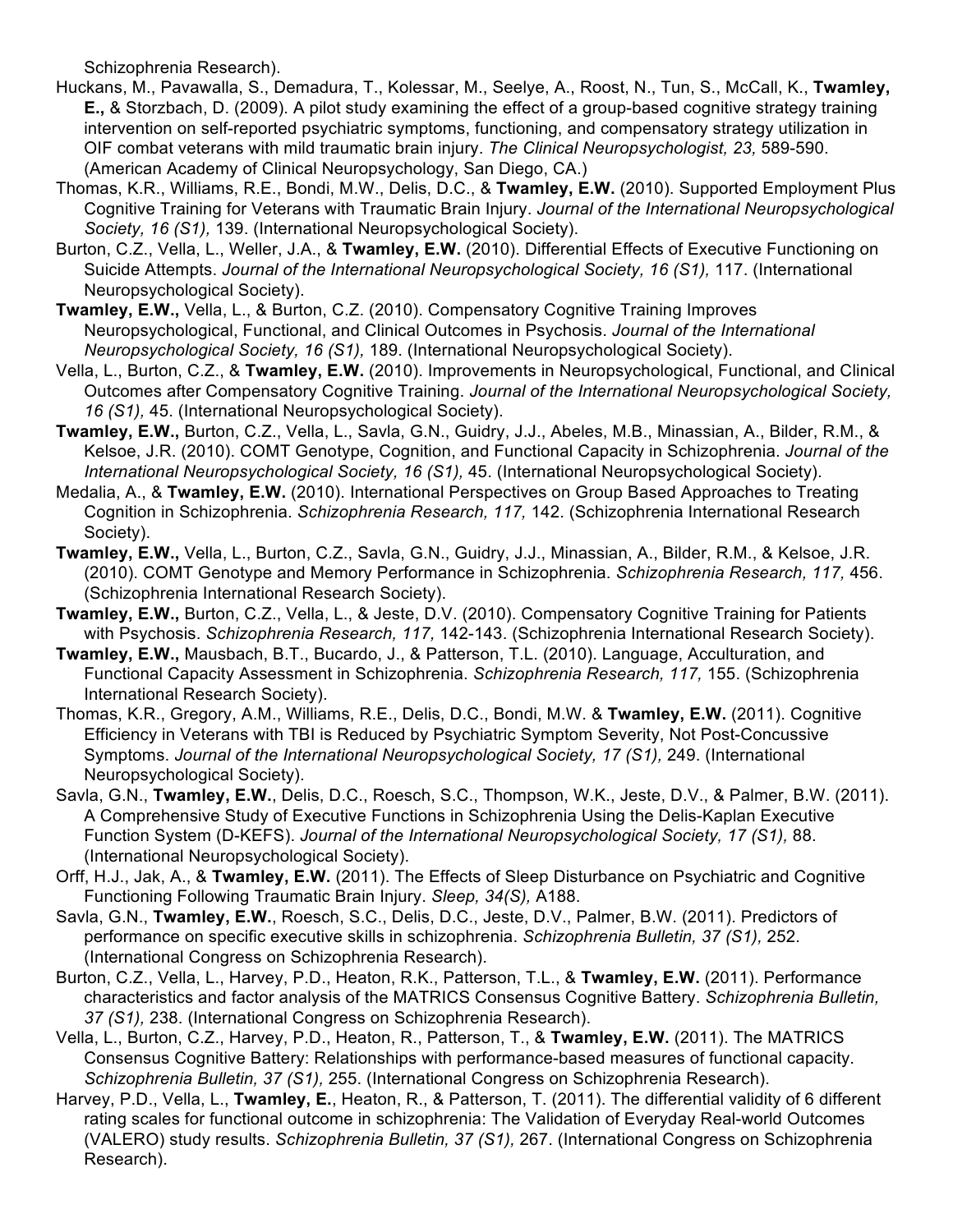Schizophrenia Research).

Huckans, M., Pavawalla, S., Demadura, T., Kolessar, M., Seelye, A., Roost, N., Tun, S., McCall, K., **Twamley, E.,** & Storzbach, D. (2009). A pilot study examining the effect of a group-based cognitive strategy training intervention on self-reported psychiatric symptoms, functioning, and compensatory strategy utilization in OIF combat veterans with mild traumatic brain injury. *The Clinical Neuropsychologist, 23,* 589-590. (American Academy of Clinical Neuropsychology, San Diego, CA.)

Thomas, K.R., Williams, R.E., Bondi, M.W., Delis, D.C., & **Twamley, E.W.** (2010). Supported Employment Plus Cognitive Training for Veterans with Traumatic Brain Injury. *Journal of the International Neuropsychological Society, 16 (S1),* 139. (International Neuropsychological Society).

Burton, C.Z., Vella, L., Weller, J.A., & **Twamley, E.W.** (2010). Differential Effects of Executive Functioning on Suicide Attempts. *Journal of the International Neuropsychological Society, 16 (S1),* 117. (International Neuropsychological Society).

**Twamley, E.W.,** Vella, L., & Burton, C.Z. (2010). Compensatory Cognitive Training Improves Neuropsychological, Functional, and Clinical Outcomes in Psychosis. *Journal of the International Neuropsychological Society, 16 (S1),* 189. (International Neuropsychological Society).

Vella, L., Burton, C.Z., & **Twamley, E.W.** (2010). Improvements in Neuropsychological, Functional, and Clinical Outcomes after Compensatory Cognitive Training. *Journal of the International Neuropsychological Society, 16 (S1),* 45. (International Neuropsychological Society).

**Twamley, E.W.,** Burton, C.Z., Vella, L., Savla, G.N., Guidry, J.J., Abeles, M.B., Minassian, A., Bilder, R.M., & Kelsoe, J.R. (2010). COMT Genotype, Cognition, and Functional Capacity in Schizophrenia. *Journal of the International Neuropsychological Society, 16 (S1),* 45. (International Neuropsychological Society).

Medalia, A., & **Twamley, E.W.** (2010). International Perspectives on Group Based Approaches to Treating Cognition in Schizophrenia. *Schizophrenia Research, 117,* 142. (Schizophrenia International Research Society).

**Twamley, E.W.,** Vella, L., Burton, C.Z., Savla, G.N., Guidry, J.J., Minassian, A., Bilder, R.M., & Kelsoe, J.R. (2010). COMT Genotype and Memory Performance in Schizophrenia. *Schizophrenia Research, 117,* 456. (Schizophrenia International Research Society).

**Twamley, E.W.,** Burton, C.Z., Vella, L., & Jeste, D.V. (2010). Compensatory Cognitive Training for Patients with Psychosis. *Schizophrenia Research, 117,* 142-143. (Schizophrenia International Research Society).

**Twamley, E.W.,** Mausbach, B.T., Bucardo, J., & Patterson, T.L. (2010). Language, Acculturation, and Functional Capacity Assessment in Schizophrenia. *Schizophrenia Research, 117,* 155. (Schizophrenia International Research Society).

Thomas, K.R., Gregory, A.M., Williams, R.E., Delis, D.C., Bondi, M.W. & **Twamley, E.W.** (2011). Cognitive Efficiency in Veterans with TBI is Reduced by Psychiatric Symptom Severity, Not Post-Concussive Symptoms. *Journal of the International Neuropsychological Society, 17 (S1),* 249. (International Neuropsychological Society).

Savla, G.N., **Twamley, E.W.**, Delis, D.C., Roesch, S.C., Thompson, W.K., Jeste, D.V., & Palmer, B.W. (2011). A Comprehensive Study of Executive Functions in Schizophrenia Using the Delis-Kaplan Executive Function System (D-KEFS). *Journal of the International Neuropsychological Society, 17 (S1),* 88. (International Neuropsychological Society).

Orff, H.J., Jak, A., & **Twamley, E.W.** (2011). The Effects of Sleep Disturbance on Psychiatric and Cognitive Functioning Following Traumatic Brain Injury. *Sleep, 34(S),* A188.

Savla, G.N., **Twamley, E.W.**, Roesch, S.C., Delis, D.C., Jeste, D.V., Palmer, B.W. (2011). Predictors of performance on specific executive skills in schizophrenia. *Schizophrenia Bulletin, 37 (S1),* 252. (International Congress on Schizophrenia Research).

Burton, C.Z., Vella, L., Harvey, P.D., Heaton, R.K., Patterson, T.L., & **Twamley, E.W.** (2011). Performance characteristics and factor analysis of the MATRICS Consensus Cognitive Battery. *Schizophrenia Bulletin, 37 (S1),* 238. (International Congress on Schizophrenia Research).

Vella, L., Burton, C.Z., Harvey, P.D., Heaton, R., Patterson, T., & **Twamley, E.W.** (2011). The MATRICS Consensus Cognitive Battery: Relationships with performance-based measures of functional capacity. *Schizophrenia Bulletin, 37 (S1),* 255. (International Congress on Schizophrenia Research).

Harvey, P.D., Vella, L., **Twamley, E.**, Heaton, R., & Patterson, T. (2011). The differential validity of 6 different rating scales for functional outcome in schizophrenia: The Validation of Everyday Real-world Outcomes (VALERO) study results. *Schizophrenia Bulletin, 37 (S1),* 267. (International Congress on Schizophrenia Research).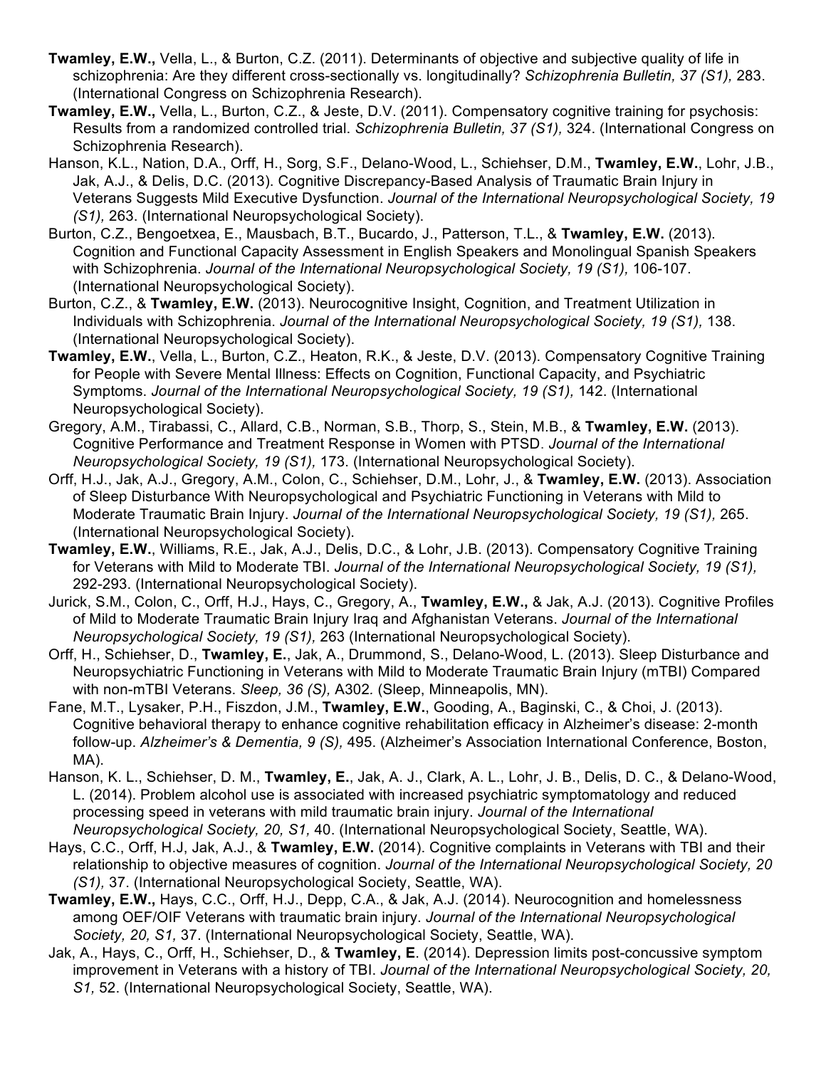**Twamley, E.W.,** Vella, L., & Burton, C.Z. (2011). Determinants of objective and subjective quality of life in schizophrenia: Are they different cross-sectionally vs. longitudinally? *Schizophrenia Bulletin, 37 (S1),* 283. (International Congress on Schizophrenia Research).

**Twamley, E.W.,** Vella, L., Burton, C.Z., & Jeste, D.V. (2011). Compensatory cognitive training for psychosis: Results from a randomized controlled trial. *Schizophrenia Bulletin, 37 (S1),* 324. (International Congress on Schizophrenia Research).

Hanson, K.L., Nation, D.A., Orff, H., Sorg, S.F., Delano-Wood, L., Schiehser, D.M., **Twamley, E.W.**, Lohr, J.B., Jak, A.J., & Delis, D.C. (2013). Cognitive Discrepancy-Based Analysis of Traumatic Brain Injury in Veterans Suggests Mild Executive Dysfunction. *Journal of the International Neuropsychological Society, 19 (S1),* 263. (International Neuropsychological Society).

Burton, C.Z., Bengoetxea, E., Mausbach, B.T., Bucardo, J., Patterson, T.L., & **Twamley, E.W.** (2013). Cognition and Functional Capacity Assessment in English Speakers and Monolingual Spanish Speakers with Schizophrenia. *Journal of the International Neuropsychological Society, 19 (S1),* 106-107. (International Neuropsychological Society).

Burton, C.Z., & **Twamley, E.W.** (2013). Neurocognitive Insight, Cognition, and Treatment Utilization in Individuals with Schizophrenia. *Journal of the International Neuropsychological Society, 19 (S1),* 138. (International Neuropsychological Society).

**Twamley, E.W.**, Vella, L., Burton, C.Z., Heaton, R.K., & Jeste, D.V. (2013). Compensatory Cognitive Training for People with Severe Mental Illness: Effects on Cognition, Functional Capacity, and Psychiatric Symptoms. *Journal of the International Neuropsychological Society, 19 (S1),* 142. (International Neuropsychological Society).

Gregory, A.M., Tirabassi, C., Allard, C.B., Norman, S.B., Thorp, S., Stein, M.B., & **Twamley, E.W.** (2013). Cognitive Performance and Treatment Response in Women with PTSD. *Journal of the International Neuropsychological Society, 19 (S1),* 173. (International Neuropsychological Society).

Orff, H.J., Jak, A.J., Gregory, A.M., Colon, C., Schiehser, D.M., Lohr, J., & **Twamley, E.W.** (2013). Association of Sleep Disturbance With Neuropsychological and Psychiatric Functioning in Veterans with Mild to Moderate Traumatic Brain Injury. *Journal of the International Neuropsychological Society, 19 (S1),* 265. (International Neuropsychological Society).

**Twamley, E.W.**, Williams, R.E., Jak, A.J., Delis, D.C., & Lohr, J.B. (2013). Compensatory Cognitive Training for Veterans with Mild to Moderate TBI. *Journal of the International Neuropsychological Society, 19 (S1),* 292-293. (International Neuropsychological Society).

Jurick, S.M., Colon, C., Orff, H.J., Hays, C., Gregory, A., **Twamley, E.W.,** & Jak, A.J. (2013). Cognitive Profiles of Mild to Moderate Traumatic Brain Injury Iraq and Afghanistan Veterans. *Journal of the International Neuropsychological Society, 19 (S1),* 263 (International Neuropsychological Society).

Orff, H., Schiehser, D., **Twamley, E.**, Jak, A., Drummond, S., Delano-Wood, L. (2013). Sleep Disturbance and Neuropsychiatric Functioning in Veterans with Mild to Moderate Traumatic Brain Injury (mTBI) Compared with non-mTBI Veterans. *Sleep, 36 (S),* A302. (Sleep, Minneapolis, MN).

Fane, M.T., Lysaker, P.H., Fiszdon, J.M., **Twamley, E.W.**, Gooding, A., Baginski, C., & Choi, J. (2013). Cognitive behavioral therapy to enhance cognitive rehabilitation efficacy in Alzheimer's disease: 2-month follow-up. *Alzheimer's & Dementia, 9 (S),* 495. (Alzheimer's Association International Conference, Boston, MA).

Hanson, K. L., Schiehser, D. M., **Twamley, E.**, Jak, A. J., Clark, A. L., Lohr, J. B., Delis, D. C., & Delano-Wood, L. (2014). Problem alcohol use is associated with increased psychiatric symptomatology and reduced processing speed in veterans with mild traumatic brain injury. *Journal of the International Neuropsychological Society, 20, S1,* 40. (International Neuropsychological Society, Seattle, WA).

Hays, C.C., Orff, H.J, Jak, A.J., & **Twamley, E.W.** (2014). Cognitive complaints in Veterans with TBI and their relationship to objective measures of cognition. *Journal of the International Neuropsychological Society, 20 (S1),* 37. (International Neuropsychological Society, Seattle, WA).

**Twamley, E.W.,** Hays, C.C., Orff, H.J., Depp, C.A., & Jak, A.J. (2014). Neurocognition and homelessness among OEF/OIF Veterans with traumatic brain injury. *Journal of the International Neuropsychological Society, 20, S1,* 37. (International Neuropsychological Society, Seattle, WA).

Jak, A., Hays, C., Orff, H., Schiehser, D., & **Twamley, E**. (2014). Depression limits post-concussive symptom improvement in Veterans with a history of TBI. *Journal of the International Neuropsychological Society, 20, S1,* 52. (International Neuropsychological Society, Seattle, WA).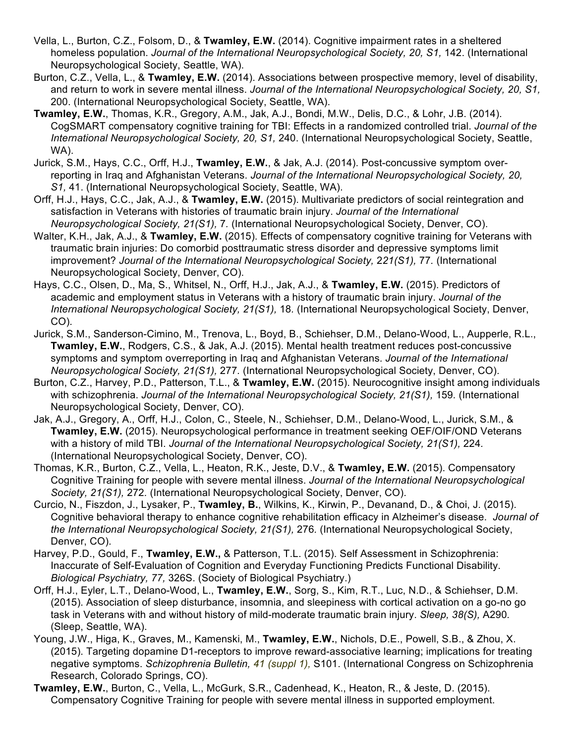Vella, L., Burton, C.Z., Folsom, D., & **Twamley, E.W.** (2014). Cognitive impairment rates in a sheltered homeless population. *Journal of the International Neuropsychological Society, 20, S1,* 142. (International Neuropsychological Society, Seattle, WA).

Burton, C.Z., Vella, L., & **Twamley, E.W.** (2014). Associations between prospective memory, level of disability, and return to work in severe mental illness. *Journal of the International Neuropsychological Society, 20, S1,* 200. (International Neuropsychological Society, Seattle, WA).

**Twamley, E.W.**, Thomas, K.R., Gregory, A.M., Jak, A.J., Bondi, M.W., Delis, D.C., & Lohr, J.B. (2014). CogSMART compensatory cognitive training for TBI: Effects in a randomized controlled trial. *Journal of the International Neuropsychological Society, 20, S1,* 240. (International Neuropsychological Society, Seattle, WA).

Jurick, S.M., Hays, C.C., Orff, H.J., **Twamley, E.W.**, & Jak, A.J. (2014). Post-concussive symptom over-reporting in Iraq and Afghanistan Veterans. *Journal of the International Neuropsychological Society, 20, S1,* 41. (International Neuropsychological Society, Seattle, WA).

Orff, H.J., Hays, C.C., Jak, A.J., & **Twamley, E.W.** (2015). Multivariate predictors of social reintegration and satisfaction in Veterans with histories of traumatic brain injury. *Journal of the International Neuropsychological Society, 21(S1),* 7. (International Neuropsychological Society, Denver, CO).

Walter, K.H., Jak, A.J., & **Twamley, E.W.** (2015). Effects of compensatory cognitive training for Veterans with traumatic brain injuries: Do comorbid posttraumatic stress disorder and depressive symptoms limit improvement? *Journal of the International Neuropsychological Society, 221(S1),* 77. (International Neuropsychological Society, Denver, CO).

Hays, C.C., Olsen, D., Ma, S., Whitsel, N., Orff, H.J., Jak, A.J., & **Twamley, E.W.** (2015). Predictors of academic and employment status in Veterans with a history of traumatic brain injury. *Journal of the International Neuropsychological Society, 21(S1),* 18. (International Neuropsychological Society, Denver, CO).

Jurick, S.M., Sanderson-Cimino, M., Trenova, L., Boyd, B., Schiehser, D.M., Delano-Wood, L., Aupperle, R.L., **Twamley, E.W.**, Rodgers, C.S., & Jak, A.J. (2015). Mental health treatment reduces post-concussive symptoms and symptom overreporting in Iraq and Afghanistan Veterans. *Journal of the International Neuropsychological Society, 21(S1),* 277. (International Neuropsychological Society, Denver, CO).

Burton, C.Z., Harvey, P.D., Patterson, T.L., & **Twamley, E.W.** (2015). Neurocognitive insight among individuals with schizophrenia. *Journal of the International Neuropsychological Society, 21(S1),* 159. (International Neuropsychological Society, Denver, CO).

Jak, A.J., Gregory, A., Orff, H.J., Colon, C., Steele, N., Schiehser, D.M., Delano-Wood, L., Jurick, S.M., & **Twamley, E.W.** (2015). Neuropsychological performance in treatment seeking OEF/OIF/OND Veterans with a history of mild TBI. *Journal of the International Neuropsychological Society, 21(S1),* 224. (International Neuropsychological Society, Denver, CO).

Thomas, K.R., Burton, C.Z., Vella, L., Heaton, R.K., Jeste, D.V., & **Twamley, E.W.** (2015). Compensatory Cognitive Training for people with severe mental illness. *Journal of the International Neuropsychological Society, 21(S1),* 272. (International Neuropsychological Society, Denver, CO).

Curcio, N., Fiszdon, J., Lysaker, P., **Twamley, B.**, Wilkins, K., Kirwin, P., Devanand, D., & Choi, J. (2015). Cognitive behavioral therapy to enhance cognitive rehabilitation efficacy in Alzheimer's disease. *Journal of the International Neuropsychological Society, 21(S1),* 276. (International Neuropsychological Society, Denver, CO).

Harvey, P.D., Gould, F., **Twamley, E.W.,** & Patterson, T.L. (2015). Self Assessment in Schizophrenia: Inaccurate of Self-Evaluation of Cognition and Everyday Functioning Predicts Functional Disability. *Biological Psychiatry, 77,* 326S. (Society of Biological Psychiatry.)

Orff, H.J., Eyler, L.T., Delano-Wood, L., **Twamley, E.W.**, Sorg, S., Kim, R.T., Luc, N.D., & Schiehser, D.M. (2015). Association of sleep disturbance, insomnia, and sleepiness with cortical activation on a go-no go task in Veterans with and without history of mild-moderate traumatic brain injury. *Sleep, 38(S),* A290. (Sleep, Seattle, WA).

Young, J.W., Higa, K., Graves, M., Kamenski, M., **Twamley, E.W.**, Nichols, D.E., Powell, S.B., & Zhou, X. (2015). Targeting dopamine D1-receptors to improve reward-associative learning; implications for treating negative symptoms. *Schizophrenia Bulletin, 41 (suppl 1),* S101. (International Congress on Schizophrenia Research, Colorado Springs, CO).

**Twamley, E.W.**, Burton, C., Vella, L., McGurk, S.R., Cadenhead, K., Heaton, R., & Jeste, D. (2015). Compensatory Cognitive Training for people with severe mental illness in supported employment.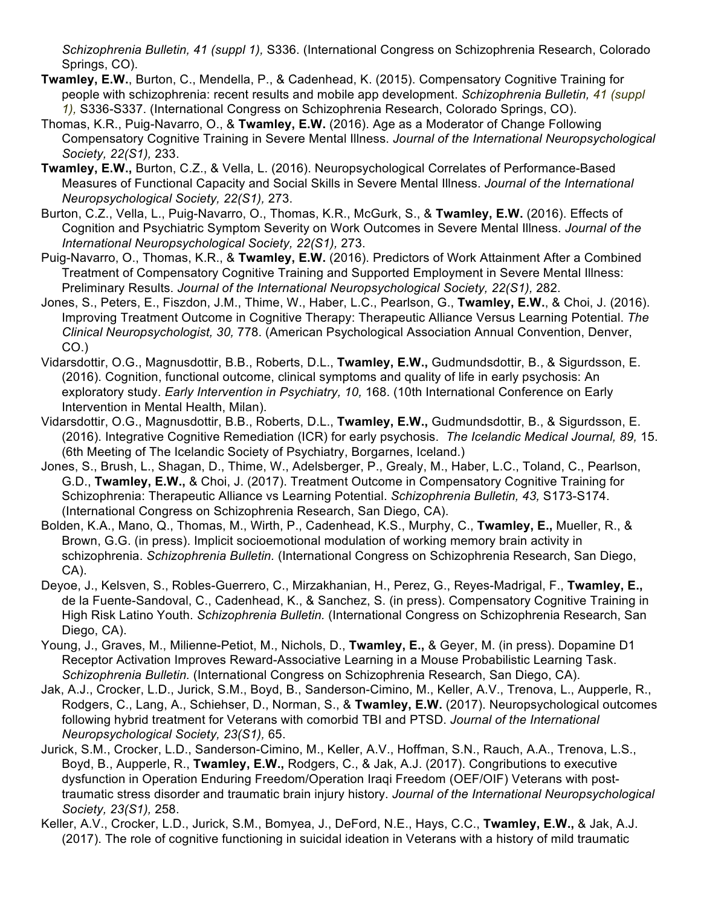*Schizophrenia Bulletin, 41 (suppl 1),* S336. (International Congress on Schizophrenia Research, Colorado Springs, CO).

**Twamley, E.W.**, Burton, C., Mendella, P., & Cadenhead, K. (2015). Compensatory Cognitive Training for people with schizophrenia: recent results and mobile app development. *Schizophrenia Bulletin, 41 (suppl 1),* S336-S337. (International Congress on Schizophrenia Research, Colorado Springs, CO).

Thomas, K.R., Puig-Navarro, O., & **Twamley, E.W.** (2016). Age as a Moderator of Change Following Compensatory Cognitive Training in Severe Mental Illness. *Journal of the International Neuropsychological Society, 22(S1),* 233.

**Twamley, E.W.,** Burton, C.Z., & Vella, L. (2016). Neuropsychological Correlates of Performance-Based Measures of Functional Capacity and Social Skills in Severe Mental Illness. *Journal of the International Neuropsychological Society, 22(S1),* 273.

Burton, C.Z., Vella, L., Puig-Navarro, O., Thomas, K.R., McGurk, S., & **Twamley, E.W.** (2016). Effects of Cognition and Psychiatric Symptom Severity on Work Outcomes in Severe Mental Illness. *Journal of the International Neuropsychological Society, 22(S1),* 273.

Puig-Navarro, O., Thomas, K.R., & **Twamley, E.W.** (2016). Predictors of Work Attainment After a Combined Treatment of Compensatory Cognitive Training and Supported Employment in Severe Mental Illness: Preliminary Results. *Journal of the International Neuropsychological Society, 22(S1),* 282.

Jones, S., Peters, E., Fiszdon, J.M., Thime, W., Haber, L.C., Pearlson, G., **Twamley, E.W.**, & Choi, J. (2016). Improving Treatment Outcome in Cognitive Therapy: Therapeutic Alliance Versus Learning Potential. *The Clinical Neuropsychologist, 30,* 778. (American Psychological Association Annual Convention, Denver, CO.)

Vidarsdottir, O.G., Magnusdottir, B.B., Roberts, D.L., **Twamley, E.W.,** Gudmundsdottir, B., & Sigurdsson, E. (2016). Cognition, functional outcome, clinical symptoms and quality of life in early psychosis: An exploratory study. *Early Intervention in Psychiatry, 10,* 168. (10th International Conference on Early Intervention in Mental Health, Milan).

Vidarsdottir, O.G., Magnusdottir, B.B., Roberts, D.L., **Twamley, E.W.,** Gudmundsdottir, B., & Sigurdsson, E. (2016). Integrative Cognitive Remediation (ICR) for early psychosis. *The Icelandic Medical Journal, 89,* 15. (6th Meeting of The Icelandic Society of Psychiatry, Borgarnes, Iceland.)

Jones, S., Brush, L., Shagan, D., Thime, W., Adelsberger, P., Grealy, M., Haber, L.C., Toland, C., Pearlson, G.D., **Twamley, E.W.,** & Choi, J. (2017). Treatment Outcome in Compensatory Cognitive Training for Schizophrenia: Therapeutic Alliance vs Learning Potential. *Schizophrenia Bulletin, 43,* S173-S174. (International Congress on Schizophrenia Research, San Diego, CA).

Bolden, K.A., Mano, Q., Thomas, M., Wirth, P., Cadenhead, K.S., Murphy, C., **Twamley, E.,** Mueller, R., & Brown, G.G. (in press). Implicit socioemotional modulation of working memory brain activity in schizophrenia. *Schizophrenia Bulletin.* (International Congress on Schizophrenia Research, San Diego, CA).

Deyoe, J., Kelsven, S., Robles-Guerrero, C., Mirzakhanian, H., Perez, G., Reyes-Madrigal, F., **Twamley, E.,** de la Fuente-Sandoval, C., Cadenhead, K., & Sanchez, S. (in press). Compensatory Cognitive Training in High Risk Latino Youth. *Schizophrenia Bulletin.* (International Congress on Schizophrenia Research, San Diego, CA).

Young, J., Graves, M., Milienne-Petiot, M., Nichols, D., **Twamley, E.,** & Geyer, M. (in press). Dopamine D1 Receptor Activation Improves Reward-Associative Learning in a Mouse Probabilistic Learning Task. *Schizophrenia Bulletin.* (International Congress on Schizophrenia Research, San Diego, CA).

Jak, A.J., Crocker, L.D., Jurick, S.M., Boyd, B., Sanderson-Cimino, M., Keller, A.V., Trenova, L., Aupperle, R., Rodgers, C., Lang, A., Schiehser, D., Norman, S., & **Twamley, E.W.** (2017). Neuropsychological outcomes following hybrid treatment for Veterans with comorbid TBI and PTSD. *Journal of the International Neuropsychological Society, 23(S1),* 65.

Jurick, S.M., Crocker, L.D., Sanderson-Cimino, M., Keller, A.V., Hoffman, S.N., Rauch, A.A., Trenova, L.S., Boyd, B., Aupperle, R., **Twamley, E.W.,** Rodgers, C., & Jak, A.J. (2017). Congributions to executive dysfunction in Operation Enduring Freedom/Operation Iraqi Freedom (OEF/OIF) Veterans with post-traumatic stress disorder and traumatic brain injury history. *Journal of the International Neuropsychological Society, 23(S1),* 258.

Keller, A.V., Crocker, L.D., Jurick, S.M., Bomyea, J., DeFord, N.E., Hays, C.C., **Twamley, E.W.,** & Jak, A.J. (2017). The role of cognitive functioning in suicidal ideation in Veterans with a history of mild traumatic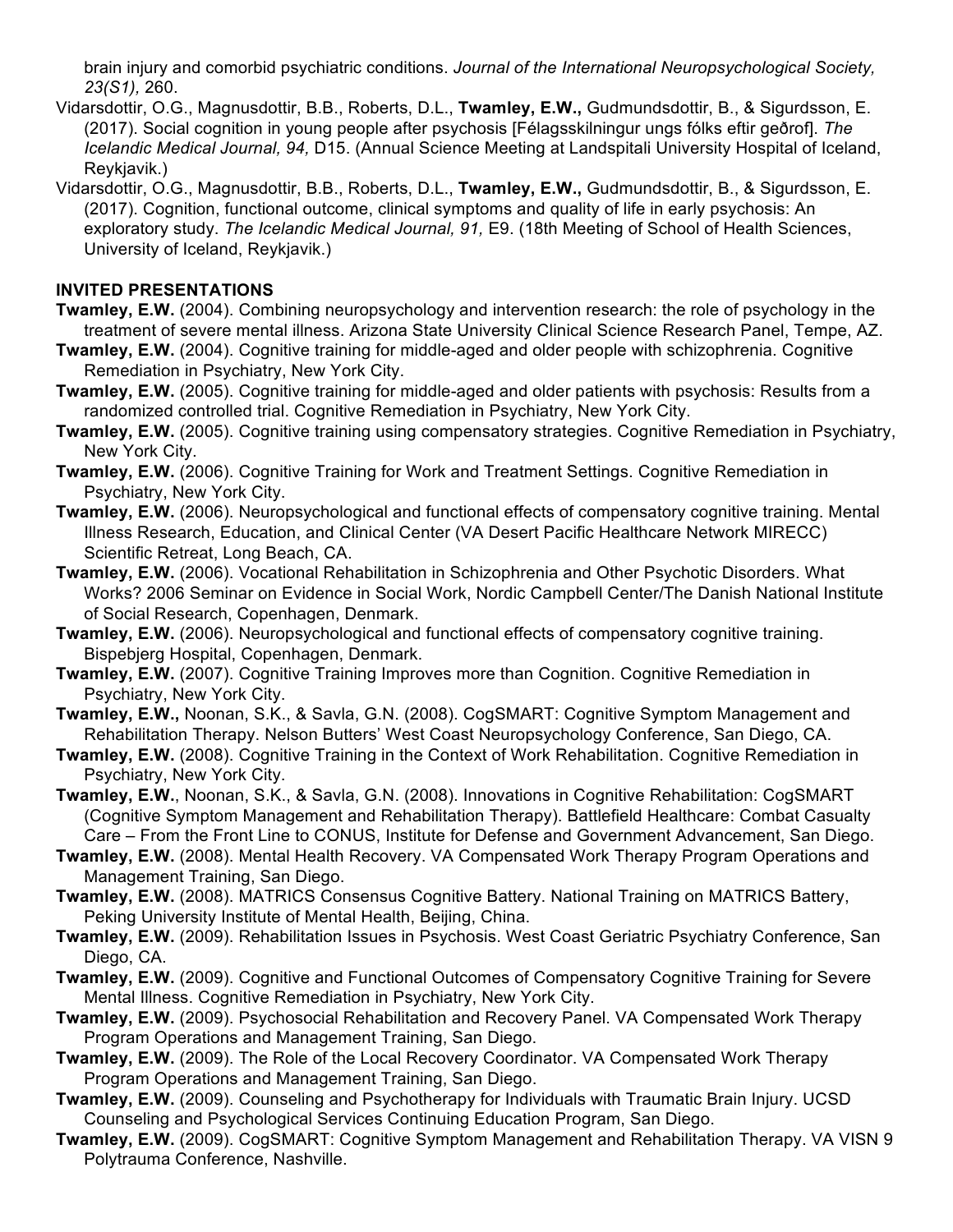brain injury and comorbid psychiatric conditions. *Journal of the International Neuropsychological Society, 23(S1),* 260.

Vidarsdottir, O.G., Magnusdottir, B.B., Roberts, D.L., **Twamley, E.W.,** Gudmundsdottir, B., & Sigurdsson, E. (2017). Social cognition in young people after psychosis [Félagsskilningur ungs fólks eftir geðrof]. *The Icelandic Medical Journal, 94,* D15. (Annual Science Meeting at Landspitali University Hospital of Iceland, Reykjavik.)

Vidarsdottir, O.G., Magnusdottir, B.B., Roberts, D.L., **Twamley, E.W.,** Gudmundsdottir, B., & Sigurdsson, E. (2017). Cognition, functional outcome, clinical symptoms and quality of life in early psychosis: An exploratory study. *The Icelandic Medical Journal, 91,* E9. (18th Meeting of School of Health Sciences, University of Iceland, Reykjavik.)

**INVITED PRESENTATIONS**

**Twamley, E.W.** (2004). Combining neuropsychology and intervention research: the role of psychology in the treatment of severe mental illness. Arizona State University Clinical Science Research Panel, Tempe, AZ.

**Twamley, E.W.** (2004). Cognitive training for middle-aged and older people with schizophrenia. Cognitive Remediation in Psychiatry, New York City.

**Twamley, E.W.** (2005). Cognitive training for middle-aged and older patients with psychosis: Results from a randomized controlled trial. Cognitive Remediation in Psychiatry, New York City.

**Twamley, E.W.** (2005). Cognitive training using compensatory strategies. Cognitive Remediation in Psychiatry, New York City.

**Twamley, E.W.** (2006). Cognitive Training for Work and Treatment Settings. Cognitive Remediation in Psychiatry, New York City.

**Twamley, E.W.** (2006). Neuropsychological and functional effects of compensatory cognitive training. Mental Illness Research, Education, and Clinical Center (VA Desert Pacific Healthcare Network MIRECC) Scientific Retreat, Long Beach, CA.

**Twamley, E.W.** (2006). Vocational Rehabilitation in Schizophrenia and Other Psychotic Disorders. What Works? 2006 Seminar on Evidence in Social Work, Nordic Campbell Center/The Danish National Institute of Social Research, Copenhagen, Denmark.

**Twamley, E.W.** (2006). Neuropsychological and functional effects of compensatory cognitive training. Bispebjerg Hospital, Copenhagen, Denmark.

**Twamley, E.W.** (2007). Cognitive Training Improves more than Cognition. Cognitive Remediation in Psychiatry, New York City.

**Twamley, E.W.,** Noonan, S.K., & Savla, G.N. (2008). CogSMART: Cognitive Symptom Management and Rehabilitation Therapy. Nelson Butters' West Coast Neuropsychology Conference, San Diego, CA.

**Twamley, E.W.** (2008). Cognitive Training in the Context of Work Rehabilitation. Cognitive Remediation in Psychiatry, New York City.

**Twamley, E.W.**, Noonan, S.K., & Savla, G.N. (2008). Innovations in Cognitive Rehabilitation: CogSMART (Cognitive Symptom Management and Rehabilitation Therapy). Battlefield Healthcare: Combat Casualty Care – From the Front Line to CONUS, Institute for Defense and Government Advancement, San Diego.

**Twamley, E.W.** (2008). Mental Health Recovery. VA Compensated Work Therapy Program Operations and Management Training, San Diego.

**Twamley, E.W.** (2008). MATRICS Consensus Cognitive Battery. National Training on MATRICS Battery, Peking University Institute of Mental Health, Beijing, China.

**Twamley, E.W.** (2009). Rehabilitation Issues in Psychosis. West Coast Geriatric Psychiatry Conference, San Diego, CA.

**Twamley, E.W.** (2009). Cognitive and Functional Outcomes of Compensatory Cognitive Training for Severe Mental Illness. Cognitive Remediation in Psychiatry, New York City.

**Twamley, E.W.** (2009). Psychosocial Rehabilitation and Recovery Panel. VA Compensated Work Therapy Program Operations and Management Training, San Diego.

**Twamley, E.W.** (2009). The Role of the Local Recovery Coordinator. VA Compensated Work Therapy Program Operations and Management Training, San Diego.

**Twamley, E.W.** (2009). Counseling and Psychotherapy for Individuals with Traumatic Brain Injury. UCSD Counseling and Psychological Services Continuing Education Program, San Diego.

**Twamley, E.W.** (2009). CogSMART: Cognitive Symptom Management and Rehabilitation Therapy. VA VISN 9 Polytrauma Conference, Nashville.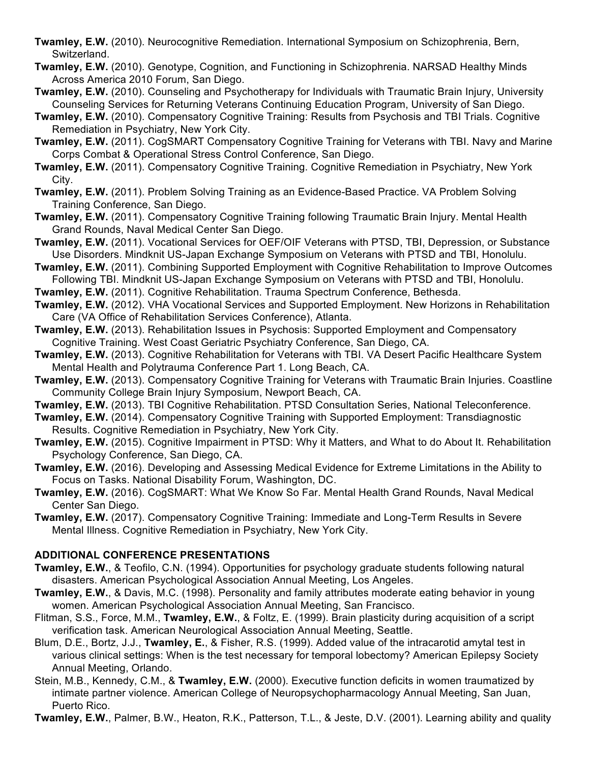**Twamley, E.W.** (2010). Neurocognitive Remediation. International Symposium on Schizophrenia, Bern, Switzerland.

**Twamley, E.W.** (2010). Genotype, Cognition, and Functioning in Schizophrenia. NARSAD Healthy Minds Across America 2010 Forum, San Diego.

**Twamley, E.W.** (2010). Counseling and Psychotherapy for Individuals with Traumatic Brain Injury, University Counseling Services for Returning Veterans Continuing Education Program, University of San Diego.

**Twamley, E.W.** (2010). Compensatory Cognitive Training: Results from Psychosis and TBI Trials. Cognitive Remediation in Psychiatry, New York City.

**Twamley, E.W.** (2011). CogSMART Compensatory Cognitive Training for Veterans with TBI. Navy and Marine Corps Combat & Operational Stress Control Conference, San Diego.

**Twamley, E.W.** (2011). Compensatory Cognitive Training. Cognitive Remediation in Psychiatry, New York City.

**Twamley, E.W.** (2011). Problem Solving Training as an Evidence-Based Practice. VA Problem Solving Training Conference, San Diego.

**Twamley, E.W.** (2011). Compensatory Cognitive Training following Traumatic Brain Injury. Mental Health Grand Rounds, Naval Medical Center San Diego.

**Twamley, E.W.** (2011). Vocational Services for OEF/OIF Veterans with PTSD, TBI, Depression, or Substance Use Disorders. Mindknit US-Japan Exchange Symposium on Veterans with PTSD and TBI, Honolulu.

**Twamley, E.W.** (2011). Combining Supported Employment with Cognitive Rehabilitation to Improve Outcomes Following TBI. Mindknit US-Japan Exchange Symposium on Veterans with PTSD and TBI, Honolulu.

**Twamley, E.W.** (2011). Cognitive Rehabilitation. Trauma Spectrum Conference, Bethesda.

**Twamley, E.W.** (2012). VHA Vocational Services and Supported Employment. New Horizons in Rehabilitation Care (VA Office of Rehabilitation Services Conference), Atlanta.

**Twamley, E.W.** (2013). Rehabilitation Issues in Psychosis: Supported Employment and Compensatory Cognitive Training. West Coast Geriatric Psychiatry Conference, San Diego, CA.

**Twamley, E.W.** (2013). Cognitive Rehabilitation for Veterans with TBI. VA Desert Pacific Healthcare System Mental Health and Polytrauma Conference Part 1. Long Beach, CA.

**Twamley, E.W.** (2013). Compensatory Cognitive Training for Veterans with Traumatic Brain Injuries. Coastline Community College Brain Injury Symposium, Newport Beach, CA.

**Twamley, E.W.** (2013). TBI Cognitive Rehabilitation. PTSD Consultation Series, National Teleconference.

**Twamley, E.W.** (2014). Compensatory Cognitive Training with Supported Employment: Transdiagnostic Results. Cognitive Remediation in Psychiatry, New York City.

**Twamley, E.W.** (2015). Cognitive Impairment in PTSD: Why it Matters, and What to do About It. Rehabilitation Psychology Conference, San Diego, CA.

**Twamley, E.W.** (2016). Developing and Assessing Medical Evidence for Extreme Limitations in the Ability to Focus on Tasks. National Disability Forum, Washington, DC.

**Twamley, E.W.** (2016). CogSMART: What We Know So Far. Mental Health Grand Rounds, Naval Medical Center San Diego.

**Twamley, E.W.** (2017). Compensatory Cognitive Training: Immediate and Long-Term Results in Severe Mental Illness. Cognitive Remediation in Psychiatry, New York City.

## ADDITIONAL CONFERENCE PRESENTATIONS

**Twamley, E.W.**, & Teofilo, C.N. (1994). Opportunities for psychology graduate students following natural disasters. American Psychological Association Annual Meeting, Los Angeles.

**Twamley, E.W.**, & Davis, M.C. (1998). Personality and family attributes moderate eating behavior in young women. American Psychological Association Annual Meeting, San Francisco.

Flitman, S.S., Force, M.M., **Twamley, E.W.**, & Foltz, E. (1999). Brain plasticity during acquisition of a script verification task. American Neurological Association Annual Meeting, Seattle.

Blum, D.E., Bortz, J.J., **Twamley, E.**, & Fisher, R.S. (1999). Added value of the intracarotid amytal test in various clinical settings: When is the test necessary for temporal lobectomy? American Epilepsy Society Annual Meeting, Orlando.

Stein, M.B., Kennedy, C.M., & **Twamley, E.W.** (2000). Executive function deficits in women traumatized by intimate partner violence. American College of Neuropsychopharmacology Annual Meeting, San Juan, Puerto Rico.

**Twamley, E.W.**, Palmer, B.W., Heaton, R.K., Patterson, T.L., & Jeste, D.V. (2001). Learning ability and quality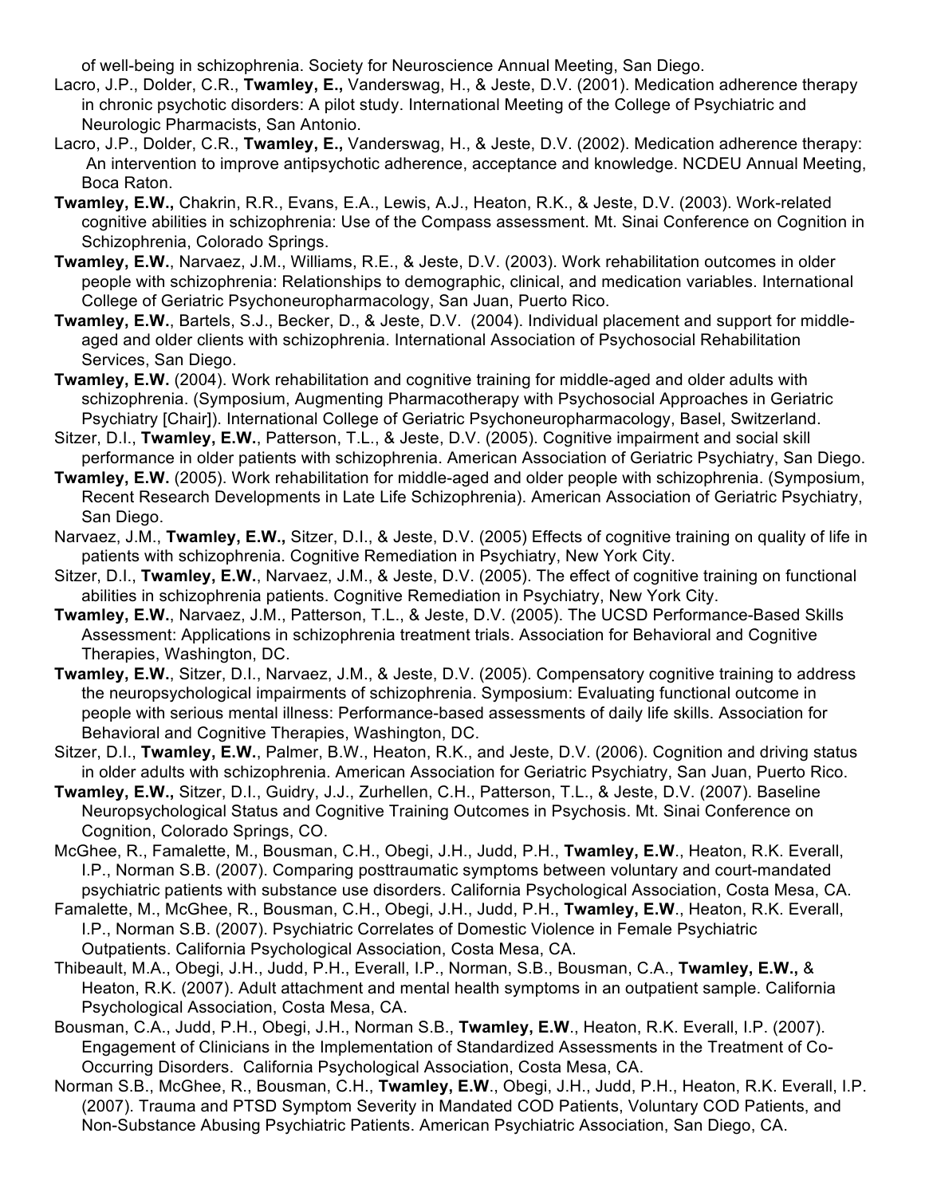of well-being in schizophrenia. Society for Neuroscience Annual Meeting, San Diego.

Lacro, J.P., Dolder, C.R., **Twamley, E.,** Vanderswag, H., & Jeste, D.V. (2001). Medication adherence therapy in chronic psychotic disorders: A pilot study. International Meeting of the College of Psychiatric and Neurologic Pharmacists, San Antonio.

Lacro, J.P., Dolder, C.R., **Twamley, E.,** Vanderswag, H., & Jeste, D.V. (2002). Medication adherence therapy: An intervention to improve antipsychotic adherence, acceptance and knowledge. NCDEU Annual Meeting, Boca Raton.

**Twamley, E.W.,** Chakrin, R.R., Evans, E.A., Lewis, A.J., Heaton, R.K., & Jeste, D.V. (2003). Work-related cognitive abilities in schizophrenia: Use of the Compass assessment. Mt. Sinai Conference on Cognition in Schizophrenia, Colorado Springs.

**Twamley, E.W.**, Narvaez, J.M., Williams, R.E., & Jeste, D.V. (2003). Work rehabilitation outcomes in older people with schizophrenia: Relationships to demographic, clinical, and medication variables. International College of Geriatric Psychoneuropharmacology, San Juan, Puerto Rico.

**Twamley, E.W.**, Bartels, S.J., Becker, D., & Jeste, D.V. (2004). Individual placement and support for middle-aged and older clients with schizophrenia. International Association of Psychosocial Rehabilitation Services, San Diego.

**Twamley, E.W.** (2004). Work rehabilitation and cognitive training for middle-aged and older adults with schizophrenia. (Symposium, Augmenting Pharmacotherapy with Psychosocial Approaches in Geriatric Psychiatry [Chair]). International College of Geriatric Psychoneuropharmacology, Basel, Switzerland.

Sitzer, D.I., **Twamley, E.W.**, Patterson, T.L., & Jeste, D.V. (2005). Cognitive impairment and social skill performance in older patients with schizophrenia. American Association of Geriatric Psychiatry, San Diego.

**Twamley, E.W.** (2005). Work rehabilitation for middle-aged and older people with schizophrenia. (Symposium, Recent Research Developments in Late Life Schizophrenia). American Association of Geriatric Psychiatry, San Diego.

Narvaez, J.M., **Twamley, E.W.,** Sitzer, D.I., & Jeste, D.V. (2005) Effects of cognitive training on quality of life in patients with schizophrenia. Cognitive Remediation in Psychiatry, New York City.

Sitzer, D.I., **Twamley, E.W.**, Narvaez, J.M., & Jeste, D.V. (2005). The effect of cognitive training on functional abilities in schizophrenia patients. Cognitive Remediation in Psychiatry, New York City.

**Twamley, E.W.**, Narvaez, J.M., Patterson, T.L., & Jeste, D.V. (2005). The UCSD Performance-Based Skills Assessment: Applications in schizophrenia treatment trials. Association for Behavioral and Cognitive Therapies, Washington, DC.

**Twamley, E.W.**, Sitzer, D.I., Narvaez, J.M., & Jeste, D.V. (2005). Compensatory cognitive training to address the neuropsychological impairments of schizophrenia. Symposium: Evaluating functional outcome in people with serious mental illness: Performance-based assessments of daily life skills. Association for Behavioral and Cognitive Therapies, Washington, DC.

Sitzer, D.I., **Twamley, E.W.**, Palmer, B.W., Heaton, R.K., and Jeste, D.V. (2006). Cognition and driving status in older adults with schizophrenia. American Association for Geriatric Psychiatry, San Juan, Puerto Rico.

**Twamley, E.W.,** Sitzer, D.I., Guidry, J.J., Zurhellen, C.H., Patterson, T.L., & Jeste, D.V. (2007). Baseline Neuropsychological Status and Cognitive Training Outcomes in Psychosis. Mt. Sinai Conference on Cognition, Colorado Springs, CO.

McGhee, R., Famalette, M., Bousman, C.H., Obegi, J.H., Judd, P.H., **Twamley, E.W**., Heaton, R.K. Everall, I.P., Norman S.B. (2007). Comparing posttraumatic symptoms between voluntary and court-mandated psychiatric patients with substance use disorders. California Psychological Association, Costa Mesa, CA.

Famalette, M., McGhee, R., Bousman, C.H., Obegi, J.H., Judd, P.H., **Twamley, E.W**., Heaton, R.K. Everall, I.P., Norman S.B. (2007). Psychiatric Correlates of Domestic Violence in Female Psychiatric Outpatients. California Psychological Association, Costa Mesa, CA.

Thibeault, M.A., Obegi, J.H., Judd, P.H., Everall, I.P., Norman, S.B., Bousman, C.A., **Twamley, E.W.,** & Heaton, R.K. (2007). Adult attachment and mental health symptoms in an outpatient sample. California Psychological Association, Costa Mesa, CA.

Bousman, C.A., Judd, P.H., Obegi, J.H., Norman S.B., **Twamley, E.W**., Heaton, R.K. Everall, I.P. (2007). Engagement of Clinicians in the Implementation of Standardized Assessments in the Treatment of Co-Occurring Disorders. California Psychological Association, Costa Mesa, CA.

Norman S.B., McGhee, R., Bousman, C.H., **Twamley, E.W**., Obegi, J.H., Judd, P.H., Heaton, R.K. Everall, I.P. (2007). Trauma and PTSD Symptom Severity in Mandated COD Patients, Voluntary COD Patients, and Non-Substance Abusing Psychiatric Patients. American Psychiatric Association, San Diego, CA.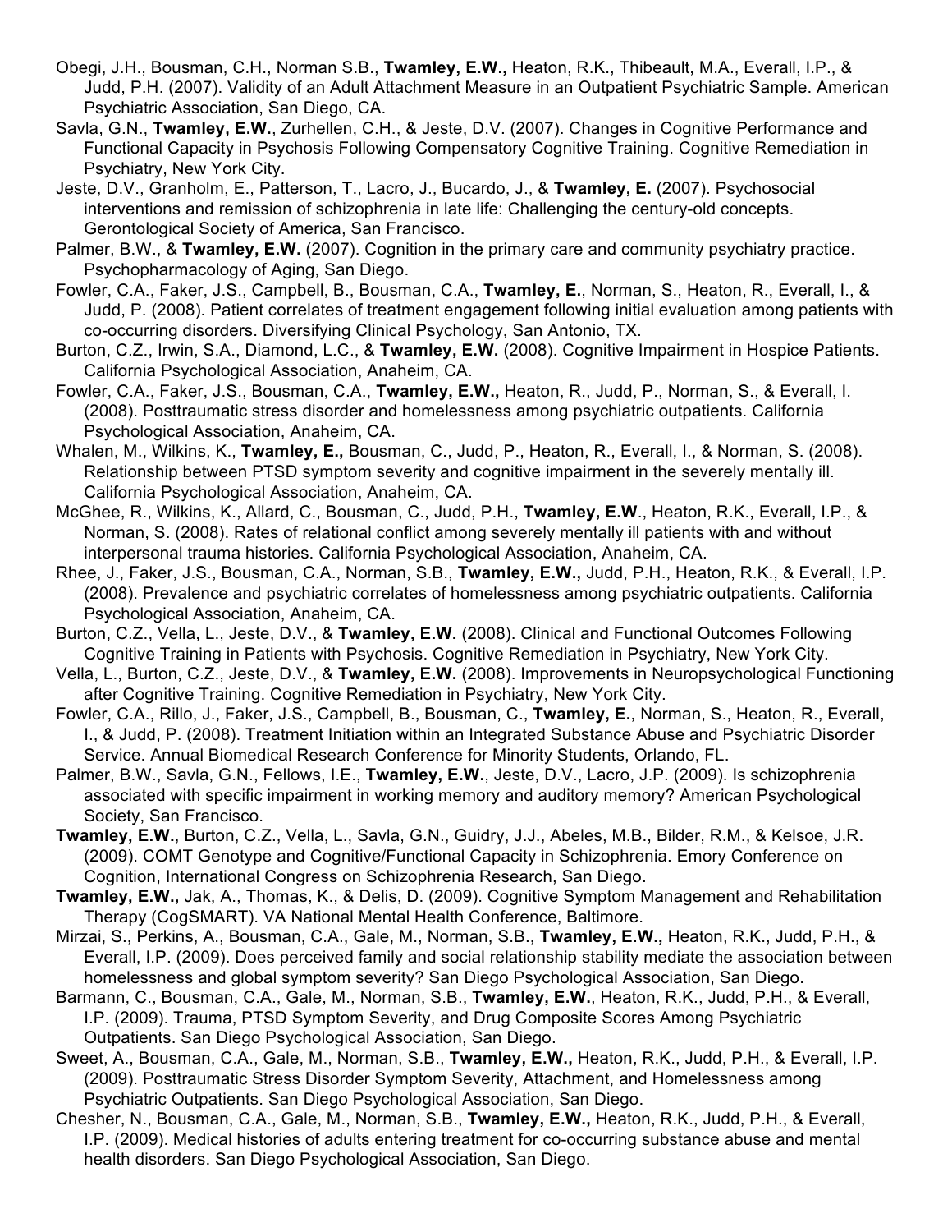Obegi, J.H., Bousman, C.H., Norman S.B., **Twamley, E.W.,** Heaton, R.K., Thibeault, M.A., Everall, I.P., & Judd, P.H. (2007). Validity of an Adult Attachment Measure in an Outpatient Psychiatric Sample. American Psychiatric Association, San Diego, CA.

Savla, G.N., **Twamley, E.W.**, Zurhellen, C.H., & Jeste, D.V. (2007). Changes in Cognitive Performance and Functional Capacity in Psychosis Following Compensatory Cognitive Training. Cognitive Remediation in Psychiatry, New York City.

Jeste, D.V., Granholm, E., Patterson, T., Lacro, J., Bucardo, J., & **Twamley, E.** (2007). Psychosocial interventions and remission of schizophrenia in late life: Challenging the century-old concepts. Gerontological Society of America, San Francisco.

Palmer, B.W., & **Twamley, E.W.** (2007). Cognition in the primary care and community psychiatry practice. Psychopharmacology of Aging, San Diego.

Fowler, C.A., Faker, J.S., Campbell, B., Bousman, C.A., **Twamley, E.**, Norman, S., Heaton, R., Everall, I., & Judd, P. (2008). Patient correlates of treatment engagement following initial evaluation among patients with co-occurring disorders. Diversifying Clinical Psychology, San Antonio, TX.

Burton, C.Z., Irwin, S.A., Diamond, L.C., & **Twamley, E.W.** (2008). Cognitive Impairment in Hospice Patients. California Psychological Association, Anaheim, CA.

Fowler, C.A., Faker, J.S., Bousman, C.A., **Twamley, E.W.,** Heaton, R., Judd, P., Norman, S., & Everall, I. (2008). Posttraumatic stress disorder and homelessness among psychiatric outpatients. California Psychological Association, Anaheim, CA.

Whalen, M., Wilkins, K., **Twamley, E.,** Bousman, C., Judd, P., Heaton, R., Everall, I., & Norman, S. (2008). Relationship between PTSD symptom severity and cognitive impairment in the severely mentally ill. California Psychological Association, Anaheim, CA.

McGhee, R., Wilkins, K., Allard, C., Bousman, C., Judd, P.H., **Twamley, E.W**., Heaton, R.K., Everall, I.P., & Norman, S. (2008). Rates of relational conflict among severely mentally ill patients with and without interpersonal trauma histories. California Psychological Association, Anaheim, CA.

Rhee, J., Faker, J.S., Bousman, C.A., Norman, S.B., **Twamley, E.W.,** Judd, P.H., Heaton, R.K., & Everall, I.P. (2008). Prevalence and psychiatric correlates of homelessness among psychiatric outpatients. California Psychological Association, Anaheim, CA.

Burton, C.Z., Vella, L., Jeste, D.V., & **Twamley, E.W.** (2008). Clinical and Functional Outcomes Following Cognitive Training in Patients with Psychosis. Cognitive Remediation in Psychiatry, New York City.

Vella, L., Burton, C.Z., Jeste, D.V., & **Twamley, E.W.** (2008). Improvements in Neuropsychological Functioning after Cognitive Training. Cognitive Remediation in Psychiatry, New York City.

Fowler, C.A., Rillo, J., Faker, J.S., Campbell, B., Bousman, C., **Twamley, E.**, Norman, S., Heaton, R., Everall, I., & Judd, P. (2008). Treatment Initiation within an Integrated Substance Abuse and Psychiatric Disorder Service. Annual Biomedical Research Conference for Minority Students, Orlando, FL.

Palmer, B.W., Savla, G.N., Fellows, I.E., **Twamley, E.W.**, Jeste, D.V., Lacro, J.P. (2009). Is schizophrenia associated with specific impairment in working memory and auditory memory? American Psychological Society, San Francisco.

**Twamley, E.W.**, Burton, C.Z., Vella, L., Savla, G.N., Guidry, J.J., Abeles, M.B., Bilder, R.M., & Kelsoe, J.R. (2009). COMT Genotype and Cognitive/Functional Capacity in Schizophrenia. Emory Conference on Cognition, International Congress on Schizophrenia Research, San Diego.

**Twamley, E.W.,** Jak, A., Thomas, K., & Delis, D. (2009). Cognitive Symptom Management and Rehabilitation Therapy (CogSMART). VA National Mental Health Conference, Baltimore.

Mirzai, S., Perkins, A., Bousman, C.A., Gale, M., Norman, S.B., **Twamley, E.W.,** Heaton, R.K., Judd, P.H., & Everall, I.P. (2009). Does perceived family and social relationship stability mediate the association between homelessness and global symptom severity? San Diego Psychological Association, San Diego.

Barmann, C., Bousman, C.A., Gale, M., Norman, S.B., **Twamley, E.W.**, Heaton, R.K., Judd, P.H., & Everall, I.P. (2009). Trauma, PTSD Symptom Severity, and Drug Composite Scores Among Psychiatric Outpatients. San Diego Psychological Association, San Diego.

Sweet, A., Bousman, C.A., Gale, M., Norman, S.B., **Twamley, E.W.,** Heaton, R.K., Judd, P.H., & Everall, I.P. (2009). Posttraumatic Stress Disorder Symptom Severity, Attachment, and Homelessness among Psychiatric Outpatients. San Diego Psychological Association, San Diego.

Chesher, N., Bousman, C.A., Gale, M., Norman, S.B., **Twamley, E.W.,** Heaton, R.K., Judd, P.H., & Everall, I.P. (2009). Medical histories of adults entering treatment for co-occurring substance abuse and mental health disorders. San Diego Psychological Association, San Diego.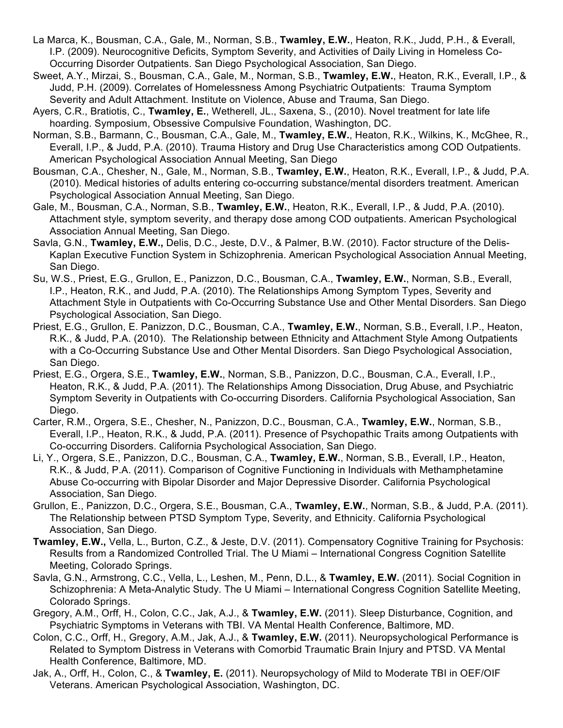La Marca, K., Bousman, C.A., Gale, M., Norman, S.B., **Twamley, E.W.**, Heaton, R.K., Judd, P.H., & Everall, I.P. (2009). Neurocognitive Deficits, Symptom Severity, and Activities of Daily Living in Homeless Co-Occurring Disorder Outpatients. San Diego Psychological Association, San Diego.

Sweet, A.Y., Mirzai, S., Bousman, C.A., Gale, M., Norman, S.B., **Twamley, E.W.**, Heaton, R.K., Everall, I.P., & Judd, P.H. (2009). Correlates of Homelessness Among Psychiatric Outpatients: Trauma Symptom Severity and Adult Attachment. Institute on Violence, Abuse and Trauma, San Diego.

Ayers, C.R., Bratiotis, C., **Twamley, E.**, Wetherell, JL., Saxena, S., (2010). Novel treatment for late life hoarding. Symposium, Obsessive Compulsive Foundation, Washington, DC.

Norman, S.B., Barmann, C., Bousman, C.A., Gale, M., **Twamley, E.W.**, Heaton, R.K., Wilkins, K., McGhee, R., Everall, I.P., & Judd, P.A. (2010). Trauma History and Drug Use Characteristics among COD Outpatients. American Psychological Association Annual Meeting, San Diego

Bousman, C.A., Chesher, N., Gale, M., Norman, S.B., **Twamley, E.W.**, Heaton, R.K., Everall, I.P., & Judd, P.A. (2010). Medical histories of adults entering co-occurring substance/mental disorders treatment. American Psychological Association Annual Meeting, San Diego.

Gale, M., Bousman, C.A., Norman, S.B., **Twamley, E.W.**, Heaton, R.K., Everall, I.P., & Judd, P.A. (2010). Attachment style, symptom severity, and therapy dose among COD outpatients. American Psychological Association Annual Meeting, San Diego.

Savla, G.N., **Twamley, E.W.,** Delis, D.C., Jeste, D.V., & Palmer, B.W. (2010). Factor structure of the Delis-Kaplan Executive Function System in Schizophrenia. American Psychological Association Annual Meeting, San Diego.

Su, W.S., Priest, E.G., Grullon, E., Panizzon, D.C., Bousman, C.A., **Twamley, E.W.**, Norman, S.B., Everall, I.P., Heaton, R.K., and Judd, P.A. (2010). The Relationships Among Symptom Types, Severity and Attachment Style in Outpatients with Co-Occurring Substance Use and Other Mental Disorders. San Diego Psychological Association, San Diego.

Priest, E.G., Grullon, E. Panizzon, D.C., Bousman, C.A., **Twamley, E.W.**, Norman, S.B., Everall, I.P., Heaton, R.K., & Judd, P.A. (2010). The Relationship between Ethnicity and Attachment Style Among Outpatients with a Co-Occurring Substance Use and Other Mental Disorders. San Diego Psychological Association, San Diego.

Priest, E.G., Orgera, S.E., **Twamley, E.W.**, Norman, S.B., Panizzon, D.C., Bousman, C.A., Everall, I.P., Heaton, R.K., & Judd, P.A. (2011). The Relationships Among Dissociation, Drug Abuse, and Psychiatric Symptom Severity in Outpatients with Co-occurring Disorders. California Psychological Association, San Diego.

Carter, R.M., Orgera, S.E., Chesher, N., Panizzon, D.C., Bousman, C.A., **Twamley, E.W.**, Norman, S.B., Everall, I.P., Heaton, R.K., & Judd, P.A. (2011). Presence of Psychopathic Traits among Outpatients with Co-occurring Disorders. California Psychological Association, San Diego.

Li, Y., Orgera, S.E., Panizzon, D.C., Bousman, C.A., **Twamley, E.W.**, Norman, S.B., Everall, I.P., Heaton, R.K., & Judd, P.A. (2011). Comparison of Cognitive Functioning in Individuals with Methamphetamine Abuse Co-occurring with Bipolar Disorder and Major Depressive Disorder. California Psychological Association, San Diego.

Grullon, E., Panizzon, D.C., Orgera, S.E., Bousman, C.A., **Twamley, E.W.**, Norman, S.B., & Judd, P.A. (2011). The Relationship between PTSD Symptom Type, Severity, and Ethnicity. California Psychological Association, San Diego.

**Twamley, E.W.,** Vella, L., Burton, C.Z., & Jeste, D.V. (2011). Compensatory Cognitive Training for Psychosis: Results from a Randomized Controlled Trial. The U Miami – International Congress Cognition Satellite Meeting, Colorado Springs.

Savla, G.N., Armstrong, C.C., Vella, L., Leshen, M., Penn, D.L., & **Twamley, E.W.** (2011). Social Cognition in Schizophrenia: A Meta-Analytic Study. The U Miami – International Congress Cognition Satellite Meeting, Colorado Springs.

Gregory, A.M., Orff, H., Colon, C.C., Jak, A.J., & **Twamley, E.W.** (2011). Sleep Disturbance, Cognition, and Psychiatric Symptoms in Veterans with TBI. VA Mental Health Conference, Baltimore, MD.

Colon, C.C., Orff, H., Gregory, A.M., Jak, A.J., & **Twamley, E.W.** (2011). Neuropsychological Performance is Related to Symptom Distress in Veterans with Comorbid Traumatic Brain Injury and PTSD. VA Mental Health Conference, Baltimore, MD.

Jak, A., Orff, H., Colon, C., & **Twamley, E.** (2011). Neuropsychology of Mild to Moderate TBI in OEF/OIF Veterans. American Psychological Association, Washington, DC.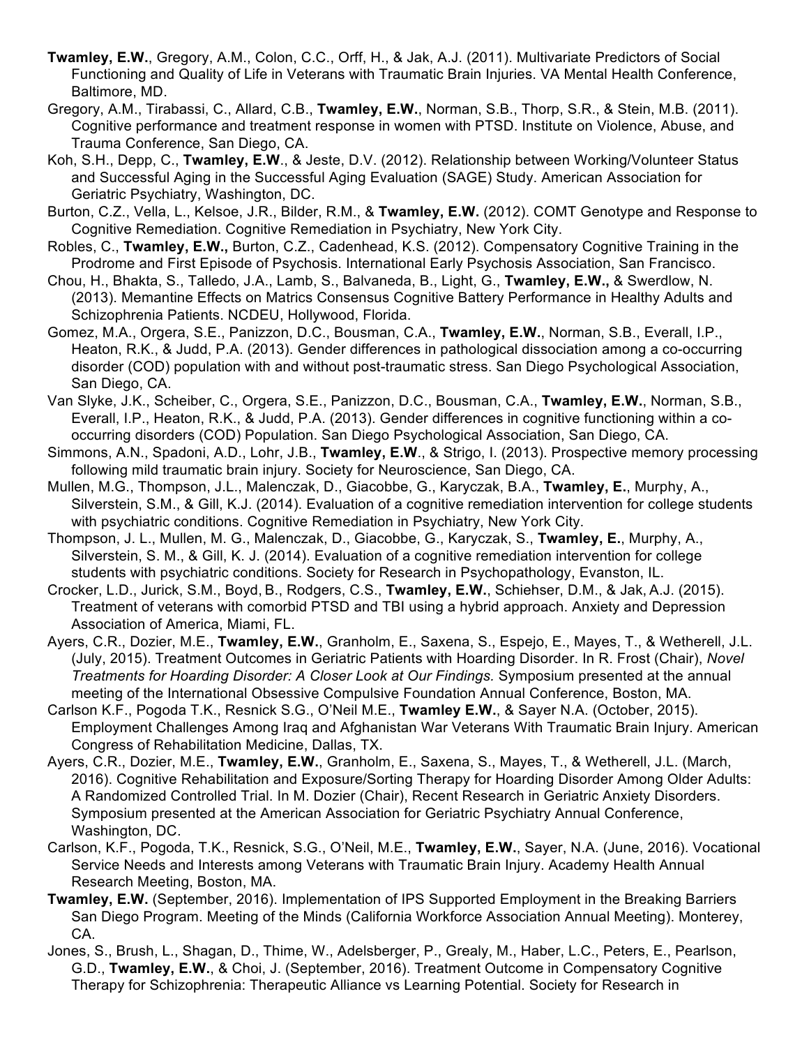**Twamley, E.W.**, Gregory, A.M., Colon, C.C., Orff, H., & Jak, A.J. (2011). Multivariate Predictors of Social Functioning and Quality of Life in Veterans with Traumatic Brain Injuries. VA Mental Health Conference, Baltimore, MD.

Gregory, A.M., Tirabassi, C., Allard, C.B., **Twamley, E.W.**, Norman, S.B., Thorp, S.R., & Stein, M.B. (2011). Cognitive performance and treatment response in women with PTSD. Institute on Violence, Abuse, and Trauma Conference, San Diego, CA.

Koh, S.H., Depp, C., **Twamley, E.W**., & Jeste, D.V. (2012). Relationship between Working/Volunteer Status and Successful Aging in the Successful Aging Evaluation (SAGE) Study. American Association for Geriatric Psychiatry, Washington, DC.

Burton, C.Z., Vella, L., Kelsoe, J.R., Bilder, R.M., & **Twamley, E.W.** (2012). COMT Genotype and Response to Cognitive Remediation. Cognitive Remediation in Psychiatry, New York City.

Robles, C., **Twamley, E.W.,** Burton, C.Z., Cadenhead, K.S. (2012). Compensatory Cognitive Training in the Prodrome and First Episode of Psychosis. International Early Psychosis Association, San Francisco.

Chou, H., Bhakta, S., Talledo, J.A., Lamb, S., Balvaneda, B., Light, G., **Twamley, E.W.,** & Swerdlow, N. (2013). Memantine Effects on Matrics Consensus Cognitive Battery Performance in Healthy Adults and Schizophrenia Patients. NCDEU, Hollywood, Florida.

Gomez, M.A., Orgera, S.E., Panizzon, D.C., Bousman, C.A., **Twamley, E.W.**, Norman, S.B., Everall, I.P., Heaton, R.K., & Judd, P.A. (2013). Gender differences in pathological dissociation among a co-occurring disorder (COD) population with and without post-traumatic stress. San Diego Psychological Association, San Diego, CA.

Van Slyke, J.K., Scheiber, C., Orgera, S.E., Panizzon, D.C., Bousman, C.A., **Twamley, E.W.**, Norman, S.B., Everall, I.P., Heaton, R.K., & Judd, P.A. (2013). Gender differences in cognitive functioning within a co-occurring disorders (COD) Population. San Diego Psychological Association, San Diego, CA.

Simmons, A.N., Spadoni, A.D., Lohr, J.B., **Twamley, E.W**., & Strigo, I. (2013). Prospective memory processing following mild traumatic brain injury. Society for Neuroscience, San Diego, CA.

Mullen, M.G., Thompson, J.L., Malenczak, D., Giacobbe, G., Karyczak, B.A., **Twamley, E.**, Murphy, A., Silverstein, S.M., & Gill, K.J. (2014). Evaluation of a cognitive remediation intervention for college students with psychiatric conditions. Cognitive Remediation in Psychiatry, New York City.

Thompson, J. L., Mullen, M. G., Malenczak, D., Giacobbe, G., Karyczak, S., **Twamley, E.**, Murphy, A., Silverstein, S. M., & Gill, K. J. (2014). Evaluation of a cognitive remediation intervention for college students with psychiatric conditions. Society for Research in Psychopathology, Evanston, IL.

Crocker, L.D., Jurick, S.M., Boyd, B., Rodgers, C.S., **Twamley, E.W.**, Schiehser, D.M., & Jak, A.J. (2015). Treatment of veterans with comorbid PTSD and TBI using a hybrid approach. Anxiety and Depression Association of America, Miami, FL.

Ayers, C.R., Dozier, M.E., **Twamley, E.W.**, Granholm, E., Saxena, S., Espejo, E., Mayes, T., & Wetherell, J.L. (July, 2015). Treatment Outcomes in Geriatric Patients with Hoarding Disorder. In R. Frost (Chair), *Novel Treatments for Hoarding Disorder: A Closer Look at Our Findings.* Symposium presented at the annual meeting of the International Obsessive Compulsive Foundation Annual Conference, Boston, MA.

Carlson K.F., Pogoda T.K., Resnick S.G., O'Neil M.E., **Twamley E.W.**, & Sayer N.A. (October, 2015). Employment Challenges Among Iraq and Afghanistan War Veterans With Traumatic Brain Injury. American Congress of Rehabilitation Medicine, Dallas, TX.

Ayers, C.R., Dozier, M.E., **Twamley, E.W.**, Granholm, E., Saxena, S., Mayes, T., & Wetherell, J.L. (March, 2016). Cognitive Rehabilitation and Exposure/Sorting Therapy for Hoarding Disorder Among Older Adults: A Randomized Controlled Trial. In M. Dozier (Chair), Recent Research in Geriatric Anxiety Disorders. Symposium presented at the American Association for Geriatric Psychiatry Annual Conference, Washington, DC.

Carlson, K.F., Pogoda, T.K., Resnick, S.G., O'Neil, M.E., **Twamley, E.W.**, Sayer, N.A. (June, 2016). Vocational Service Needs and Interests among Veterans with Traumatic Brain Injury. Academy Health Annual Research Meeting, Boston, MA.

**Twamley, E.W.** (September, 2016). Implementation of IPS Supported Employment in the Breaking Barriers San Diego Program. Meeting of the Minds (California Workforce Association Annual Meeting). Monterey, CA.

Jones, S., Brush, L., Shagan, D., Thime, W., Adelsberger, P., Grealy, M., Haber, L.C., Peters, E., Pearlson, G.D., **Twamley, E.W.**, & Choi, J. (September, 2016). Treatment Outcome in Compensatory Cognitive Therapy for Schizophrenia: Therapeutic Alliance vs Learning Potential. Society for Research in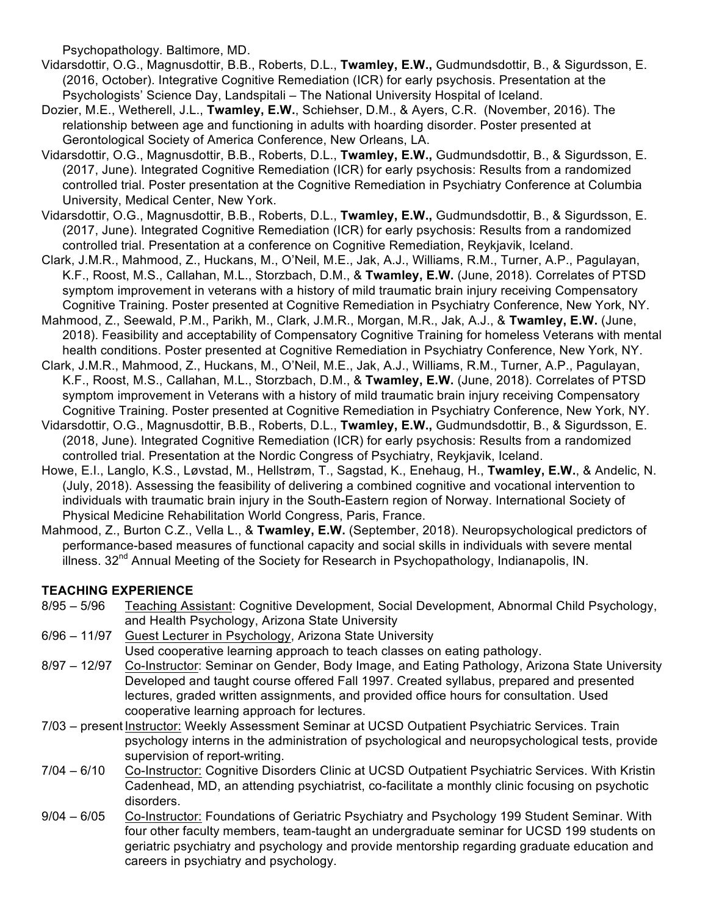Psychopathology. Baltimore, MD.

Vidarsdottir, O.G., Magnusdottir, B.B., Roberts, D.L., **Twamley, E.W.,** Gudmundsdottir, B., & Sigurdsson, E. (2016, October). Integrative Cognitive Remediation (ICR) for early psychosis. Presentation at the Psychologists' Science Day, Landspitali – The National University Hospital of Iceland.

Dozier, M.E., Wetherell, J.L., **Twamley, E.W.**, Schiehser, D.M., & Ayers, C.R. (November, 2016). The relationship between age and functioning in adults with hoarding disorder. Poster presented at Gerontological Society of America Conference, New Orleans, LA.

Vidarsdottir, O.G., Magnusdottir, B.B., Roberts, D.L., **Twamley, E.W.,** Gudmundsdottir, B., & Sigurdsson, E. (2017, June). Integrated Cognitive Remediation (ICR) for early psychosis: Results from a randomized controlled trial. Poster presentation at the Cognitive Remediation in Psychiatry Conference at Columbia University, Medical Center, New York.

Vidarsdottir, O.G., Magnusdottir, B.B., Roberts, D.L., **Twamley, E.W.,** Gudmundsdottir, B., & Sigurdsson, E. (2017, June). Integrated Cognitive Remediation (ICR) for early psychosis: Results from a randomized controlled trial. Presentation at a conference on Cognitive Remediation, Reykjavik, Iceland.

Clark, J.M.R., Mahmood, Z., Huckans, M., O'Neil, M.E., Jak, A.J., Williams, R.M., Turner, A.P., Pagulayan, K.F., Roost, M.S., Callahan, M.L., Storzbach, D.M., & **Twamley, E.W.** (June, 2018). Correlates of PTSD symptom improvement in veterans with a history of mild traumatic brain injury receiving Compensatory Cognitive Training. Poster presented at Cognitive Remediation in Psychiatry Conference, New York, NY.

Mahmood, Z., Seewald, P.M., Parikh, M., Clark, J.M.R., Morgan, M.R., Jak, A.J., & **Twamley, E.W.** (June, 2018). Feasibility and acceptability of Compensatory Cognitive Training for homeless Veterans with mental health conditions. Poster presented at Cognitive Remediation in Psychiatry Conference, New York, NY.

Clark, J.M.R., Mahmood, Z., Huckans, M., O'Neil, M.E., Jak, A.J., Williams, R.M., Turner, A.P., Pagulayan, K.F., Roost, M.S., Callahan, M.L., Storzbach, D.M., & **Twamley, E.W.** (June, 2018). Correlates of PTSD symptom improvement in Veterans with a history of mild traumatic brain injury receiving Compensatory Cognitive Training. Poster presented at Cognitive Remediation in Psychiatry Conference, New York, NY.

Vidarsdottir, O.G., Magnusdottir, B.B., Roberts, D.L., **Twamley, E.W.,** Gudmundsdottir, B., & Sigurdsson, E. (2018, June). Integrated Cognitive Remediation (ICR) for early psychosis: Results from a randomized controlled trial. Presentation at the Nordic Congress of Psychiatry, Reykjavik, Iceland.

Howe, E.I., Langlo, K.S., Løvstad, M., Hellstrøm, T., Sagstad, K., Enehaug, H., **Twamley, E.W.**, & Andelic, N. (July, 2018). Assessing the feasibility of delivering a combined cognitive and vocational intervention to individuals with traumatic brain injury in the South-Eastern region of Norway. International Society of Physical Medicine Rehabilitation World Congress, Paris, France.

Mahmood, Z., Burton C.Z., Vella L., & **Twamley, E.W.** (September, 2018). Neuropsychological predictors of performance-based measures of functional capacity and social skills in individuals with severe mental illness. 32nd Annual Meeting of the Society for Research in Psychopathology, Indianapolis, IN.

**TEACHING EXPERIENCE**

8/95 – 5/96 Teaching Assistant: Cognitive Development, Social Development, Abnormal Child Psychology, and Health Psychology, Arizona State University

6/96 – 11/97 Guest Lecturer in Psychology, Arizona State University
Used cooperative learning approach to teach classes on eating pathology.

8/97 – 12/97 Co-Instructor: Seminar on Gender, Body Image, and Eating Pathology, Arizona State University
Developed and taught course offered Fall 1997. Created syllabus, prepared and presented lectures, graded written assignments, and provided office hours for consultation. Used cooperative learning approach for lectures.

7/03 – present Instructor: Weekly Assessment Seminar at UCSD Outpatient Psychiatric Services. Train psychology interns in the administration of psychological and neuropsychological tests, provide supervision of report-writing.

7/04 – 6/10 Co-Instructor: Cognitive Disorders Clinic at UCSD Outpatient Psychiatric Services. With Kristin Cadenhead, MD, an attending psychiatrist, co-facilitate a monthly clinic focusing on psychotic disorders.

9/04 – 6/05 Co-Instructor: Foundations of Geriatric Psychiatry and Psychology 199 Student Seminar. With four other faculty members, team-taught an undergraduate seminar for UCSD 199 students on geriatric psychiatry and psychology and provide mentorship regarding graduate education and careers in psychiatry and psychology.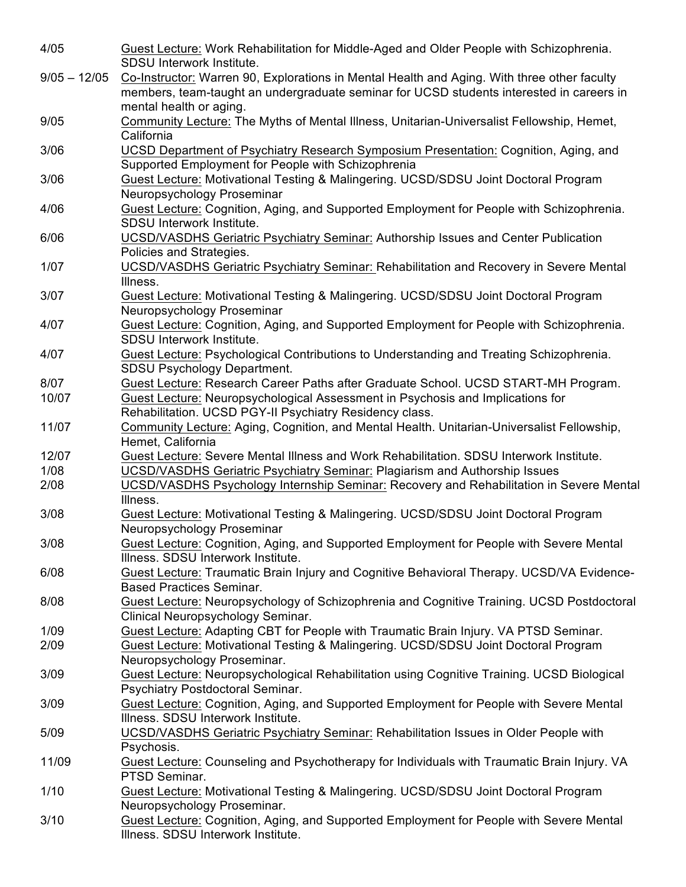4/05 Guest Lecture: Work Rehabilitation for Middle-Aged and Older People with Schizophrenia. SDSU Interwork Institute.

9/05 – 12/05 Co-Instructor: Warren 90, Explorations in Mental Health and Aging. With three other faculty members, team-taught an undergraduate seminar for UCSD students interested in careers in mental health or aging.

9/05 Community Lecture: The Myths of Mental Illness, Unitarian-Universalist Fellowship, Hemet, California

3/06 UCSD Department of Psychiatry Research Symposium Presentation: Cognition, Aging, and Supported Employment for People with Schizophrenia

3/06 Guest Lecture: Motivational Testing & Malingering. UCSD/SDSU Joint Doctoral Program Neuropsychology Proseminar

4/06 Guest Lecture: Cognition, Aging, and Supported Employment for People with Schizophrenia. SDSU Interwork Institute.

6/06 UCSD/VASDHS Geriatric Psychiatry Seminar: Authorship Issues and Center Publication Policies and Strategies.

1/07 UCSD/VASDHS Geriatric Psychiatry Seminar: Rehabilitation and Recovery in Severe Mental Illness.

3/07 Guest Lecture: Motivational Testing & Malingering. UCSD/SDSU Joint Doctoral Program Neuropsychology Proseminar

4/07 Guest Lecture: Cognition, Aging, and Supported Employment for People with Schizophrenia. SDSU Interwork Institute.

4/07 Guest Lecture: Psychological Contributions to Understanding and Treating Schizophrenia. SDSU Psychology Department.

8/07 Guest Lecture: Research Career Paths after Graduate School. UCSD START-MH Program.

10/07 Guest Lecture: Neuropsychological Assessment in Psychosis and Implications for Rehabilitation. UCSD PGY-II Psychiatry Residency class.

11/07 Community Lecture: Aging, Cognition, and Mental Health. Unitarian-Universalist Fellowship, Hemet, California

12/07 Guest Lecture: Severe Mental Illness and Work Rehabilitation. SDSU Interwork Institute.

1/08 UCSD/VASDHS Geriatric Psychiatry Seminar: Plagiarism and Authorship Issues

2/08 UCSD/VASDHS Psychology Internship Seminar: Recovery and Rehabilitation in Severe Mental Illness.

3/08 Guest Lecture: Motivational Testing & Malingering. UCSD/SDSU Joint Doctoral Program Neuropsychology Proseminar

3/08 Guest Lecture: Cognition, Aging, and Supported Employment for People with Severe Mental Illness. SDSU Interwork Institute.

6/08 Guest Lecture: Traumatic Brain Injury and Cognitive Behavioral Therapy. UCSD/VA Evidence-Based Practices Seminar.

8/08 Guest Lecture: Neuropsychology of Schizophrenia and Cognitive Training. UCSD Postdoctoral Clinical Neuropsychology Seminar.

1/09 Guest Lecture: Adapting CBT for People with Traumatic Brain Injury. VA PTSD Seminar.

2/09 Guest Lecture: Motivational Testing & Malingering. UCSD/SDSU Joint Doctoral Program Neuropsychology Proseminar.

3/09 Guest Lecture: Neuropsychological Rehabilitation using Cognitive Training. UCSD Biological Psychiatry Postdoctoral Seminar.

3/09 Guest Lecture: Cognition, Aging, and Supported Employment for People with Severe Mental Illness. SDSU Interwork Institute.

5/09 UCSD/VASDHS Geriatric Psychiatry Seminar: Rehabilitation Issues in Older People with Psychosis.

11/09 Guest Lecture: Counseling and Psychotherapy for Individuals with Traumatic Brain Injury. VA PTSD Seminar.

1/10 Guest Lecture: Motivational Testing & Malingering. UCSD/SDSU Joint Doctoral Program Neuropsychology Proseminar.

3/10 Guest Lecture: Cognition, Aging, and Supported Employment for People with Severe Mental Illness. SDSU Interwork Institute.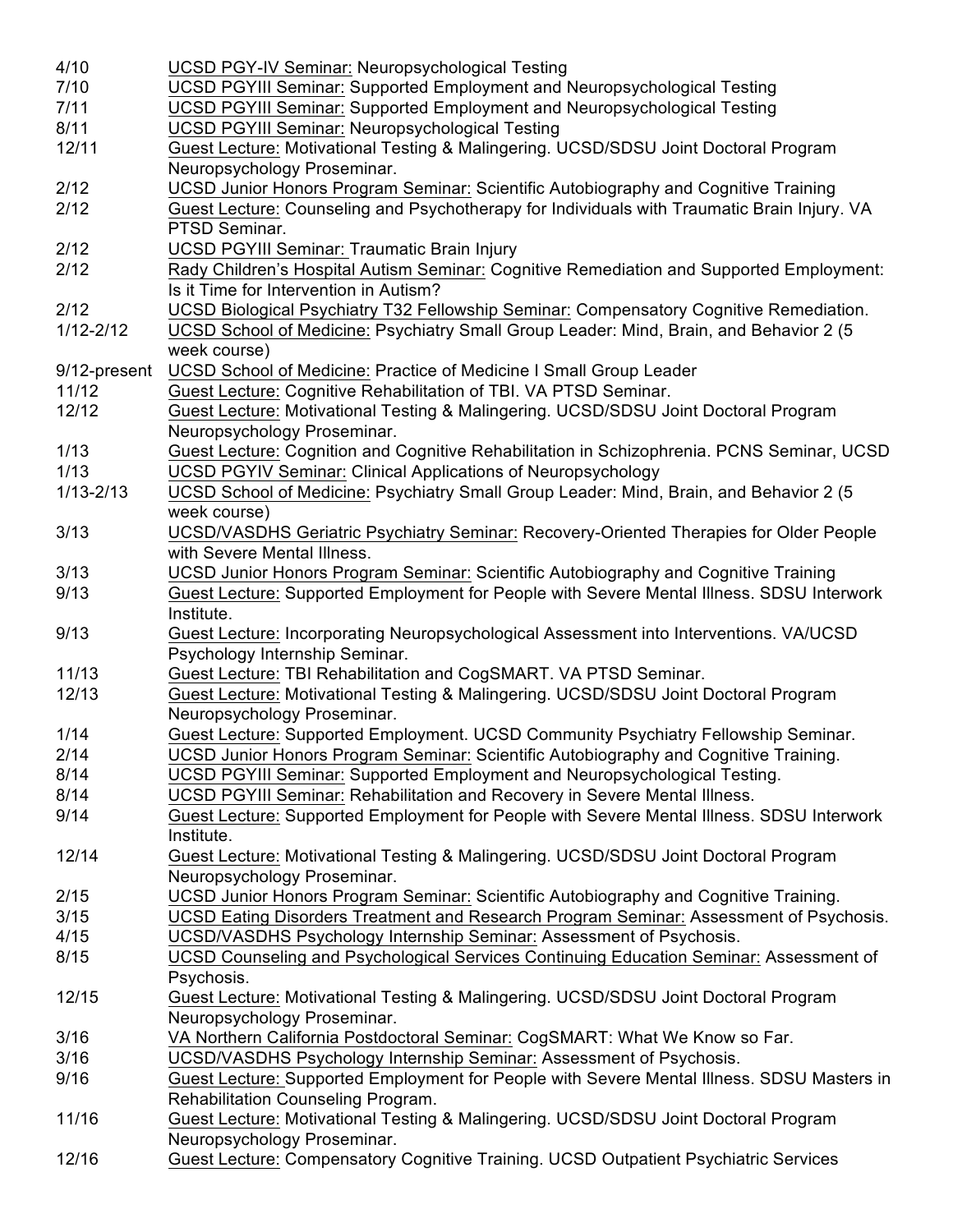| | |
|---|---|
| 4/10 | UCSD PGY-IV Seminar: Neuropsychological Testing |
| 7/10 | UCSD PGYIII Seminar: Supported Employment and Neuropsychological Testing |
| 7/11 | UCSD PGYIII Seminar: Supported Employment and Neuropsychological Testing |
| 8/11 | UCSD PGYIII Seminar: Neuropsychological Testing |
| 12/11 | Guest Lecture: Motivational Testing & Malingering. UCSD/SDSU Joint Doctoral Program Neuropsychology Proseminar. |
| 2/12 | UCSD Junior Honors Program Seminar: Scientific Autobiography and Cognitive Training |
| 2/12 | Guest Lecture: Counseling and Psychotherapy for Individuals with Traumatic Brain Injury. VA PTSD Seminar. |
| 2/12 | UCSD PGYIII Seminar: Traumatic Brain Injury |
| 2/12 | Rady Children's Hospital Autism Seminar: Cognitive Remediation and Supported Employment: Is it Time for Intervention in Autism? |
| 2/12 | UCSD Biological Psychiatry T32 Fellowship Seminar: Compensatory Cognitive Remediation. |
| 1/12-2/12 | UCSD School of Medicine: Psychiatry Small Group Leader: Mind, Brain, and Behavior 2 (5 week course) |
| 9/12-present | UCSD School of Medicine: Practice of Medicine I Small Group Leader |
| 11/12 | Guest Lecture: Cognitive Rehabilitation of TBI. VA PTSD Seminar. |
| 12/12 | Guest Lecture: Motivational Testing & Malingering. UCSD/SDSU Joint Doctoral Program Neuropsychology Proseminar. |
| 1/13 | Guest Lecture: Cognition and Cognitive Rehabilitation in Schizophrenia. PCNS Seminar, UCSD |
| 1/13 | UCSD PGYIV Seminar: Clinical Applications of Neuropsychology |
| 1/13-2/13 | UCSD School of Medicine: Psychiatry Small Group Leader: Mind, Brain, and Behavior 2 (5 week course) |
| 3/13 | UCSD/VASDHS Geriatric Psychiatry Seminar: Recovery-Oriented Therapies for Older People with Severe Mental Illness. |
| 3/13 | UCSD Junior Honors Program Seminar: Scientific Autobiography and Cognitive Training |
| 9/13 | Guest Lecture: Supported Employment for People with Severe Mental Illness. SDSU Interwork Institute. |
| 9/13 | Guest Lecture: Incorporating Neuropsychological Assessment into Interventions. VA/UCSD Psychology Internship Seminar. |
| 11/13 | Guest Lecture: TBI Rehabilitation and CogSMART. VA PTSD Seminar. |
| 12/13 | Guest Lecture: Motivational Testing & Malingering. UCSD/SDSU Joint Doctoral Program Neuropsychology Proseminar. |
| 1/14 | Guest Lecture: Supported Employment. UCSD Community Psychiatry Fellowship Seminar. |
| 2/14 | UCSD Junior Honors Program Seminar: Scientific Autobiography and Cognitive Training. |
| 8/14 | UCSD PGYIII Seminar: Supported Employment and Neuropsychological Testing. |
| 8/14 | UCSD PGYIII Seminar: Rehabilitation and Recovery in Severe Mental Illness. |
| 9/14 | Guest Lecture: Supported Employment for People with Severe Mental Illness. SDSU Interwork Institute. |
| 12/14 | Guest Lecture: Motivational Testing & Malingering. UCSD/SDSU Joint Doctoral Program Neuropsychology Proseminar. |
| 2/15 | UCSD Junior Honors Program Seminar: Scientific Autobiography and Cognitive Training. |
| 3/15 | UCSD Eating Disorders Treatment and Research Program Seminar: Assessment of Psychosis. |
| 4/15 | UCSD/VASDHS Psychology Internship Seminar: Assessment of Psychosis. |
| 8/15 | UCSD Counseling and Psychological Services Continuing Education Seminar: Assessment of Psychosis. |
| 12/15 | Guest Lecture: Motivational Testing & Malingering. UCSD/SDSU Joint Doctoral Program Neuropsychology Proseminar. |
| 3/16 | VA Northern California Postdoctoral Seminar: CogSMART: What We Know so Far. |
| 3/16 | UCSD/VASDHS Psychology Internship Seminar: Assessment of Psychosis. |
| 9/16 | Guest Lecture: Supported Employment for People with Severe Mental Illness. SDSU Masters in Rehabilitation Counseling Program. |
| 11/16 | Guest Lecture: Motivational Testing & Malingering. UCSD/SDSU Joint Doctoral Program Neuropsychology Proseminar. |
| 12/16 | Guest Lecture: Compensatory Cognitive Training. UCSD Outpatient Psychiatric Services |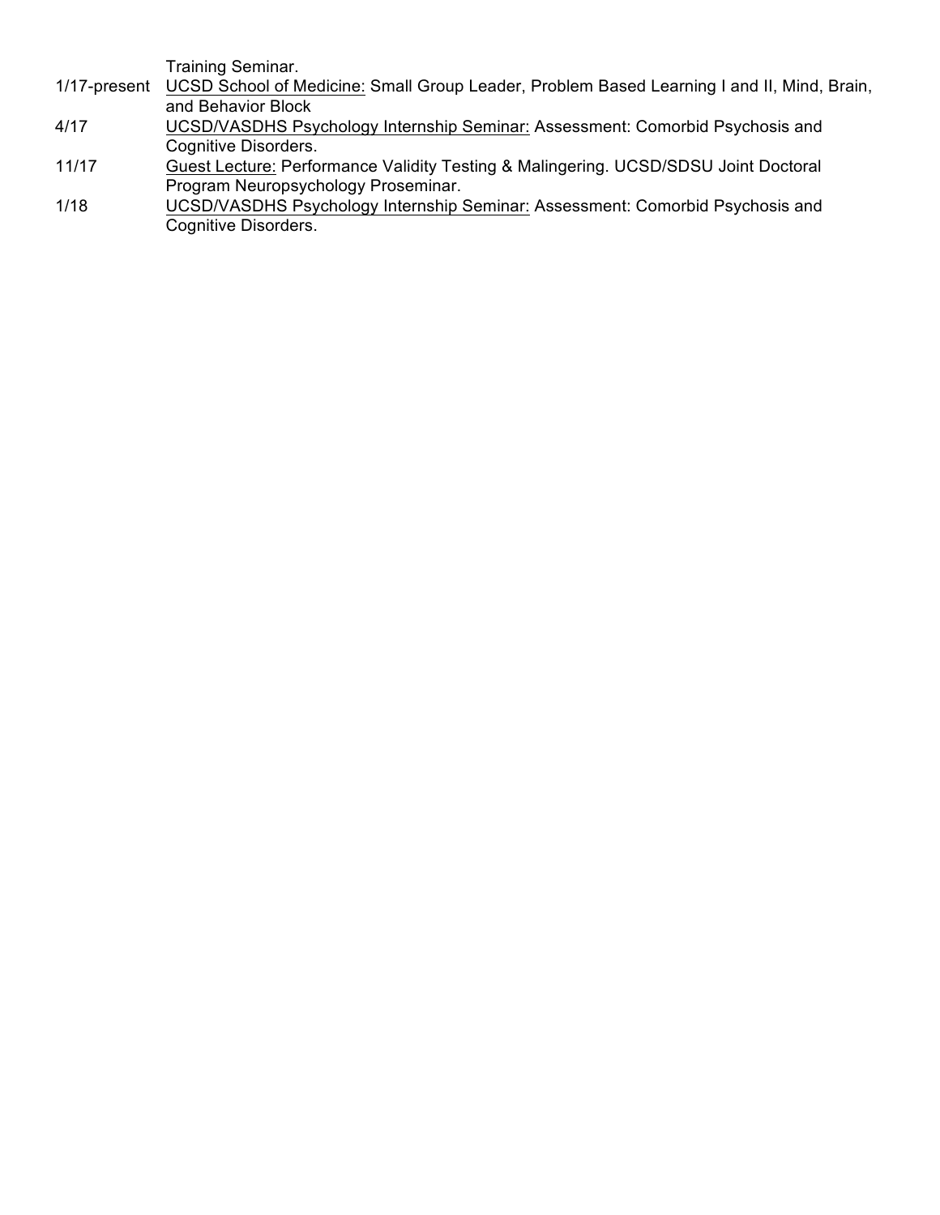Training Seminar.

1/17-present  UCSD School of Medicine: Small Group Leader, Problem Based Learning I and II, Mind, Brain, and Behavior Block

4/17  UCSD/VASDHS Psychology Internship Seminar: Assessment: Comorbid Psychosis and Cognitive Disorders.

11/17  Guest Lecture: Performance Validity Testing & Malingering. UCSD/SDSU Joint Doctoral Program Neuropsychology Proseminar.

1/18  UCSD/VASDHS Psychology Internship Seminar: Assessment: Comorbid Psychosis and Cognitive Disorders.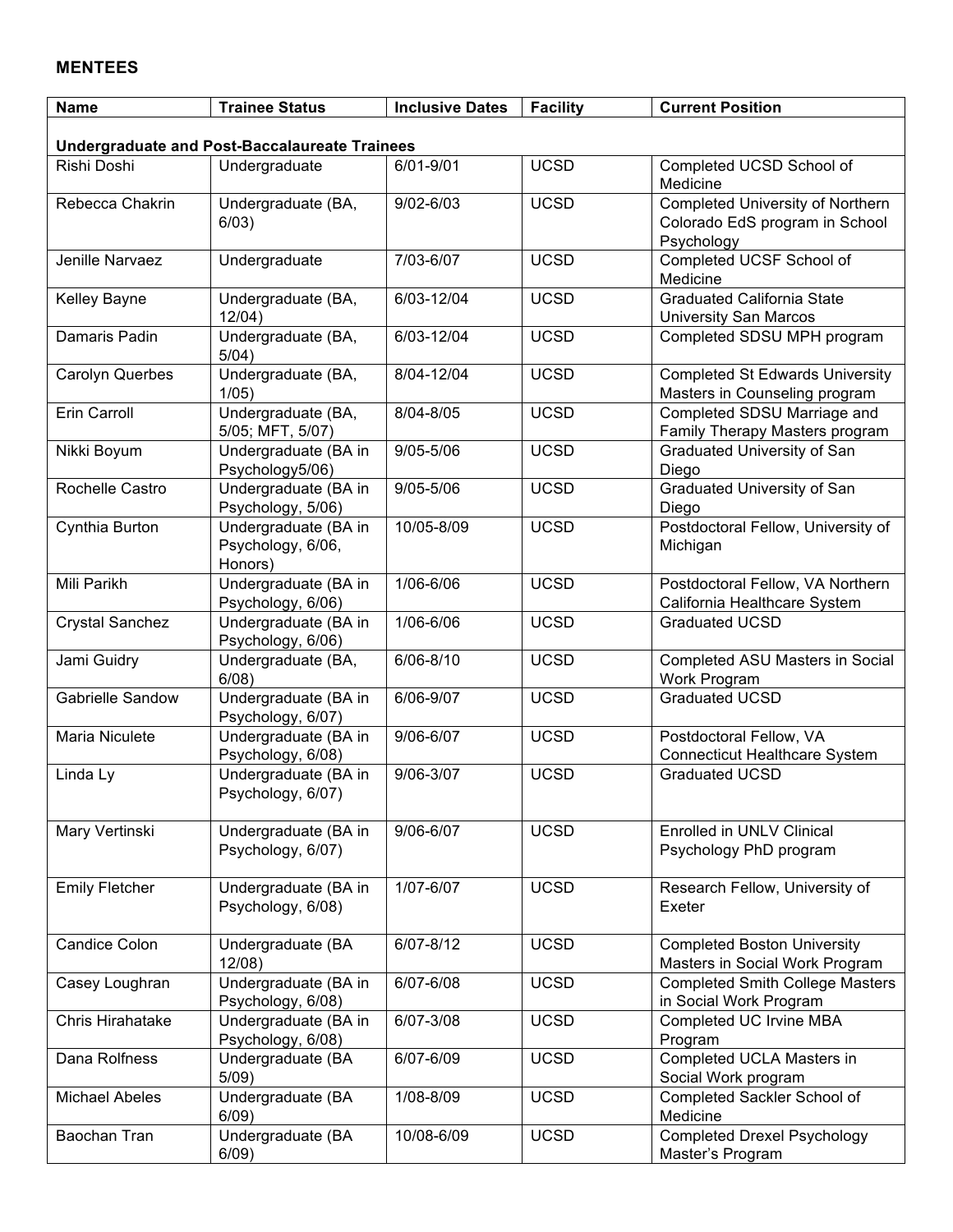## MENTEES

| Name | Trainee Status | Inclusive Dates | Facility | Current Position |
|---|---|---|---|---|
| **Undergraduate and Post-Baccalaureate Trainees** | | | | |
| Rishi Doshi | Undergraduate | 6/01-9/01 | UCSD | Completed UCSD School of Medicine |
| Rebecca Chakrin | Undergraduate (BA, 6/03) | 9/02-6/03 | UCSD | Completed University of Northern Colorado EdS program in School Psychology |
| Jenille Narvaez | Undergraduate | 7/03-6/07 | UCSD | Completed UCSF School of Medicine |
| Kelley Bayne | Undergraduate (BA, 12/04) | 6/03-12/04 | UCSD | Graduated California State University San Marcos |
| Damaris Padin | Undergraduate (BA, 5/04) | 6/03-12/04 | UCSD | Completed SDSU MPH program |
| Carolyn Querbes | Undergraduate (BA, 1/05) | 8/04-12/04 | UCSD | Completed St Edwards University Masters in Counseling program |
| Erin Carroll | Undergraduate (BA, 5/05; MFT, 5/07) | 8/04-8/05 | UCSD | Completed SDSU Marriage and Family Therapy Masters program |
| Nikki Boyum | Undergraduate (BA in Psychology5/06) | 9/05-5/06 | UCSD | Graduated University of San Diego |
| Rochelle Castro | Undergraduate (BA in Psychology, 5/06) | 9/05-5/06 | UCSD | Graduated University of San Diego |
| Cynthia Burton | Undergraduate (BA in Psychology, 6/06, Honors) | 10/05-8/09 | UCSD | Postdoctoral Fellow, University of Michigan |
| Mili Parikh | Undergraduate (BA in Psychology, 6/06) | 1/06-6/06 | UCSD | Postdoctoral Fellow, VA Northern California Healthcare System |
| Crystal Sanchez | Undergraduate (BA in Psychology, 6/06) | 1/06-6/06 | UCSD | Graduated UCSD |
| Jami Guidry | Undergraduate (BA, 6/08) | 6/06-8/10 | UCSD | Completed ASU Masters in Social Work Program |
| Gabrielle Sandow | Undergraduate (BA in Psychology, 6/07) | 6/06-9/07 | UCSD | Graduated UCSD |
| Maria Niculete | Undergraduate (BA in Psychology, 6/08) | 9/06-6/07 | UCSD | Postdoctoral Fellow, VA Connecticut Healthcare System |
| Linda Ly | Undergraduate (BA in Psychology, 6/07) | 9/06-3/07 | UCSD | Graduated UCSD |
| Mary Vertinski | Undergraduate (BA in Psychology, 6/07) | 9/06-6/07 | UCSD | Enrolled in UNLV Clinical Psychology PhD program |
| Emily Fletcher | Undergraduate (BA in Psychology, 6/08) | 1/07-6/07 | UCSD | Research Fellow, University of Exeter |
| Candice Colon | Undergraduate (BA 12/08) | 6/07-8/12 | UCSD | Completed Boston University Masters in Social Work Program |
| Casey Loughran | Undergraduate (BA in Psychology, 6/08) | 6/07-6/08 | UCSD | Completed Smith College Masters in Social Work Program |
| Chris Hirahatake | Undergraduate (BA in Psychology, 6/08) | 6/07-3/08 | UCSD | Completed UC Irvine MBA Program |
| Dana Rolfness | Undergraduate (BA 5/09) | 6/07-6/09 | UCSD | Completed UCLA Masters in Social Work program |
| Michael Abeles | Undergraduate (BA 6/09) | 1/08-8/09 | UCSD | Completed Sackler School of Medicine |
| Baochan Tran | Undergraduate (BA 6/09) | 10/08-6/09 | UCSD | Completed Drexel Psychology Master's Program |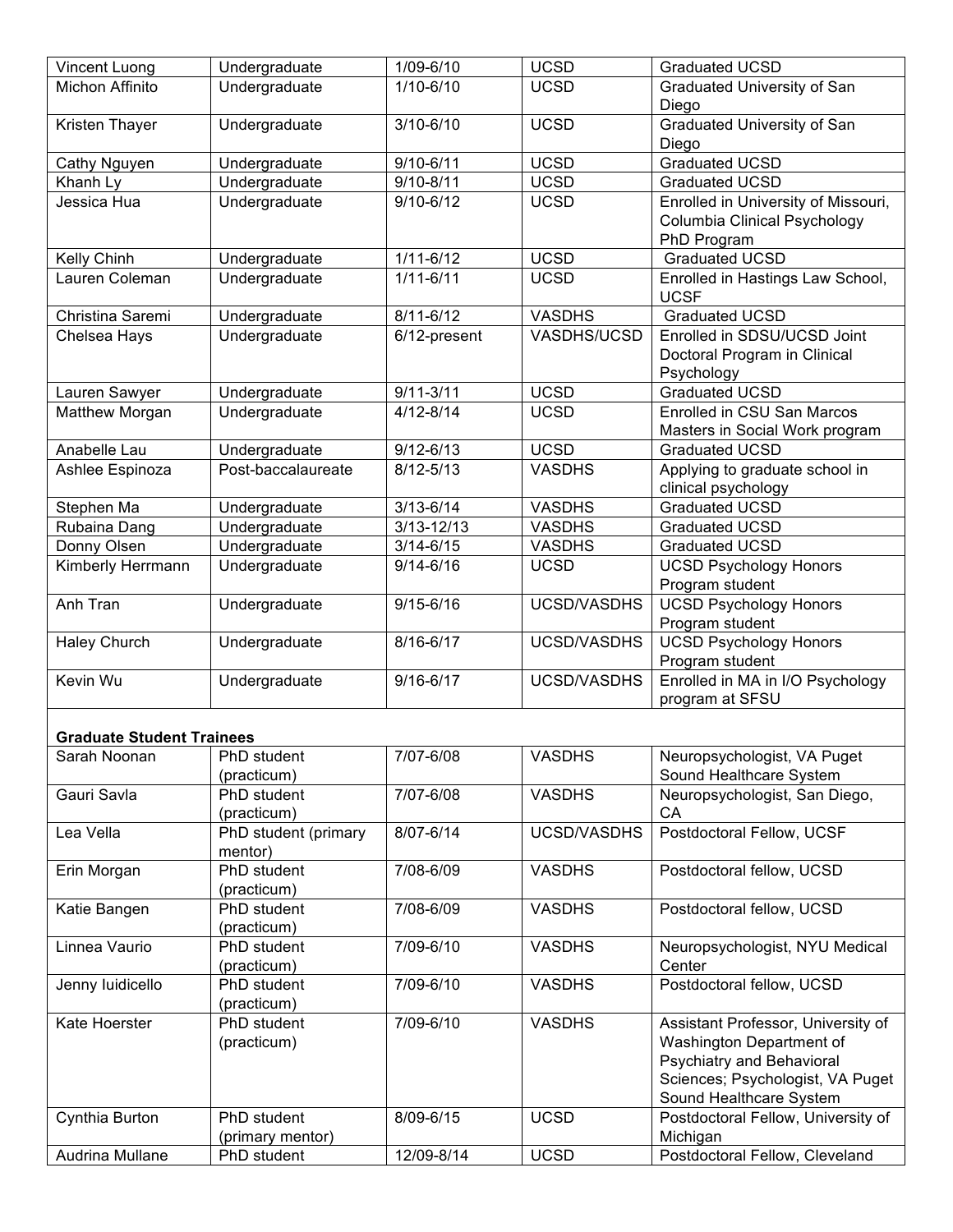| | | | | |
|---|---|---|---|---|
| Vincent Luong | Undergraduate | 1/09-6/10 | UCSD | Graduated UCSD |
| Michon Affinito | Undergraduate | 1/10-6/10 | UCSD | Graduated University of San Diego |
| Kristen Thayer | Undergraduate | 3/10-6/10 | UCSD | Graduated University of San Diego |
| Cathy Nguyen | Undergraduate | 9/10-6/11 | UCSD | Graduated UCSD |
| Khanh Ly | Undergraduate | 9/10-8/11 | UCSD | Graduated UCSD |
| Jessica Hua | Undergraduate | 9/10-6/12 | UCSD | Enrolled in University of Missouri, Columbia Clinical Psychology PhD Program |
| Kelly Chinh | Undergraduate | 1/11-6/12 | UCSD | Graduated UCSD |
| Lauren Coleman | Undergraduate | 1/11-6/11 | UCSD | Enrolled in Hastings Law School, UCSF |
| Christina Saremi | Undergraduate | 8/11-6/12 | VASDHS | Graduated UCSD |
| Chelsea Hays | Undergraduate | 6/12-present | VASDHS/UCSD | Enrolled in SDSU/UCSD Joint Doctoral Program in Clinical Psychology |
| Lauren Sawyer | Undergraduate | 9/11-3/11 | UCSD | Graduated UCSD |
| Matthew Morgan | Undergraduate | 4/12-8/14 | UCSD | Enrolled in CSU San Marcos Masters in Social Work program |
| Anabelle Lau | Undergraduate | 9/12-6/13 | UCSD | Graduated UCSD |
| Ashlee Espinoza | Post-baccalaureate | 8/12-5/13 | VASDHS | Applying to graduate school in clinical psychology |
| Stephen Ma | Undergraduate | 3/13-6/14 | VASDHS | Graduated UCSD |
| Rubaina Dang | Undergraduate | 3/13-12/13 | VASDHS | Graduated UCSD |
| Donny Olsen | Undergraduate | 3/14-6/15 | VASDHS | Graduated UCSD |
| Kimberly Herrmann | Undergraduate | 9/14-6/16 | UCSD | UCSD Psychology Honors Program student |
| Anh Tran | Undergraduate | 9/15-6/16 | UCSD/VASDHS | UCSD Psychology Honors Program student |
| Haley Church | Undergraduate | 8/16-6/17 | UCSD/VASDHS | UCSD Psychology Honors Program student |
| Kevin Wu | Undergraduate | 9/16-6/17 | UCSD/VASDHS | Enrolled in MA in I/O Psychology program at SFSU |
| **Graduate Student Trainees** | | | | |
| Sarah Noonan | PhD student (practicum) | 7/07-6/08 | VASDHS | Neuropsychologist, VA Puget Sound Healthcare System |
| Gauri Savla | PhD student (practicum) | 7/07-6/08 | VASDHS | Neuropsychologist, San Diego, CA |
| Lea Vella | PhD student (primary mentor) | 8/07-6/14 | UCSD/VASDHS | Postdoctoral Fellow, UCSF |
| Erin Morgan | PhD student (practicum) | 7/08-6/09 | VASDHS | Postdoctoral fellow, UCSD |
| Katie Bangen | PhD student (practicum) | 7/08-6/09 | VASDHS | Postdoctoral fellow, UCSD |
| Linnea Vaurio | PhD student (practicum) | 7/09-6/10 | VASDHS | Neuropsychologist, NYU Medical Center |
| Jenny Iuidicello | PhD student (practicum) | 7/09-6/10 | VASDHS | Postdoctoral fellow, UCSD |
| Kate Hoerster | PhD student (practicum) | 7/09-6/10 | VASDHS | Assistant Professor, University of Washington Department of Psychiatry and Behavioral Sciences; Psychologist, VA Puget Sound Healthcare System |
| Cynthia Burton | PhD student (primary mentor) | 8/09-6/15 | UCSD | Postdoctoral Fellow, University of Michigan |
| Audrina Mullane | PhD student | 12/09-8/14 | UCSD | Postdoctoral Fellow, Cleveland |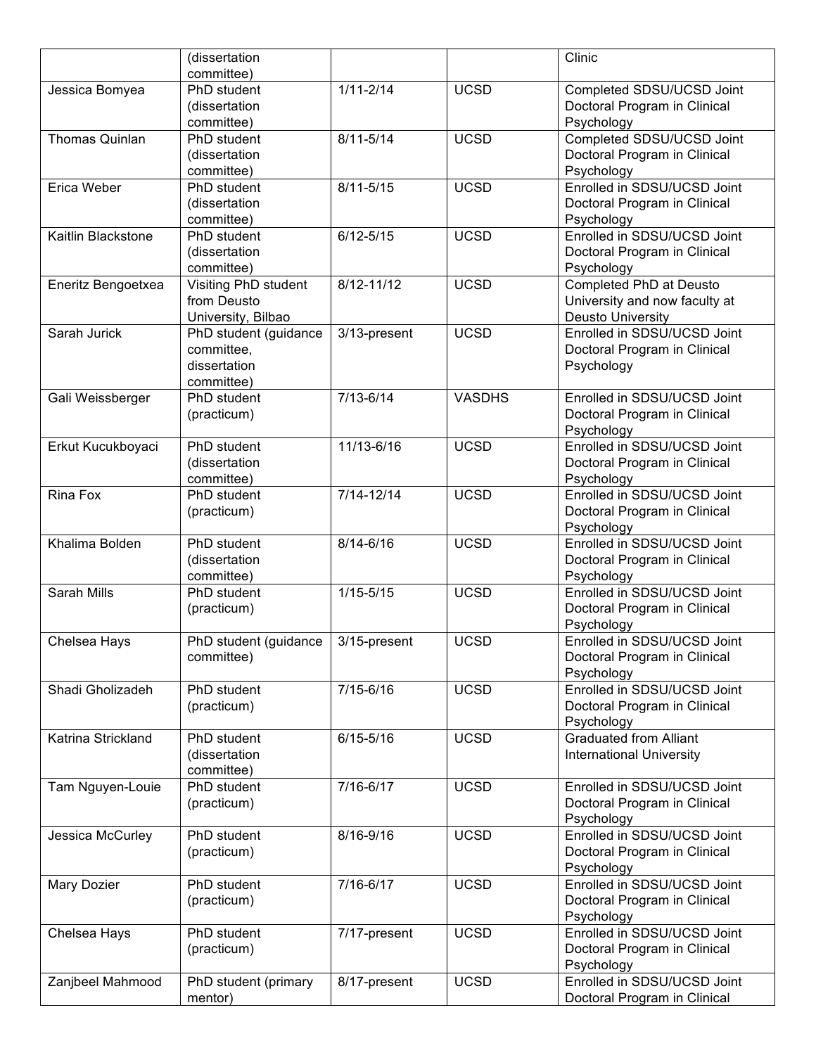| | (dissertation committee) | | | Clinic |
|---|---|---|---|---|
| Jessica Bomyea | PhD student (dissertation committee) | 1/11-2/14 | UCSD | Completed SDSU/UCSD Joint Doctoral Program in Clinical Psychology |
| Thomas Quinlan | PhD student (dissertation committee) | 8/11-5/14 | UCSD | Completed SDSU/UCSD Joint Doctoral Program in Clinical Psychology |
| Erica Weber | PhD student (dissertation committee) | 8/11-5/15 | UCSD | Enrolled in SDSU/UCSD Joint Doctoral Program in Clinical Psychology |
| Kaitlin Blackstone | PhD student (dissertation committee) | 6/12-5/15 | UCSD | Enrolled in SDSU/UCSD Joint Doctoral Program in Clinical Psychology |
| Eneritz Bengoetxea | Visiting PhD student from Deusto University, Bilbao | 8/12-11/12 | UCSD | Completed PhD at Deusto University and now faculty at Deusto University |
| Sarah Jurick | PhD student (guidance committee, dissertation committee) | 3/13-present | UCSD | Enrolled in SDSU/UCSD Joint Doctoral Program in Clinical Psychology |
| Gali Weissberger | PhD student (practicum) | 7/13-6/14 | VASDHS | Enrolled in SDSU/UCSD Joint Doctoral Program in Clinical Psychology |
| Erkut Kucukboyaci | PhD student (dissertation committee) | 11/13-6/16 | UCSD | Enrolled in SDSU/UCSD Joint Doctoral Program in Clinical Psychology |
| Rina Fox | PhD student (practicum) | 7/14-12/14 | UCSD | Enrolled in SDSU/UCSD Joint Doctoral Program in Clinical Psychology |
| Khalima Bolden | PhD student (dissertation committee) | 8/14-6/16 | UCSD | Enrolled in SDSU/UCSD Joint Doctoral Program in Clinical Psychology |
| Sarah Mills | PhD student (practicum) | 1/15-5/15 | UCSD | Enrolled in SDSU/UCSD Joint Doctoral Program in Clinical Psychology |
| Chelsea Hays | PhD student (guidance committee) | 3/15-present | UCSD | Enrolled in SDSU/UCSD Joint Doctoral Program in Clinical Psychology |
| Shadi Gholizadeh | PhD student (practicum) | 7/15-6/16 | UCSD | Enrolled in SDSU/UCSD Joint Doctoral Program in Clinical Psychology |
| Katrina Strickland | PhD student (dissertation committee) | 6/15-5/16 | UCSD | Graduated from Alliant International University |
| Tam Nguyen-Louie | PhD student (practicum) | 7/16-6/17 | UCSD | Enrolled in SDSU/UCSD Joint Doctoral Program in Clinical Psychology |
| Jessica McCurley | PhD student (practicum) | 8/16-9/16 | UCSD | Enrolled in SDSU/UCSD Joint Doctoral Program in Clinical Psychology |
| Mary Dozier | PhD student (practicum) | 7/16-6/17 | UCSD | Enrolled in SDSU/UCSD Joint Doctoral Program in Clinical Psychology |
| Chelsea Hays | PhD student (practicum) | 7/17-present | UCSD | Enrolled in SDSU/UCSD Joint Doctoral Program in Clinical Psychology |
| Zanjbeel Mahmood | PhD student (primary mentor) | 8/17-present | UCSD | Enrolled in SDSU/UCSD Joint Doctoral Program in Clinical |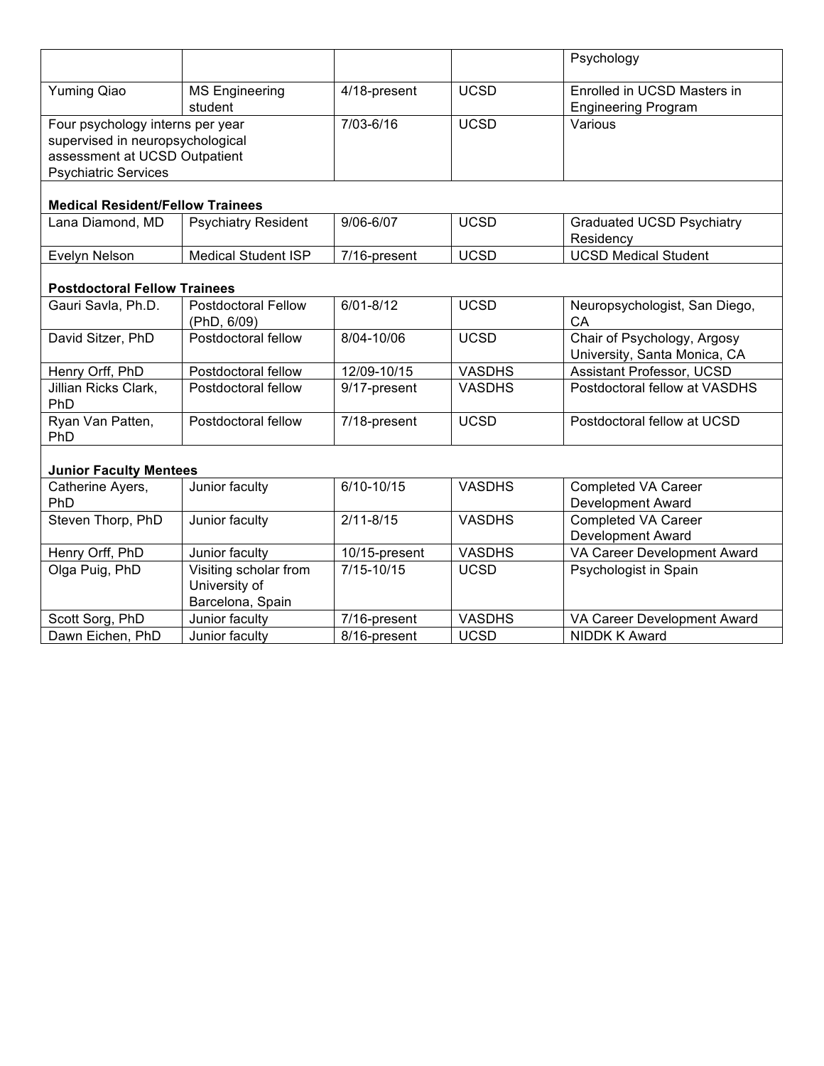| | | | | |
|---|---|---|---|---|
| | | | | Psychology |
| Yuming Qiao | MS Engineering student | 4/18-present | UCSD | Enrolled in UCSD Masters in Engineering Program |
| Four psychology interns per year supervised in neuropsychological assessment at UCSD Outpatient Psychiatric Services | | 7/03-6/16 | UCSD | Various |
| **Medical Resident/Fellow Trainees** | | | | |
| Lana Diamond, MD | Psychiatry Resident | 9/06-6/07 | UCSD | Graduated UCSD Psychiatry Residency |
| Evelyn Nelson | Medical Student ISP | 7/16-present | UCSD | UCSD Medical Student |
| **Postdoctoral Fellow Trainees** | | | | |
| Gauri Savla, Ph.D. | Postdoctoral Fellow (PhD, 6/09) | 6/01-8/12 | UCSD | Neuropsychologist, San Diego, CA |
| David Sitzer, PhD | Postdoctoral fellow | 8/04-10/06 | UCSD | Chair of Psychology, Argosy University, Santa Monica, CA |
| Henry Orff, PhD | Postdoctoral fellow | 12/09-10/15 | VASDHS | Assistant Professor, UCSD |
| Jillian Ricks Clark, PhD | Postdoctoral fellow | 9/17-present | VASDHS | Postdoctoral fellow at VASDHS |
| Ryan Van Patten, PhD | Postdoctoral fellow | 7/18-present | UCSD | Postdoctoral fellow at UCSD |
| **Junior Faculty Mentees** | | | | |
| Catherine Ayers, PhD | Junior faculty | 6/10-10/15 | VASDHS | Completed VA Career Development Award |
| Steven Thorp, PhD | Junior faculty | 2/11-8/15 | VASDHS | Completed VA Career Development Award |
| Henry Orff, PhD | Junior faculty | 10/15-present | VASDHS | VA Career Development Award |
| Olga Puig, PhD | Visiting scholar from University of Barcelona, Spain | 7/15-10/15 | UCSD | Psychologist in Spain |
| Scott Sorg, PhD | Junior faculty | 7/16-present | VASDHS | VA Career Development Award |
| Dawn Eichen, PhD | Junior faculty | 8/16-present | UCSD | NIDDK K Award |